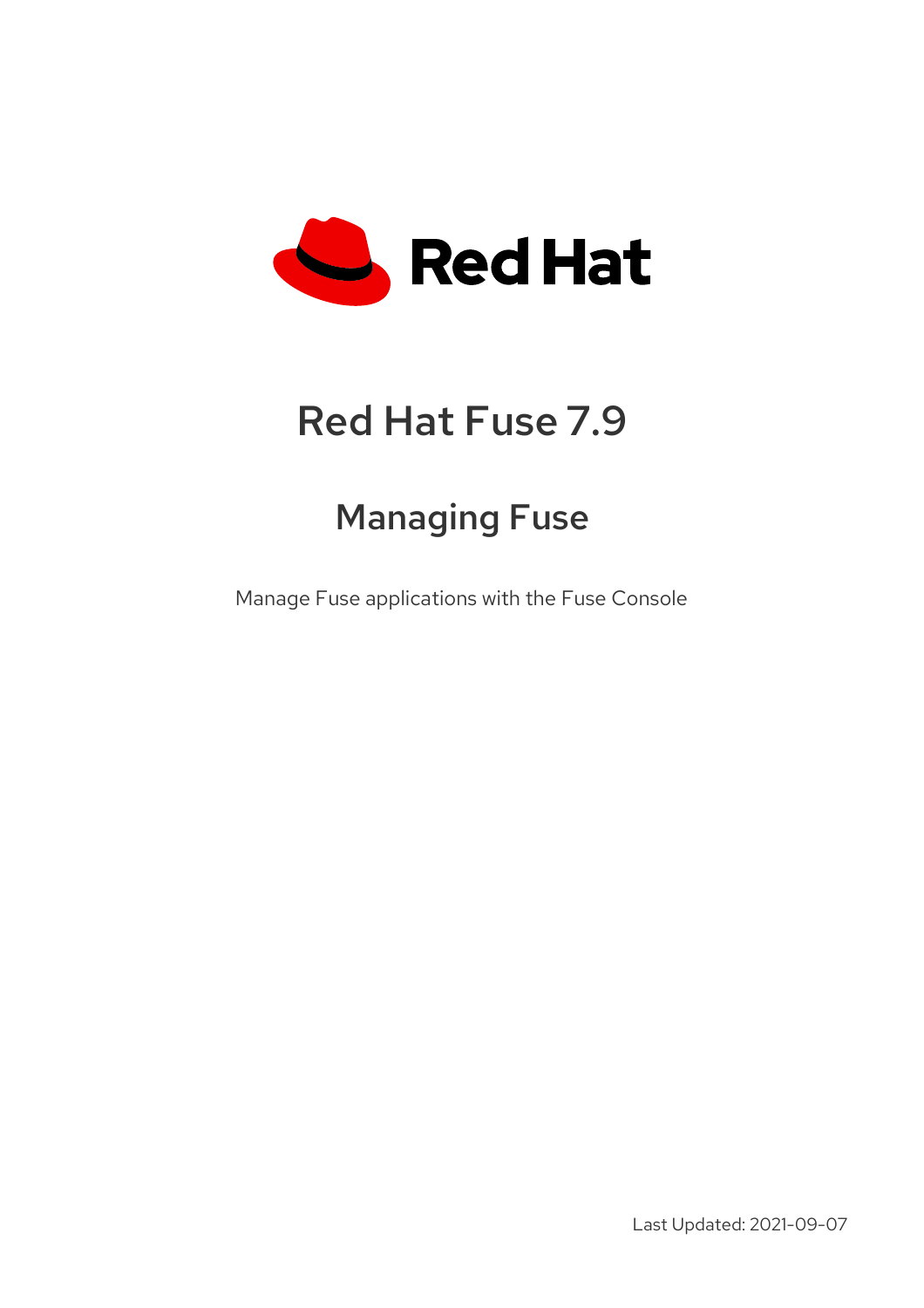# Red Hat Fuse 7.9

## Managing Fuse

Manage Fuse applications with the Fuse Console

Last Updated: 2021-09-07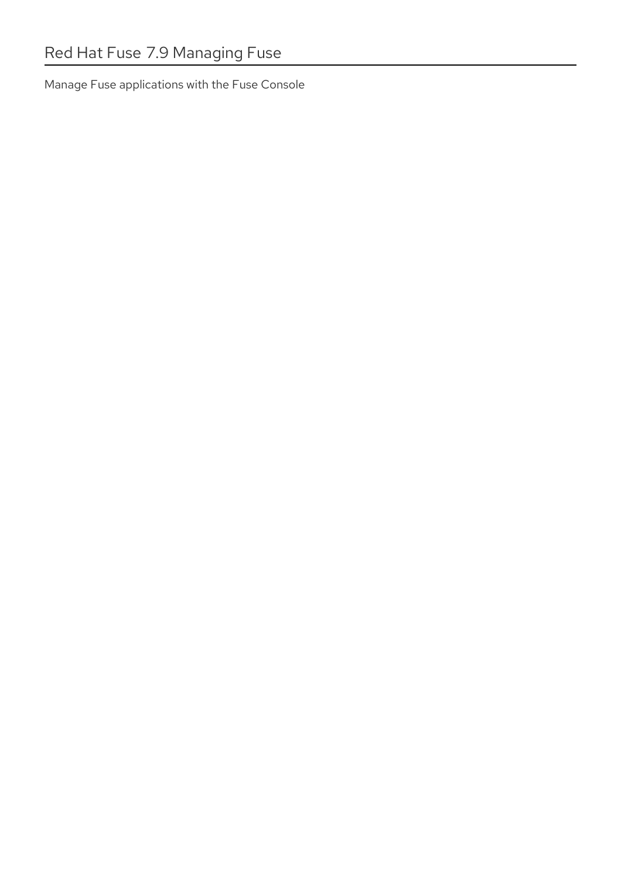# Red Hat Fuse 7.9 Managing Fuse

Manage Fuse applications with the Fuse Console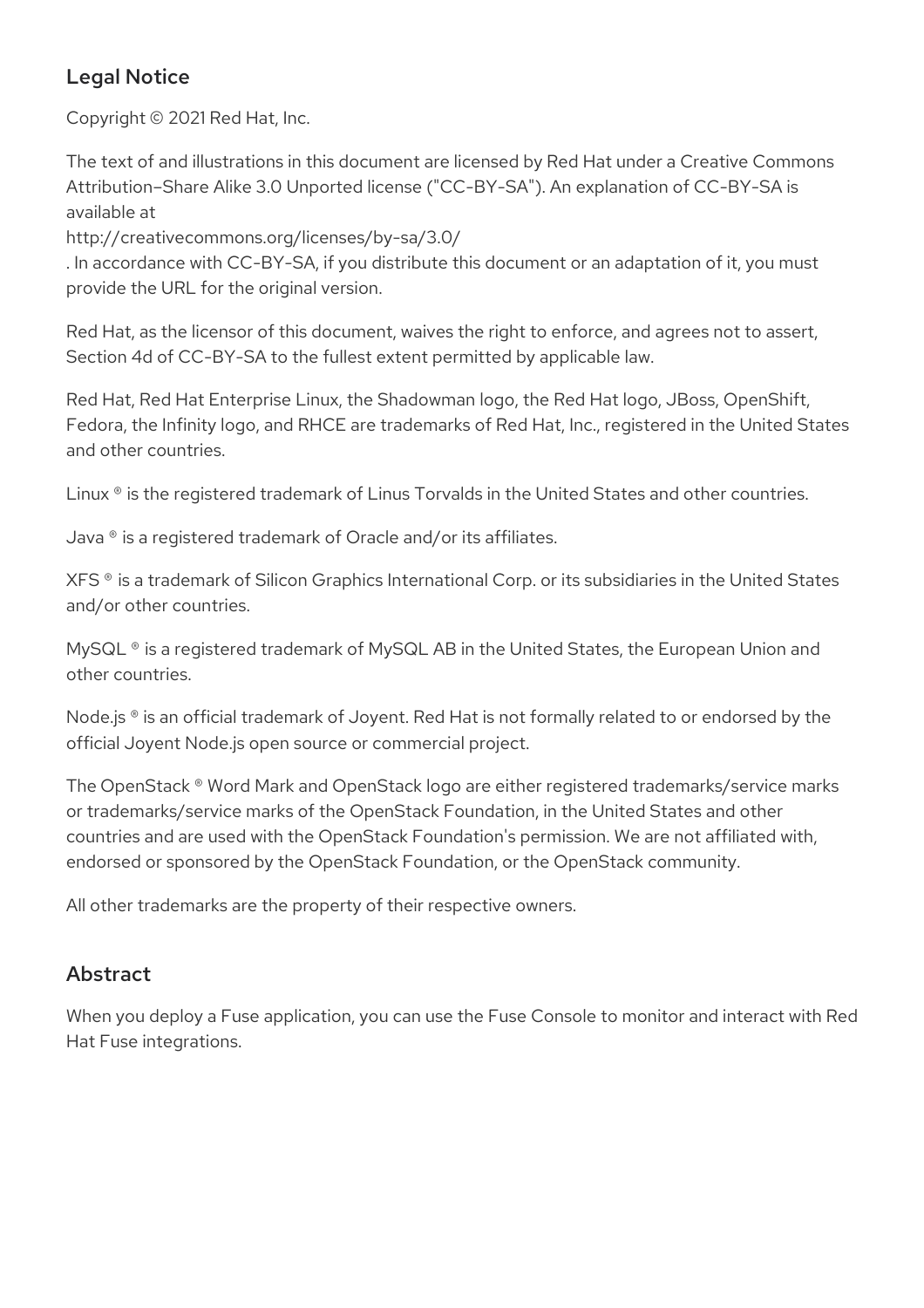## Legal Notice

Copyright © 2021 Red Hat, Inc.

The text of and illustrations in this document are licensed by Red Hat under a Creative Commons Attribution–Share Alike 3.0 Unported license ("CC-BY-SA"). An explanation of CC-BY-SA is available at
http://creativecommons.org/licenses/by-sa/3.0/
. In accordance with CC-BY-SA, if you distribute this document or an adaptation of it, you must provide the URL for the original version.

Red Hat, as the licensor of this document, waives the right to enforce, and agrees not to assert, Section 4d of CC-BY-SA to the fullest extent permitted by applicable law.

Red Hat, Red Hat Enterprise Linux, the Shadowman logo, the Red Hat logo, JBoss, OpenShift, Fedora, the Infinity logo, and RHCE are trademarks of Red Hat, Inc., registered in the United States and other countries.

Linux ® is the registered trademark of Linus Torvalds in the United States and other countries.

Java ® is a registered trademark of Oracle and/or its affiliates.

XFS ® is a trademark of Silicon Graphics International Corp. or its subsidiaries in the United States and/or other countries.

MySQL ® is a registered trademark of MySQL AB in the United States, the European Union and other countries.

Node.js ® is an official trademark of Joyent. Red Hat is not formally related to or endorsed by the official Joyent Node.js open source or commercial project.

The OpenStack ® Word Mark and OpenStack logo are either registered trademarks/service marks or trademarks/service marks of the OpenStack Foundation, in the United States and other countries and are used with the OpenStack Foundation's permission. We are not affiliated with, endorsed or sponsored by the OpenStack Foundation, or the OpenStack community.

All other trademarks are the property of their respective owners.

## Abstract

When you deploy a Fuse application, you can use the Fuse Console to monitor and interact with Red Hat Fuse integrations.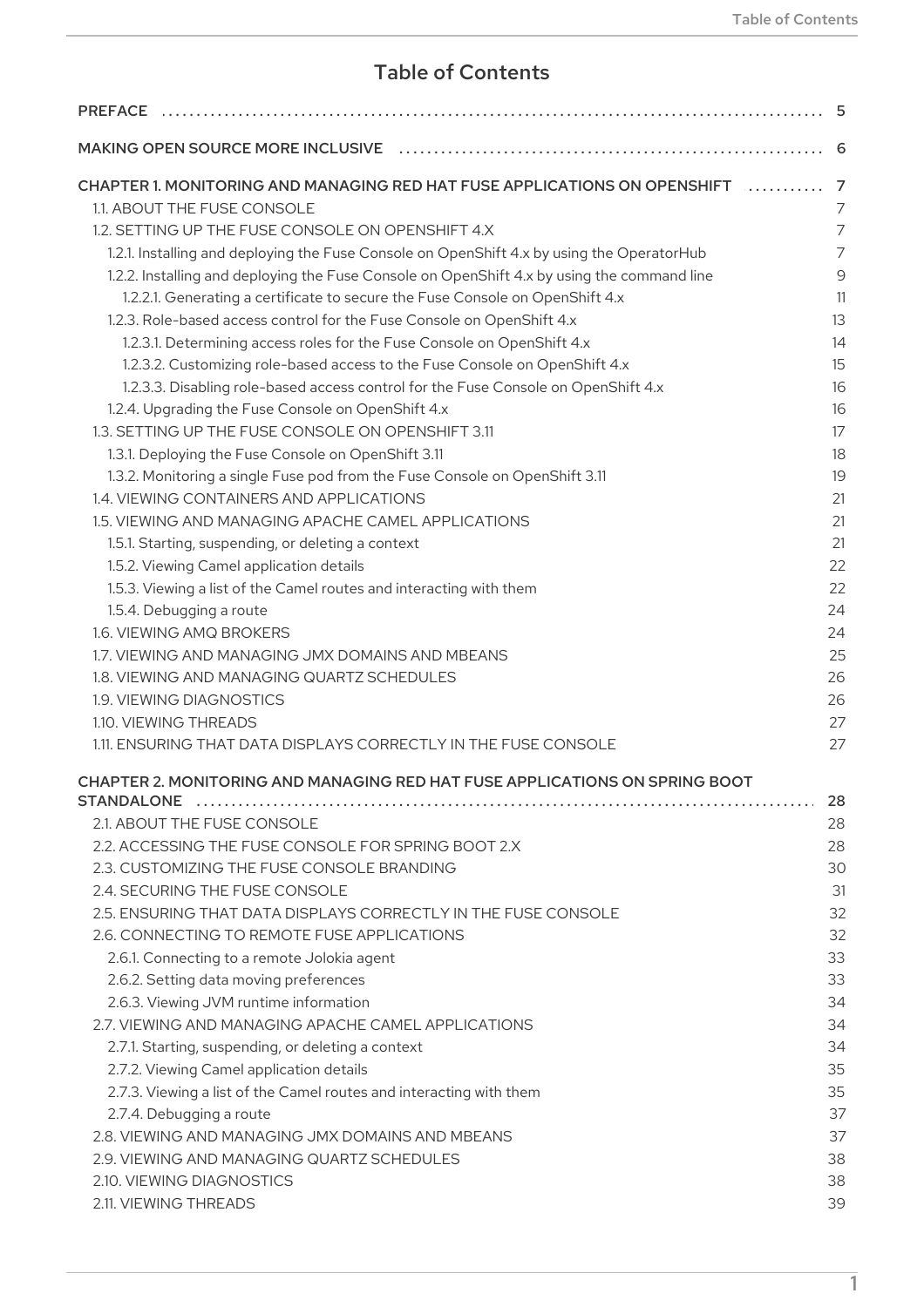# Table of Contents

PREFACE ... 5

MAKING OPEN SOURCE MORE INCLUSIVE ... 6

CHAPTER 1. MONITORING AND MANAGING RED HAT FUSE APPLICATIONS ON OPENSHIFT ... 7
- 1.1. ABOUT THE FUSE CONSOLE ... 7
- 1.2. SETTING UP THE FUSE CONSOLE ON OPENSHIFT 4.X ... 7
  - 1.2.1. Installing and deploying the Fuse Console on OpenShift 4.x by using the OperatorHub ... 7
  - 1.2.2. Installing and deploying the Fuse Console on OpenShift 4.x by using the command line ... 9
    - 1.2.2.1. Generating a certificate to secure the Fuse Console on OpenShift 4.x ... 11
  - 1.2.3. Role-based access control for the Fuse Console on OpenShift 4.x ... 13
    - 1.2.3.1. Determining access roles for the Fuse Console on OpenShift 4.x ... 14
    - 1.2.3.2. Customizing role-based access to the Fuse Console on OpenShift 4.x ... 15
    - 1.2.3.3. Disabling role-based access control for the Fuse Console on OpenShift 4.x ... 16
  - 1.2.4. Upgrading the Fuse Console on OpenShift 4.x ... 16
- 1.3. SETTING UP THE FUSE CONSOLE ON OPENSHIFT 3.11 ... 17
  - 1.3.1. Deploying the Fuse Console on OpenShift 3.11 ... 18
  - 1.3.2. Monitoring a single Fuse pod from the Fuse Console on OpenShift 3.11 ... 19
- 1.4. VIEWING CONTAINERS AND APPLICATIONS ... 21
- 1.5. VIEWING AND MANAGING APACHE CAMEL APPLICATIONS ... 21
  - 1.5.1. Starting, suspending, or deleting a context ... 21
  - 1.5.2. Viewing Camel application details ... 22
  - 1.5.3. Viewing a list of the Camel routes and interacting with them ... 22
  - 1.5.4. Debugging a route ... 24
- 1.6. VIEWING AMQ BROKERS ... 24
- 1.7. VIEWING AND MANAGING JMX DOMAINS AND MBEANS ... 25
- 1.8. VIEWING AND MANAGING QUARTZ SCHEDULES ... 26
- 1.9. VIEWING DIAGNOSTICS ... 26
- 1.10. VIEWING THREADS ... 27
- 1.11. ENSURING THAT DATA DISPLAYS CORRECTLY IN THE FUSE CONSOLE ... 27

CHAPTER 2. MONITORING AND MANAGING RED HAT FUSE APPLICATIONS ON SPRING BOOT STANDALONE ... 28
- 2.1. ABOUT THE FUSE CONSOLE ... 28
- 2.2. ACCESSING THE FUSE CONSOLE FOR SPRING BOOT 2.X ... 28
- 2.3. CUSTOMIZING THE FUSE CONSOLE BRANDING ... 30
- 2.4. SECURING THE FUSE CONSOLE ... 31
- 2.5. ENSURING THAT DATA DISPLAYS CORRECTLY IN THE FUSE CONSOLE ... 32
- 2.6. CONNECTING TO REMOTE FUSE APPLICATIONS ... 32
  - 2.6.1. Connecting to a remote Jolokia agent ... 33
  - 2.6.2. Setting data moving preferences ... 33
  - 2.6.3. Viewing JVM runtime information ... 34
- 2.7. VIEWING AND MANAGING APACHE CAMEL APPLICATIONS ... 34
  - 2.7.1. Starting, suspending, or deleting a context ... 34
  - 2.7.2. Viewing Camel application details ... 35
  - 2.7.3. Viewing a list of the Camel routes and interacting with them ... 35
  - 2.7.4. Debugging a route ... 37
- 2.8. VIEWING AND MANAGING JMX DOMAINS AND MBEANS ... 37
- 2.9. VIEWING AND MANAGING QUARTZ SCHEDULES ... 38
- 2.10. VIEWING DIAGNOSTICS ... 38
- 2.11. VIEWING THREADS ... 39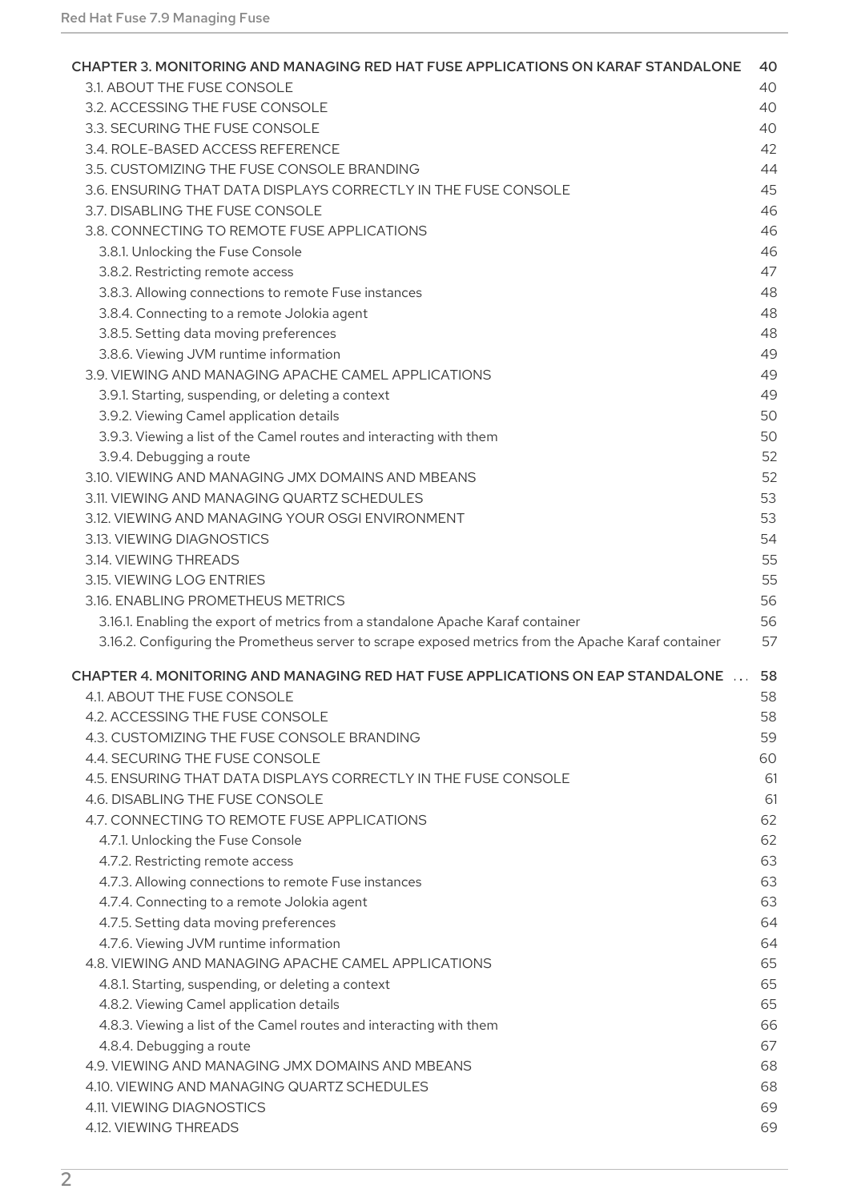CHAPTER 3. MONITORING AND MANAGING RED HAT FUSE APPLICATIONS ON KARAF STANDALONE 40

- 3.1. ABOUT THE FUSE CONSOLE 40
- 3.2. ACCESSING THE FUSE CONSOLE 40
- 3.3. SECURING THE FUSE CONSOLE 40
- 3.4. ROLE-BASED ACCESS REFERENCE 42
- 3.5. CUSTOMIZING THE FUSE CONSOLE BRANDING 44
- 3.6. ENSURING THAT DATA DISPLAYS CORRECTLY IN THE FUSE CONSOLE 45
- 3.7. DISABLING THE FUSE CONSOLE 46
- 3.8. CONNECTING TO REMOTE FUSE APPLICATIONS 46
  - 3.8.1. Unlocking the Fuse Console 46
  - 3.8.2. Restricting remote access 47
  - 3.8.3. Allowing connections to remote Fuse instances 48
  - 3.8.4. Connecting to a remote Jolokia agent 48
  - 3.8.5. Setting data moving preferences 48
  - 3.8.6. Viewing JVM runtime information 49
- 3.9. VIEWING AND MANAGING APACHE CAMEL APPLICATIONS 49
  - 3.9.1. Starting, suspending, or deleting a context 49
  - 3.9.2. Viewing Camel application details 50
  - 3.9.3. Viewing a list of the Camel routes and interacting with them 50
  - 3.9.4. Debugging a route 52
- 3.10. VIEWING AND MANAGING JMX DOMAINS AND MBEANS 52
- 3.11. VIEWING AND MANAGING QUARTZ SCHEDULES 53
- 3.12. VIEWING AND MANAGING YOUR OSGI ENVIRONMENT 53
- 3.13. VIEWING DIAGNOSTICS 54
- 3.14. VIEWING THREADS 55
- 3.15. VIEWING LOG ENTRIES 55
- 3.16. ENABLING PROMETHEUS METRICS 56
  - 3.16.1. Enabling the export of metrics from a standalone Apache Karaf container 56
  - 3.16.2. Configuring the Prometheus server to scrape exposed metrics from the Apache Karaf container 57

CHAPTER 4. MONITORING AND MANAGING RED HAT FUSE APPLICATIONS ON EAP STANDALONE 58

- 4.1. ABOUT THE FUSE CONSOLE 58
- 4.2. ACCESSING THE FUSE CONSOLE 58
- 4.3. CUSTOMIZING THE FUSE CONSOLE BRANDING 59
- 4.4. SECURING THE FUSE CONSOLE 60
- 4.5. ENSURING THAT DATA DISPLAYS CORRECTLY IN THE FUSE CONSOLE 61
- 4.6. DISABLING THE FUSE CONSOLE 61
- 4.7. CONNECTING TO REMOTE FUSE APPLICATIONS 62
  - 4.7.1. Unlocking the Fuse Console 62
  - 4.7.2. Restricting remote access 63
  - 4.7.3. Allowing connections to remote Fuse instances 63
  - 4.7.4. Connecting to a remote Jolokia agent 63
  - 4.7.5. Setting data moving preferences 64
  - 4.7.6. Viewing JVM runtime information 64
- 4.8. VIEWING AND MANAGING APACHE CAMEL APPLICATIONS 65
  - 4.8.1. Starting, suspending, or deleting a context 65
  - 4.8.2. Viewing Camel application details 65
  - 4.8.3. Viewing a list of the Camel routes and interacting with them 66
  - 4.8.4. Debugging a route 67
- 4.9. VIEWING AND MANAGING JMX DOMAINS AND MBEANS 68
- 4.10. VIEWING AND MANAGING QUARTZ SCHEDULES 68
- 4.11. VIEWING DIAGNOSTICS 69
- 4.12. VIEWING THREADS 69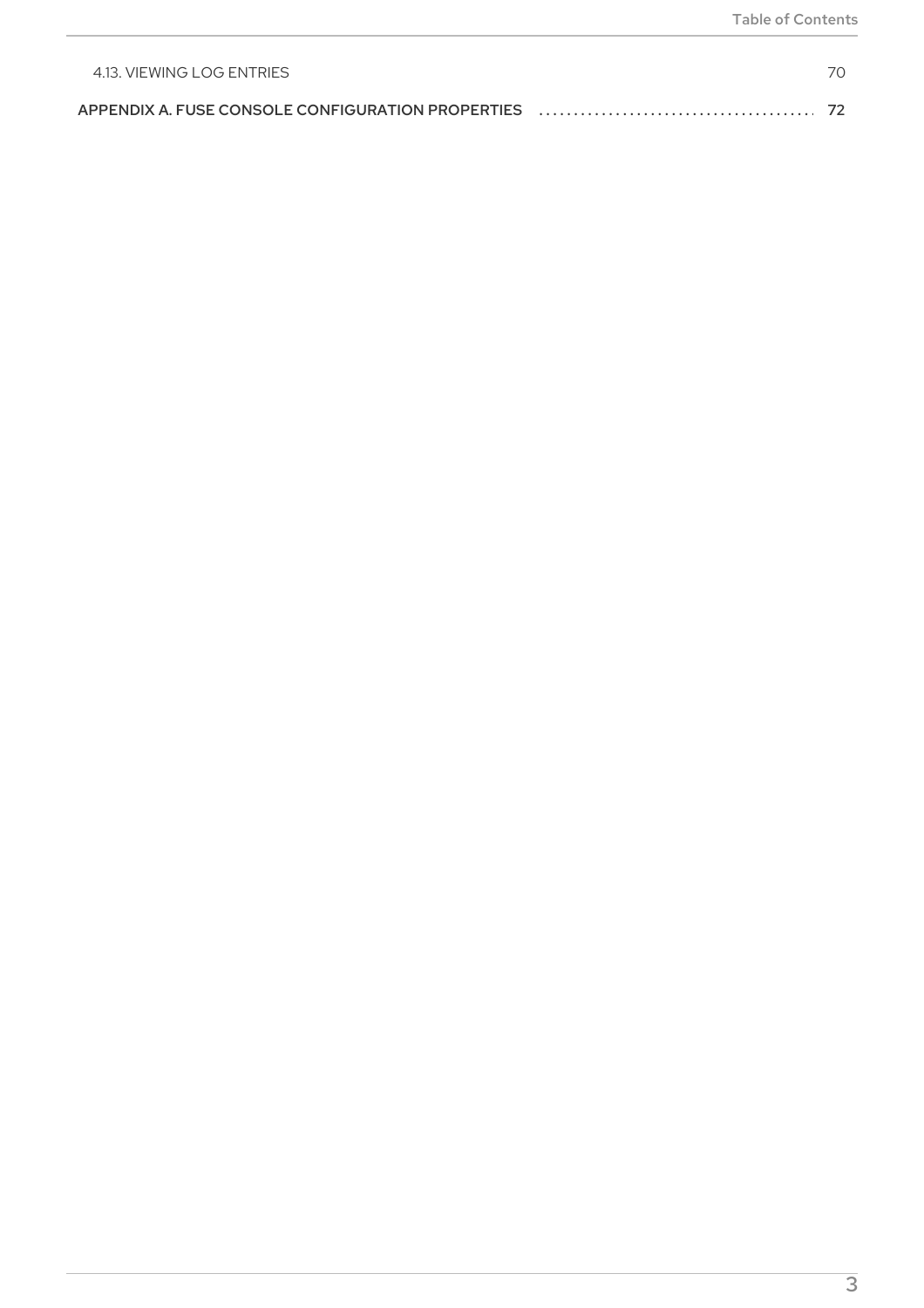4.13. VIEWING LOG ENTRIES 70

APPENDIX A. FUSE CONSOLE CONFIGURATION PROPERTIES 72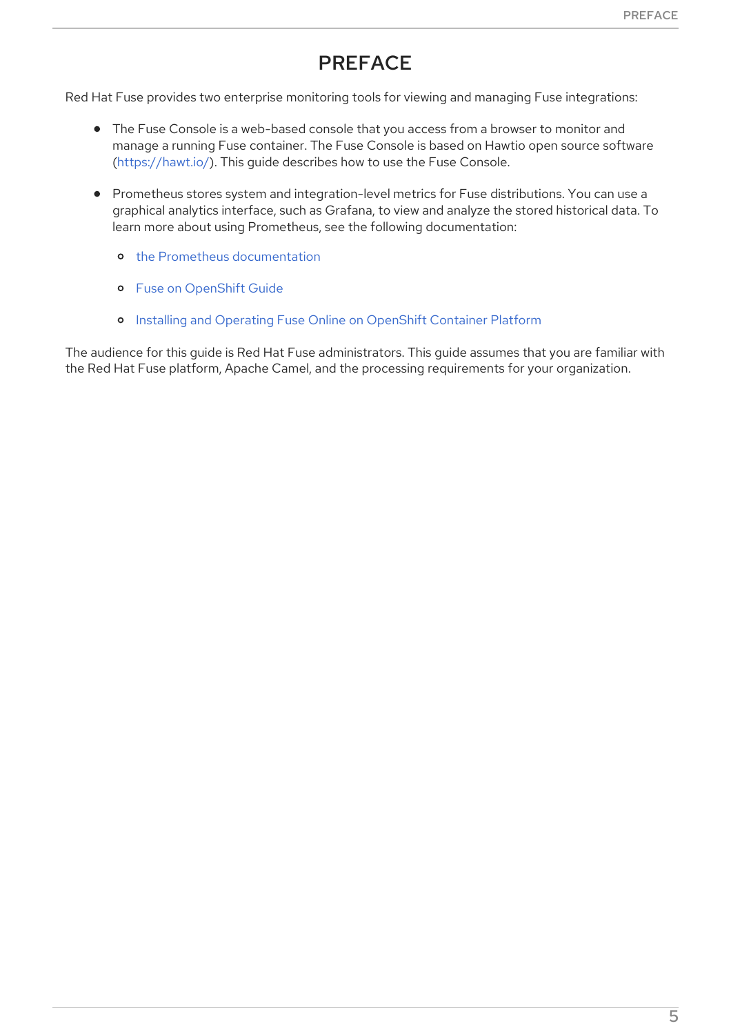# PREFACE

Red Hat Fuse provides two enterprise monitoring tools for viewing and managing Fuse integrations:

- The Fuse Console is a web-based console that you access from a browser to monitor and manage a running Fuse container. The Fuse Console is based on Hawtio open source software (https://hawt.io/). This guide describes how to use the Fuse Console.
- Prometheus stores system and integration-level metrics for Fuse distributions. You can use a graphical analytics interface, such as Grafana, to view and analyze the stored historical data. To learn more about using Prometheus, see the following documentation:
  - the Prometheus documentation
  - Fuse on OpenShift Guide
  - Installing and Operating Fuse Online on OpenShift Container Platform

The audience for this guide is Red Hat Fuse administrators. This guide assumes that you are familiar with the Red Hat Fuse platform, Apache Camel, and the processing requirements for your organization.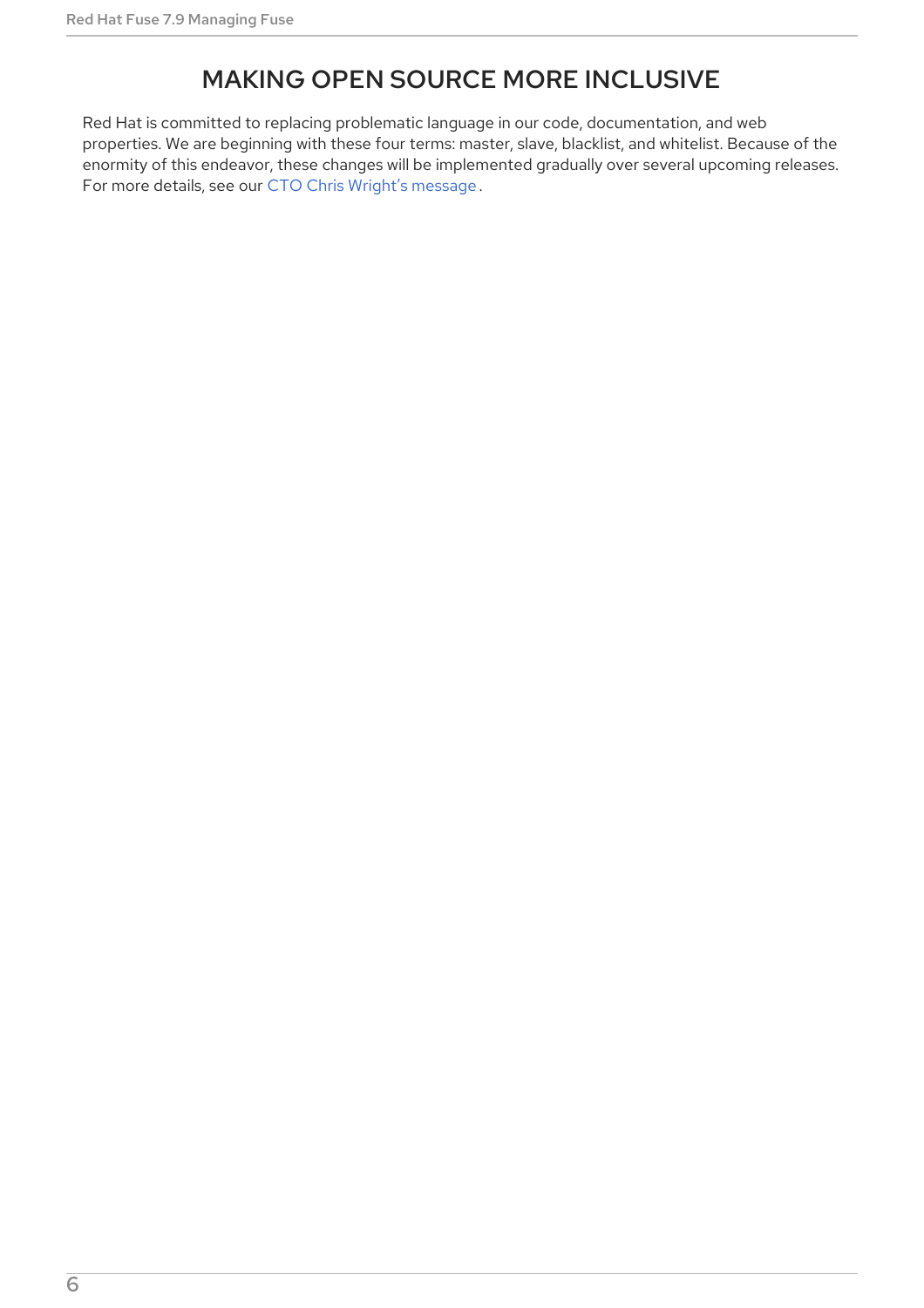# MAKING OPEN SOURCE MORE INCLUSIVE

Red Hat is committed to replacing problematic language in our code, documentation, and web properties. We are beginning with these four terms: master, slave, blacklist, and whitelist. Because of the enormity of this endeavor, these changes will be implemented gradually over several upcoming releases. For more details, see our CTO Chris Wright's message.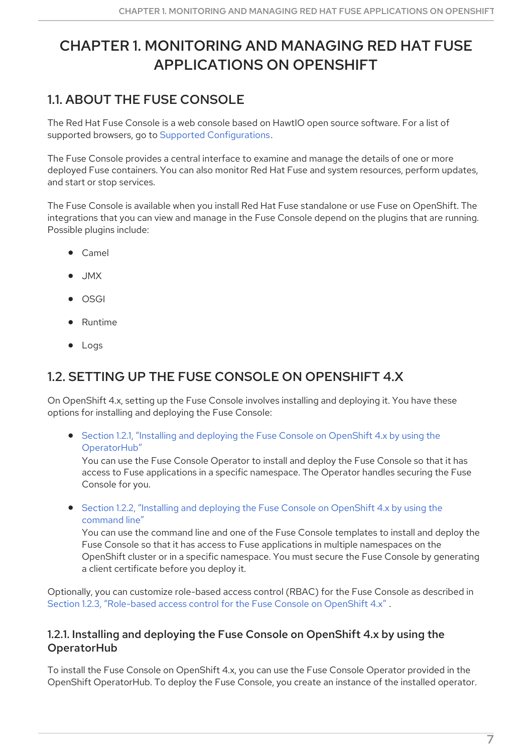# CHAPTER 1. MONITORING AND MANAGING RED HAT FUSE APPLICATIONS ON OPENSHIFT

## 1.1. ABOUT THE FUSE CONSOLE

The Red Hat Fuse Console is a web console based on HawtIO open source software. For a list of supported browsers, go to Supported Configurations.

The Fuse Console provides a central interface to examine and manage the details of one or more deployed Fuse containers. You can also monitor Red Hat Fuse and system resources, perform updates, and start or stop services.

The Fuse Console is available when you install Red Hat Fuse standalone or use Fuse on OpenShift. The integrations that you can view and manage in the Fuse Console depend on the plugins that are running. Possible plugins include:

- Camel
- JMX
- OSGI
- Runtime
- Logs

## 1.2. SETTING UP THE FUSE CONSOLE ON OPENSHIFT 4.X

On OpenShift 4.x, setting up the Fuse Console involves installing and deploying it. You have these options for installing and deploying the Fuse Console:

- Section 1.2.1, "Installing and deploying the Fuse Console on OpenShift 4.x by using the OperatorHub"
  You can use the Fuse Console Operator to install and deploy the Fuse Console so that it has access to Fuse applications in a specific namespace. The Operator handles securing the Fuse Console for you.

- Section 1.2.2, "Installing and deploying the Fuse Console on OpenShift 4.x by using the command line"
  You can use the command line and one of the Fuse Console templates to install and deploy the Fuse Console so that it has access to Fuse applications in multiple namespaces on the OpenShift cluster or in a specific namespace. You must secure the Fuse Console by generating a client certificate before you deploy it.

Optionally, you can customize role-based access control (RBAC) for the Fuse Console as described in Section 1.2.3, "Role-based access control for the Fuse Console on OpenShift 4.x" .

### 1.2.1. Installing and deploying the Fuse Console on OpenShift 4.x by using the OperatorHub

To install the Fuse Console on OpenShift 4.x, you can use the Fuse Console Operator provided in the OpenShift OperatorHub. To deploy the Fuse Console, you create an instance of the installed operator.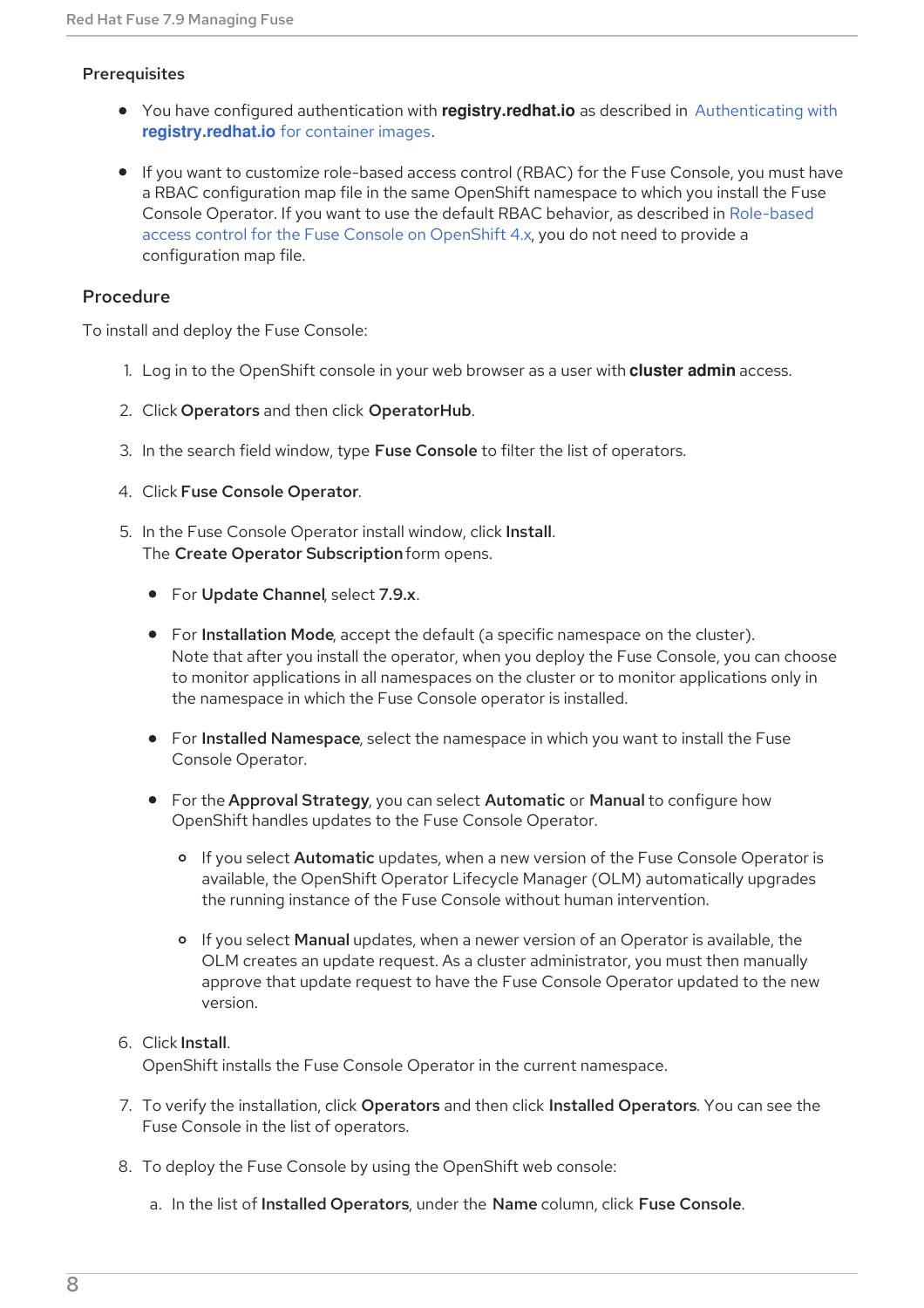#### Prerequisites

- You have configured authentication with **registry.redhat.io** as described in Authenticating with **registry.redhat.io** for container images.
- If you want to customize role-based access control (RBAC) for the Fuse Console, you must have a RBAC configuration map file in the same OpenShift namespace to which you install the Fuse Console Operator. If you want to use the default RBAC behavior, as described in Role-based access control for the Fuse Console on OpenShift 4.x, you do not need to provide a configuration map file.

#### Procedure

To install and deploy the Fuse Console:

1. Log in to the OpenShift console in your web browser as a user with **cluster admin** access.
2. Click **Operators** and then click **OperatorHub**.
3. In the search field window, type **Fuse Console** to filter the list of operators.
4. Click **Fuse Console Operator**.
5. In the Fuse Console Operator install window, click **Install**.
   The **Create Operator Subscription** form opens.
   - For **Update Channel**, select **7.9.x**.
   - For **Installation Mode**, accept the default (a specific namespace on the cluster).
     Note that after you install the operator, when you deploy the Fuse Console, you can choose to monitor applications in all namespaces on the cluster or to monitor applications only in the namespace in which the Fuse Console operator is installed.
   - For **Installed Namespace**, select the namespace in which you want to install the Fuse Console Operator.
   - For the **Approval Strategy**, you can select **Automatic** or **Manual** to configure how OpenShift handles updates to the Fuse Console Operator.
     - If you select **Automatic** updates, when a new version of the Fuse Console Operator is available, the OpenShift Operator Lifecycle Manager (OLM) automatically upgrades the running instance of the Fuse Console without human intervention.
     - If you select **Manual** updates, when a newer version of an Operator is available, the OLM creates an update request. As a cluster administrator, you must then manually approve that update request to have the Fuse Console Operator updated to the new version.
6. Click **Install**.
   OpenShift installs the Fuse Console Operator in the current namespace.
7. To verify the installation, click **Operators** and then click **Installed Operators**. You can see the Fuse Console in the list of operators.
8. To deploy the Fuse Console by using the OpenShift web console:
   a. In the list of **Installed Operators**, under the **Name** column, click **Fuse Console**.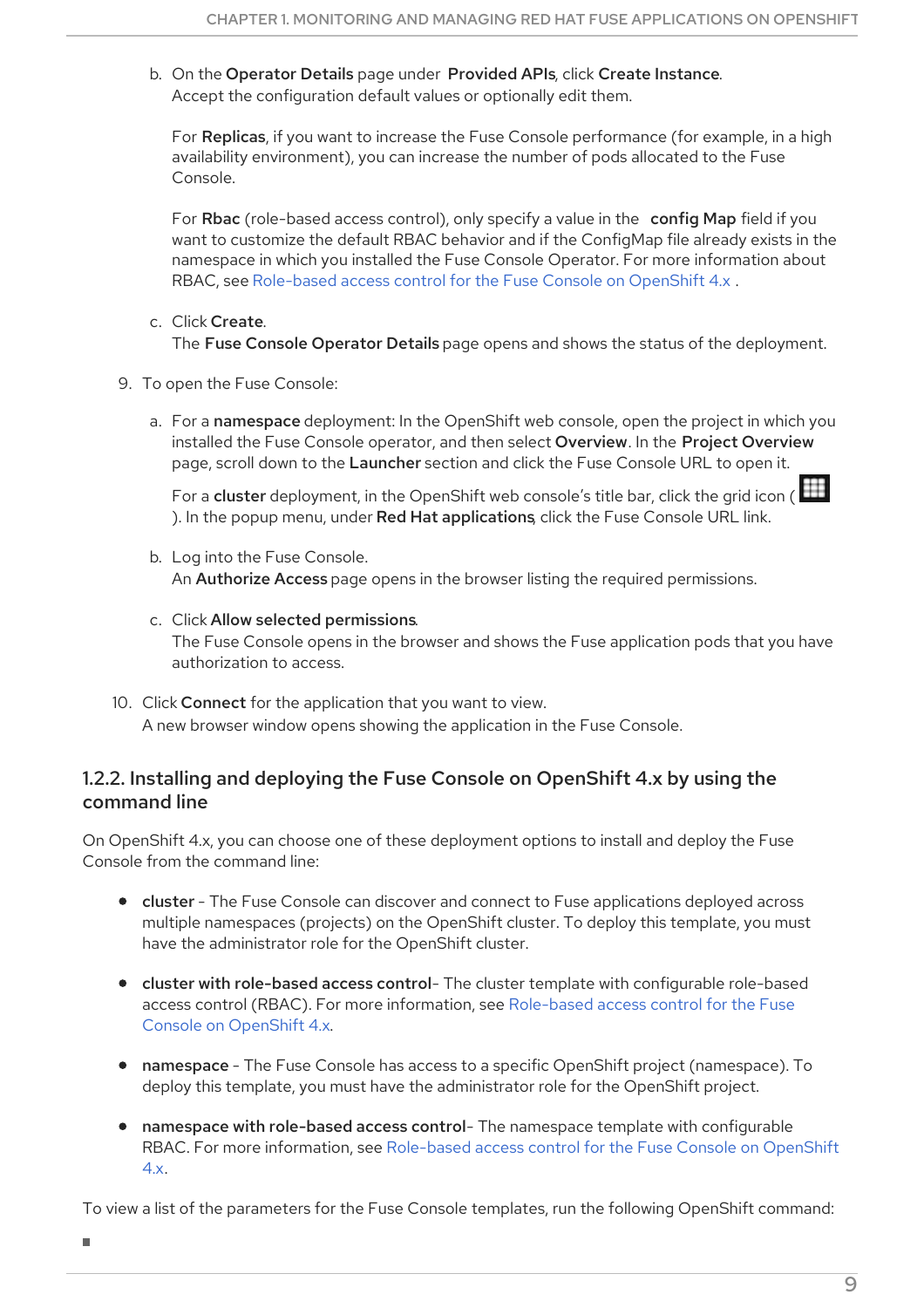b. On the **Operator Details** page under **Provided APIs**, click **Create Instance**. Accept the configuration default values or optionally edit them.

   For **Replicas**, if you want to increase the Fuse Console performance (for example, in a high availability environment), you can increase the number of pods allocated to the Fuse Console.

   For **Rbac** (role-based access control), only specify a value in the **config Map** field if you want to customize the default RBAC behavior and if the ConfigMap file already exists in the namespace in which you installed the Fuse Console Operator. For more information about RBAC, see Role-based access control for the Fuse Console on OpenShift 4.x .

c. Click **Create**.
   The **Fuse Console Operator Details** page opens and shows the status of the deployment.

9. To open the Fuse Console:

   a. For a **namespace** deployment: In the OpenShift web console, open the project in which you installed the Fuse Console operator, and then select **Overview**. In the **Project Overview** page, scroll down to the **Launcher** section and click the Fuse Console URL to open it.

      For a **cluster** deployment, in the OpenShift web console's title bar, click the grid icon ( ). In the popup menu, under **Red Hat applications**, click the Fuse Console URL link.

   b. Log into the Fuse Console.
      An **Authorize Access** page opens in the browser listing the required permissions.

   c. Click **Allow selected permissions**.
      The Fuse Console opens in the browser and shows the Fuse application pods that you have authorization to access.

10. Click **Connect** for the application that you want to view.
    A new browser window opens showing the application in the Fuse Console.

### 1.2.2. Installing and deploying the Fuse Console on OpenShift 4.x by using the command line

On OpenShift 4.x, you can choose one of these deployment options to install and deploy the Fuse Console from the command line:

- **cluster** - The Fuse Console can discover and connect to Fuse applications deployed across multiple namespaces (projects) on the OpenShift cluster. To deploy this template, you must have the administrator role for the OpenShift cluster.
- **cluster with role-based access control**- The cluster template with configurable role-based access control (RBAC). For more information, see Role-based access control for the Fuse Console on OpenShift 4.x.
- **namespace** - The Fuse Console has access to a specific OpenShift project (namespace). To deploy this template, you must have the administrator role for the OpenShift project.
- **namespace with role-based access control**- The namespace template with configurable RBAC. For more information, see Role-based access control for the Fuse Console on OpenShift 4.x.

To view a list of the parameters for the Fuse Console templates, run the following OpenShift command: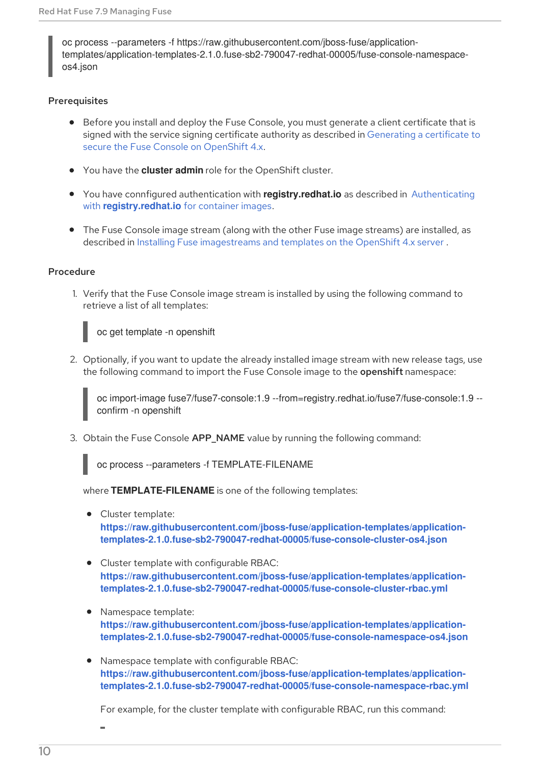```
oc process --parameters -f https://raw.githubusercontent.com/jboss-fuse/application-templates/application-templates-2.1.0.fuse-sb2-790047-redhat-00005/fuse-console-namespace-os4.json
```

**Prerequisites**

- Before you install and deploy the Fuse Console, you must generate a client certificate that is signed with the service signing certificate authority as described in Generating a certificate to secure the Fuse Console on OpenShift 4.x.
- You have the **cluster admin** role for the OpenShift cluster.
- You have connfigured authentication with **registry.redhat.io** as described in Authenticating with **registry.redhat.io** for container images.
- The Fuse Console image stream (along with the other Fuse image streams) are installed, as described in Installing Fuse imagestreams and templates on the OpenShift 4.x server .

**Procedure**

1. Verify that the Fuse Console image stream is installed by using the following command to retrieve a list of all templates:

   ```
   oc get template -n openshift
   ```

2. Optionally, if you want to update the already installed image stream with new release tags, use the following command to import the Fuse Console image to the **openshift** namespace:

   ```
   oc import-image fuse7/fuse7-console:1.9 --from=registry.redhat.io/fuse7/fuse-console:1.9 --confirm -n openshift
   ```

3. Obtain the Fuse Console **APP_NAME** value by running the following command:

   ```
   oc process --parameters -f TEMPLATE-FILENAME
   ```

   where **TEMPLATE-FILENAME** is one of the following templates:

   - Cluster template:
     **https://raw.githubusercontent.com/jboss-fuse/application-templates/application-templates-2.1.0.fuse-sb2-790047-redhat-00005/fuse-console-cluster-os4.json**
   - Cluster template with configurable RBAC:
     **https://raw.githubusercontent.com/jboss-fuse/application-templates/application-templates-2.1.0.fuse-sb2-790047-redhat-00005/fuse-console-cluster-rbac.yml**
   - Namespace template:
     **https://raw.githubusercontent.com/jboss-fuse/application-templates/application-templates-2.1.0.fuse-sb2-790047-redhat-00005/fuse-console-namespace-os4.json**
   - Namespace template with configurable RBAC:
     **https://raw.githubusercontent.com/jboss-fuse/application-templates/application-templates-2.1.0.fuse-sb2-790047-redhat-00005/fuse-console-namespace-rbac.yml**

     For example, for the cluster template with configurable RBAC, run this command: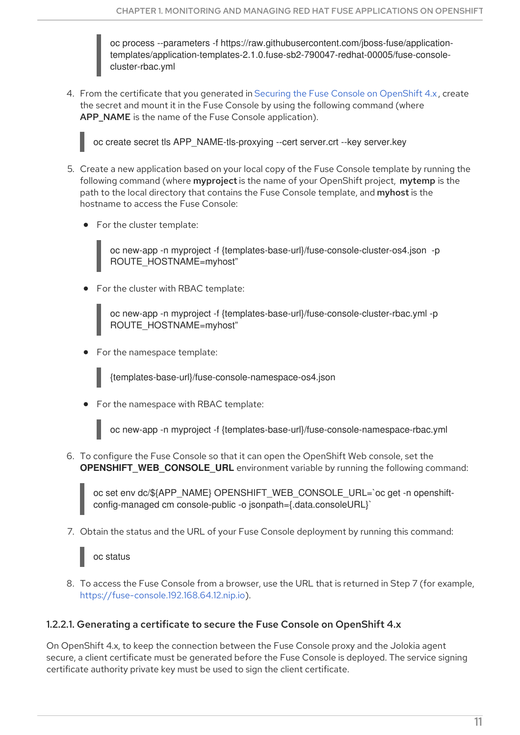```
oc process --parameters -f https://raw.githubusercontent.com/jboss-fuse/application-templates/application-templates-2.1.0.fuse-sb2-790047-redhat-00005/fuse-console-cluster-rbac.yml
```

4. From the certificate that you generated in Securing the Fuse Console on OpenShift 4.x, create the secret and mount it in the Fuse Console by using the following command (where **APP_NAME** is the name of the Fuse Console application).

```
oc create secret tls APP_NAME-tls-proxying --cert server.crt --key server.key
```

5. Create a new application based on your local copy of the Fuse Console template by running the following command (where **myproject** is the name of your OpenShift project, **mytemp** is the path to the local directory that contains the Fuse Console template, and **myhost** is the hostname to access the Fuse Console:

   - For the cluster template:

   ```
   oc new-app -n myproject -f {templates-base-url}/fuse-console-cluster-os4.json  -p ROUTE_HOSTNAME=myhost"
   ```

   - For the cluster with RBAC template:

   ```
   oc new-app -n myproject -f {templates-base-url}/fuse-console-cluster-rbac.yml -p ROUTE_HOSTNAME=myhost"
   ```

   - For the namespace template:

   ```
   {templates-base-url}/fuse-console-namespace-os4.json
   ```

   - For the namespace with RBAC template:

   ```
   oc new-app -n myproject -f {templates-base-url}/fuse-console-namespace-rbac.yml
   ```

6. To configure the Fuse Console so that it can open the OpenShift Web console, set the **OPENSHIFT_WEB_CONSOLE_URL** environment variable by running the following command:

```
oc set env dc/${APP_NAME} OPENSHIFT_WEB_CONSOLE_URL=`oc get -n openshift-config-managed cm console-public -o jsonpath={.data.consoleURL}`
```

7. Obtain the status and the URL of your Fuse Console deployment by running this command:

```
oc status
```

8. To access the Fuse Console from a browser, use the URL that is returned in Step 7 (for example, https://fuse-console.192.168.64.12.nip.io).

#### 1.2.2.1. Generating a certificate to secure the Fuse Console on OpenShift 4.x

On OpenShift 4.x, to keep the connection between the Fuse Console proxy and the Jolokia agent secure, a client certificate must be generated before the Fuse Console is deployed. The service signing certificate authority private key must be used to sign the client certificate.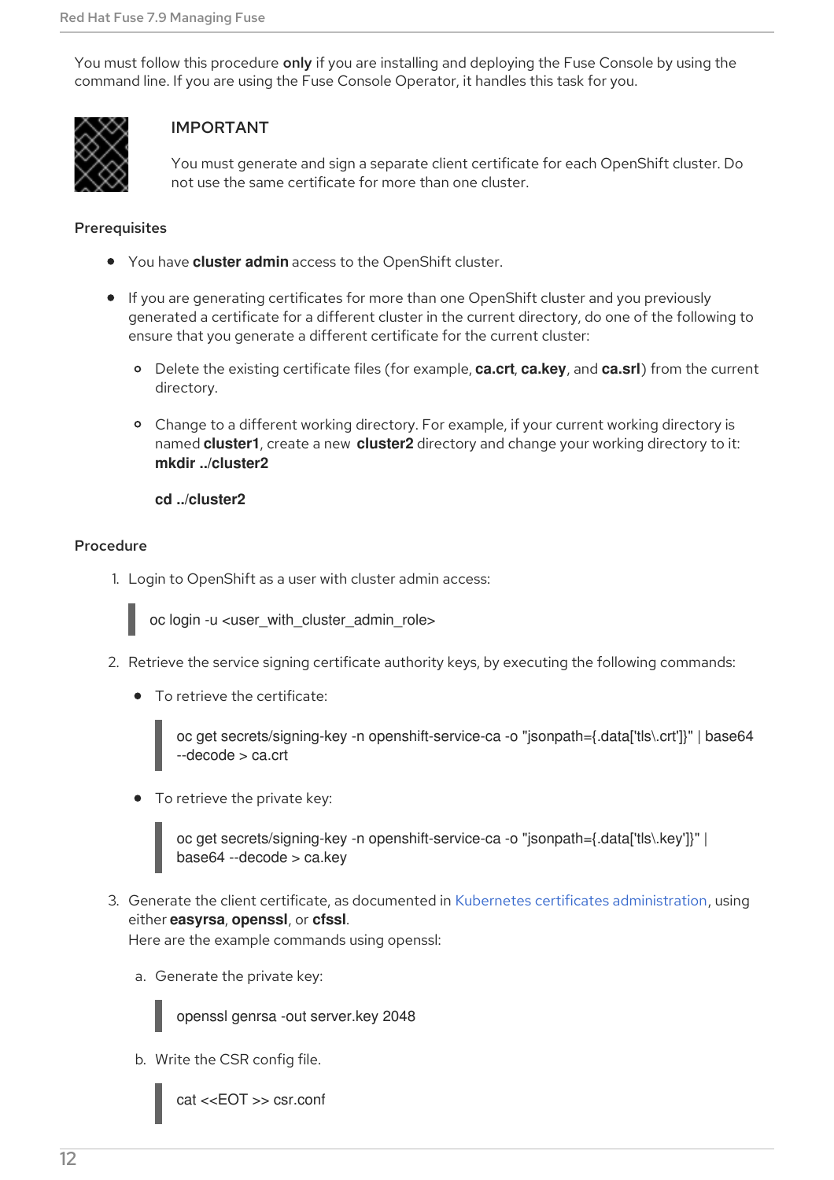You must follow this procedure **only** if you are installing and deploying the Fuse Console by using the command line. If you are using the Fuse Console Operator, it handles this task for you.

> **IMPORTANT**
>
> You must generate and sign a separate client certificate for each OpenShift cluster. Do not use the same certificate for more than one cluster.

### Prerequisites

- You have **cluster admin** access to the OpenShift cluster.
- If you are generating certificates for more than one OpenShift cluster and you previously generated a certificate for a different cluster in the current directory, do one of the following to ensure that you generate a different certificate for the current cluster:
  - Delete the existing certificate files (for example, **ca.crt**, **ca.key**, and **ca.srl**) from the current directory.
  - Change to a different working directory. For example, if your current working directory is named **cluster1**, create a new **cluster2** directory and change your working directory to it: **mkdir ../cluster2**

    **cd ../cluster2**

### Procedure

1. Login to OpenShift as a user with cluster admin access:

```
oc login -u <user_with_cluster_admin_role>
```

2. Retrieve the service signing certificate authority keys, by executing the following commands:
   - To retrieve the certificate:

   ```
   oc get secrets/signing-key -n openshift-service-ca -o "jsonpath={.data['tls\.crt']}" | base64 --decode > ca.crt
   ```

   - To retrieve the private key:

   ```
   oc get secrets/signing-key -n openshift-service-ca -o "jsonpath={.data['tls\.key']}" | base64 --decode > ca.key
   ```

3. Generate the client certificate, as documented in Kubernetes certificates administration, using either **easyrsa**, **openssl**, or **cfssl**.
   Here are the example commands using openssl:

   a. Generate the private key:

   ```
   openssl genrsa -out server.key 2048
   ```

   b. Write the CSR config file.

   ```
   cat <<EOT >> csr.conf
   ```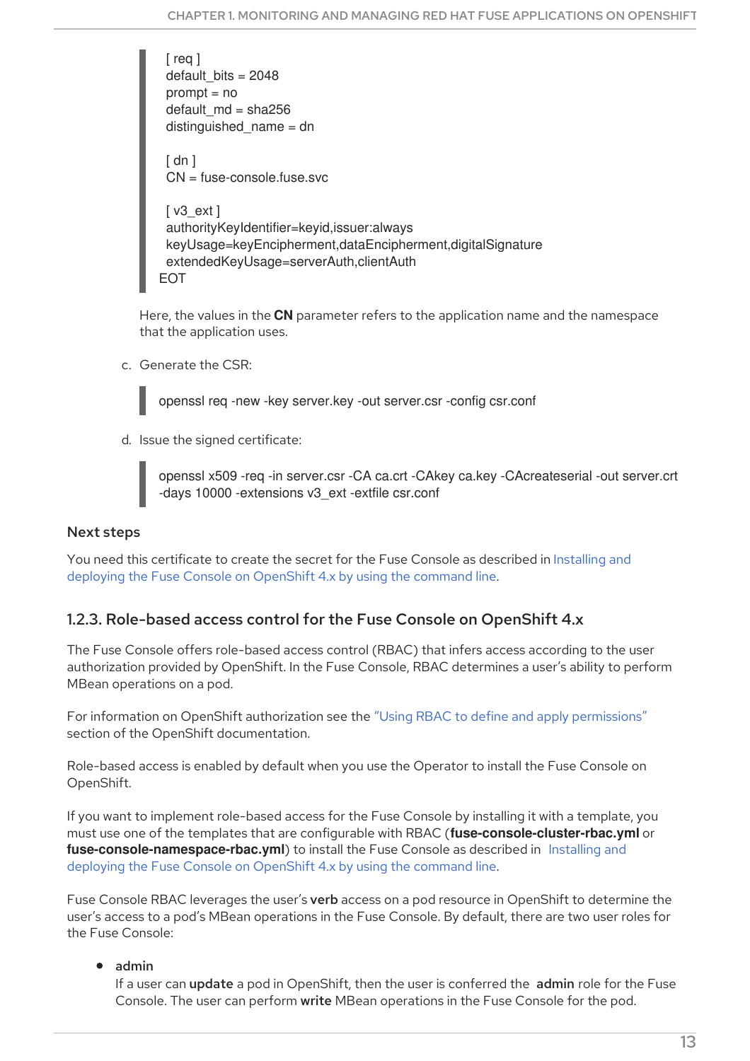```
[ req ]
default_bits = 2048
prompt = no
default_md = sha256
distinguished_name = dn

[ dn ]
CN = fuse-console.fuse.svc

[ v3_ext ]
authorityKeyIdentifier=keyid,issuer:always
keyUsage=keyEncipherment,dataEncipherment,digitalSignature
extendedKeyUsage=serverAuth,clientAuth
EOT
```

Here, the values in the **CN** parameter refers to the application name and the namespace that the application uses.

c. Generate the CSR:

```
openssl req -new -key server.key -out server.csr -config csr.conf
```

d. Issue the signed certificate:

```
openssl x509 -req -in server.csr -CA ca.crt -CAkey ca.key -CAcreateserial -out server.crt
-days 10000 -extensions v3_ext -extfile csr.conf
```

#### Next steps

You need this certificate to create the secret for the Fuse Console as described in Installing and deploying the Fuse Console on OpenShift 4.x by using the command line.

### 1.2.3. Role-based access control for the Fuse Console on OpenShift 4.x

The Fuse Console offers role-based access control (RBAC) that infers access according to the user authorization provided by OpenShift. In the Fuse Console, RBAC determines a user's ability to perform MBean operations on a pod.

For information on OpenShift authorization see the "Using RBAC to define and apply permissions" section of the OpenShift documentation.

Role-based access is enabled by default when you use the Operator to install the Fuse Console on OpenShift.

If you want to implement role-based access for the Fuse Console by installing it with a template, you must use one of the templates that are configurable with RBAC (**fuse-console-cluster-rbac.yml** or **fuse-console-namespace-rbac.yml**) to install the Fuse Console as described in Installing and deploying the Fuse Console on OpenShift 4.x by using the command line.

Fuse Console RBAC leverages the user's **verb** access on a pod resource in OpenShift to determine the user's access to a pod's MBean operations in the Fuse Console. By default, there are two user roles for the Fuse Console:

- **admin**
  If a user can **update** a pod in OpenShift, then the user is conferred the **admin** role for the Fuse Console. The user can perform **write** MBean operations in the Fuse Console for the pod.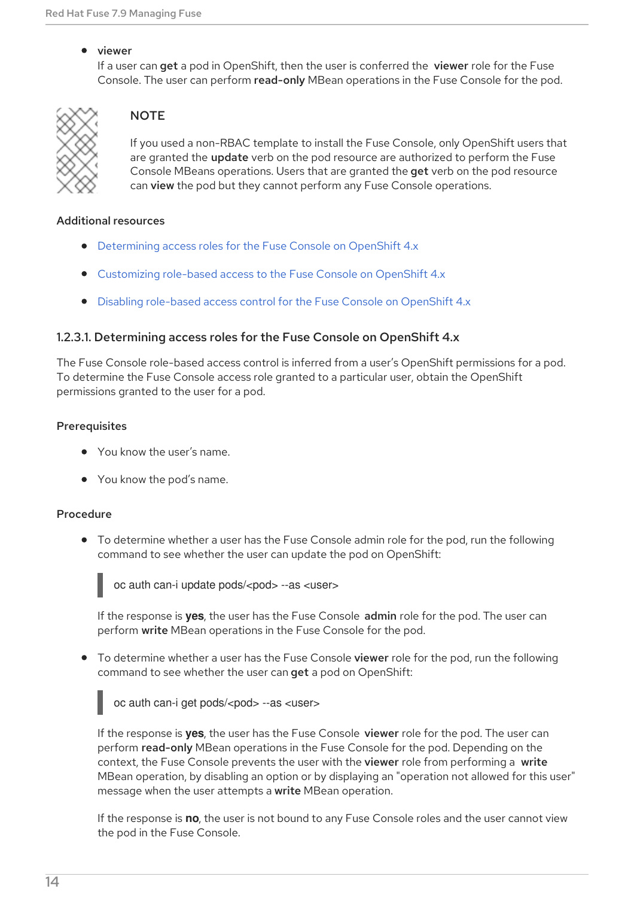- **viewer**
  If a user can **get** a pod in OpenShift, then the user is conferred the **viewer** role for the Fuse Console. The user can perform **read-only** MBean operations in the Fuse Console for the pod.

> **NOTE**
>
> If you used a non-RBAC template to install the Fuse Console, only OpenShift users that are granted the **update** verb on the pod resource are authorized to perform the Fuse Console MBeans operations. Users that are granted the **get** verb on the pod resource can **view** the pod but they cannot perform any Fuse Console operations.

**Additional resources**

- Determining access roles for the Fuse Console on OpenShift 4.x
- Customizing role-based access to the Fuse Console on OpenShift 4.x
- Disabling role-based access control for the Fuse Console on OpenShift 4.x

#### 1.2.3.1. Determining access roles for the Fuse Console on OpenShift 4.x

The Fuse Console role-based access control is inferred from a user's OpenShift permissions for a pod. To determine the Fuse Console access role granted to a particular user, obtain the OpenShift permissions granted to the user for a pod.

**Prerequisites**

- You know the user's name.
- You know the pod's name.

**Procedure**

- To determine whether a user has the Fuse Console admin role for the pod, run the following command to see whether the user can update the pod on OpenShift:

  ```
  oc auth can-i update pods/<pod> --as <user>
  ```

  If the response is **yes**, the user has the Fuse Console **admin** role for the pod. The user can perform **write** MBean operations in the Fuse Console for the pod.

- To determine whether a user has the Fuse Console **viewer** role for the pod, run the following command to see whether the user can **get** a pod on OpenShift:

  ```
  oc auth can-i get pods/<pod> --as <user>
  ```

  If the response is **yes**, the user has the Fuse Console **viewer** role for the pod. The user can perform **read-only** MBean operations in the Fuse Console for the pod. Depending on the context, the Fuse Console prevents the user with the **viewer** role from performing a **write** MBean operation, by disabling an option or by displaying an "operation not allowed for this user" message when the user attempts a **write** MBean operation.

  If the response is **no**, the user is not bound to any Fuse Console roles and the user cannot view the pod in the Fuse Console.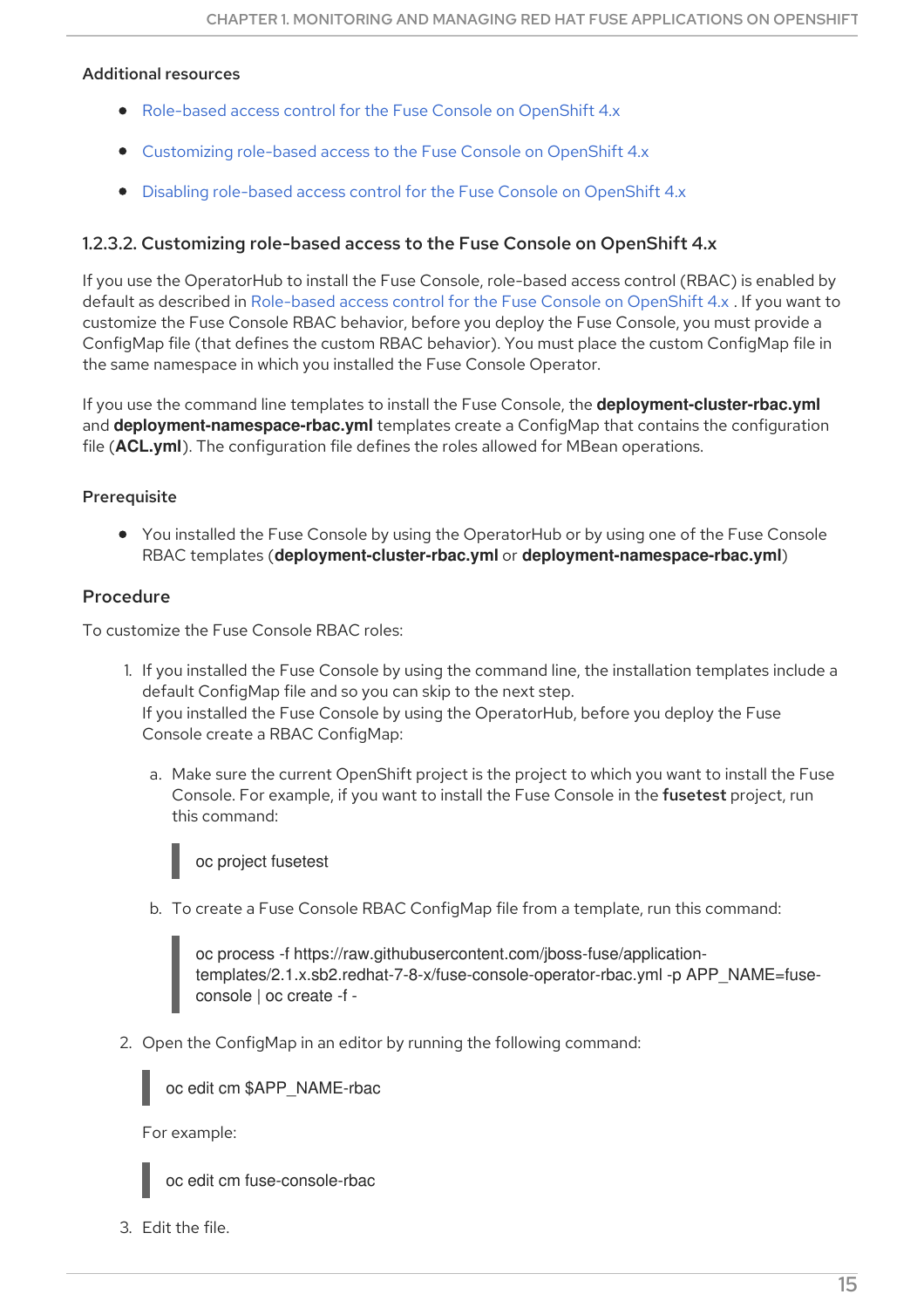#### Additional resources

- Role-based access control for the Fuse Console on OpenShift 4.x
- Customizing role-based access to the Fuse Console on OpenShift 4.x
- Disabling role-based access control for the Fuse Console on OpenShift 4.x

### 1.2.3.2. Customizing role-based access to the Fuse Console on OpenShift 4.x

If you use the OperatorHub to install the Fuse Console, role-based access control (RBAC) is enabled by default as described in Role-based access control for the Fuse Console on OpenShift 4.x . If you want to customize the Fuse Console RBAC behavior, before you deploy the Fuse Console, you must provide a ConfigMap file (that defines the custom RBAC behavior). You must place the custom ConfigMap file in the same namespace in which you installed the Fuse Console Operator.

If you use the command line templates to install the Fuse Console, the **deployment-cluster-rbac.yml** and **deployment-namespace-rbac.yml** templates create a ConfigMap that contains the configuration file (**ACL.yml**). The configuration file defines the roles allowed for MBean operations.

#### Prerequisite

- You installed the Fuse Console by using the OperatorHub or by using one of the Fuse Console RBAC templates (**deployment-cluster-rbac.yml** or **deployment-namespace-rbac.yml**)

#### Procedure

To customize the Fuse Console RBAC roles:

1. If you installed the Fuse Console by using the command line, the installation templates include a default ConfigMap file and so you can skip to the next step.
   If you installed the Fuse Console by using the OperatorHub, before you deploy the Fuse Console create a RBAC ConfigMap:

   a. Make sure the current OpenShift project is the project to which you want to install the Fuse Console. For example, if you want to install the Fuse Console in the **fusetest** project, run this command:

   ```
   oc project fusetest
   ```

   b. To create a Fuse Console RBAC ConfigMap file from a template, run this command:

   ```
   oc process -f https://raw.githubusercontent.com/jboss-fuse/application-templates/2.1.x.sb2.redhat-7-8-x/fuse-console-operator-rbac.yml -p APP_NAME=fuse-console | oc create -f -
   ```

2. Open the ConfigMap in an editor by running the following command:

   ```
   oc edit cm $APP_NAME-rbac
   ```

   For example:

   ```
   oc edit cm fuse-console-rbac
   ```

3. Edit the file.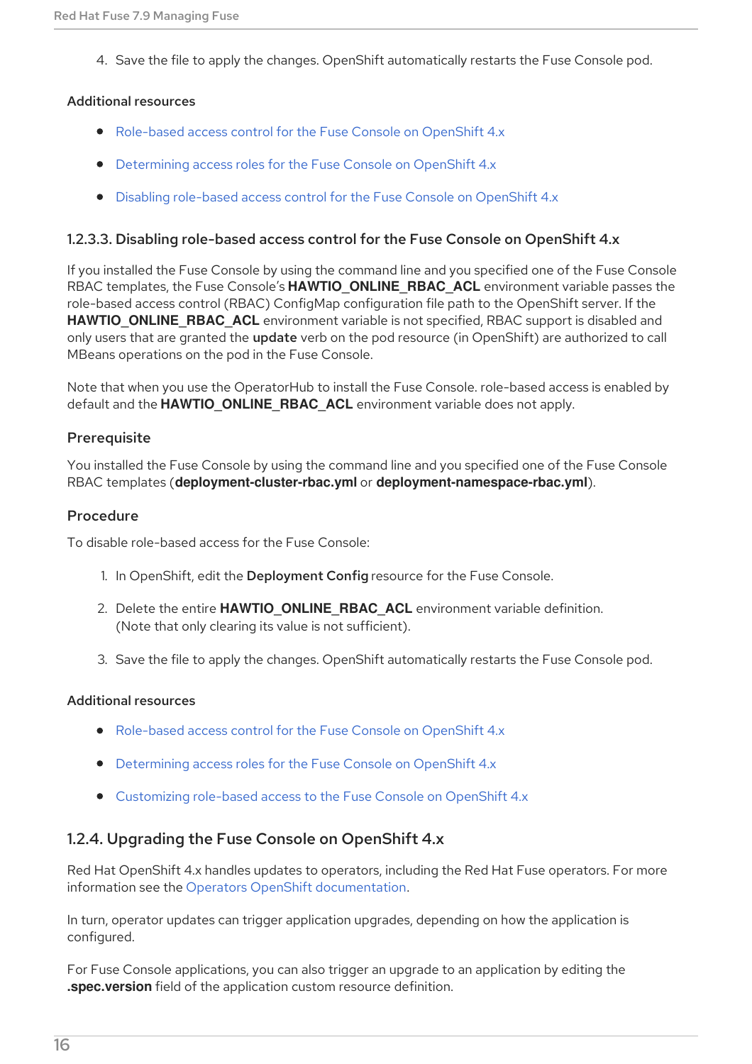4. Save the file to apply the changes. OpenShift automatically restarts the Fuse Console pod.

#### Additional resources

- Role-based access control for the Fuse Console on OpenShift 4.x
- Determining access roles for the Fuse Console on OpenShift 4.x
- Disabling role-based access control for the Fuse Console on OpenShift 4.x

### 1.2.3.3. Disabling role-based access control for the Fuse Console on OpenShift 4.x

If you installed the Fuse Console by using the command line and you specified one of the Fuse Console RBAC templates, the Fuse Console's **HAWTIO_ONLINE_RBAC_ACL** environment variable passes the role-based access control (RBAC) ConfigMap configuration file path to the OpenShift server. If the **HAWTIO_ONLINE_RBAC_ACL** environment variable is not specified, RBAC support is disabled and only users that are granted the **update** verb on the pod resource (in OpenShift) are authorized to call MBeans operations on the pod in the Fuse Console.

Note that when you use the OperatorHub to install the Fuse Console. role-based access is enabled by default and the **HAWTIO_ONLINE_RBAC_ACL** environment variable does not apply.

#### Prerequisite

You installed the Fuse Console by using the command line and you specified one of the Fuse Console RBAC templates (**deployment-cluster-rbac.yml** or **deployment-namespace-rbac.yml**).

#### Procedure

To disable role-based access for the Fuse Console:

1. In OpenShift, edit the **Deployment Config** resource for the Fuse Console.
2. Delete the entire **HAWTIO_ONLINE_RBAC_ACL** environment variable definition. (Note that only clearing its value is not sufficient).
3. Save the file to apply the changes. OpenShift automatically restarts the Fuse Console pod.

#### Additional resources

- Role-based access control for the Fuse Console on OpenShift 4.x
- Determining access roles for the Fuse Console on OpenShift 4.x
- Customizing role-based access to the Fuse Console on OpenShift 4.x

## 1.2.4. Upgrading the Fuse Console on OpenShift 4.x

Red Hat OpenShift 4.x handles updates to operators, including the Red Hat Fuse operators. For more information see the Operators OpenShift documentation.

In turn, operator updates can trigger application upgrades, depending on how the application is configured.

For Fuse Console applications, you can also trigger an upgrade to an application by editing the **.spec.version** field of the application custom resource definition.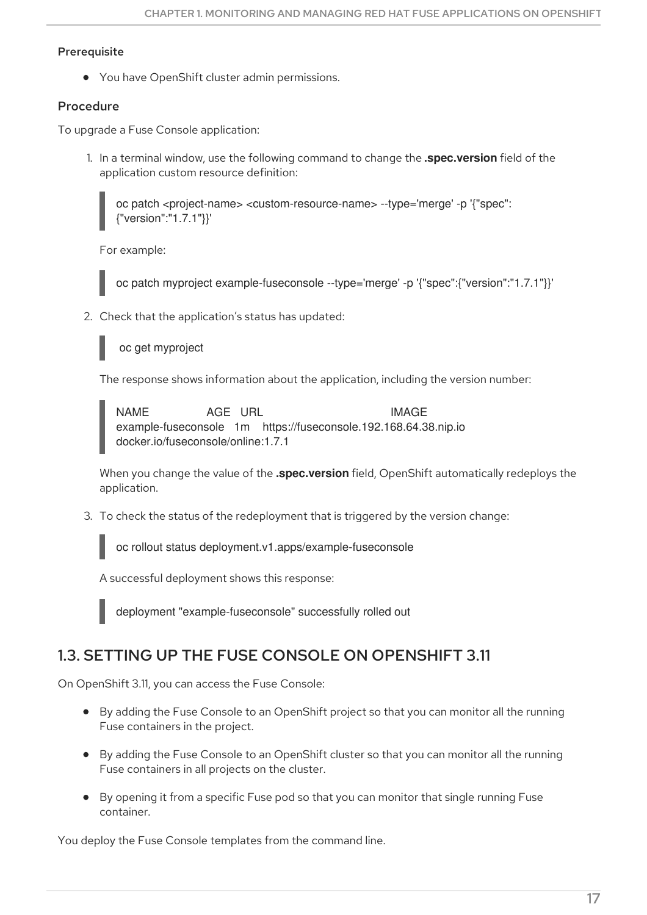#### Prerequisite

- You have OpenShift cluster admin permissions.

#### Procedure

To upgrade a Fuse Console application:

1. In a terminal window, use the following command to change the **.spec.version** field of the application custom resource definition:

```
oc patch <project-name> <custom-resource-name> --type='merge' -p '{"spec":{"version":"1.7.1"}}'
```

For example:

```
oc patch myproject example-fuseconsole --type='merge' -p '{"spec":{"version":"1.7.1"}}'
```

2. Check that the application's status has updated:

```
oc get myproject
```

The response shows information about the application, including the version number:

```
NAME                AGE   URL                                         IMAGE
example-fuseconsole   1m    https://fuseconsole.192.168.64.38.nip.io
docker.io/fuseconsole/online:1.7.1
```

When you change the value of the **.spec.version** field, OpenShift automatically redeploys the application.

3. To check the status of the redeployment that is triggered by the version change:

```
oc rollout status deployment.v1.apps/example-fuseconsole
```

A successful deployment shows this response:

```
deployment "example-fuseconsole" successfully rolled out
```

## 1.3. SETTING UP THE FUSE CONSOLE ON OPENSHIFT 3.11

On OpenShift 3.11, you can access the Fuse Console:

- By adding the Fuse Console to an OpenShift project so that you can monitor all the running Fuse containers in the project.
- By adding the Fuse Console to an OpenShift cluster so that you can monitor all the running Fuse containers in all projects on the cluster.
- By opening it from a specific Fuse pod so that you can monitor that single running Fuse container.

You deploy the Fuse Console templates from the command line.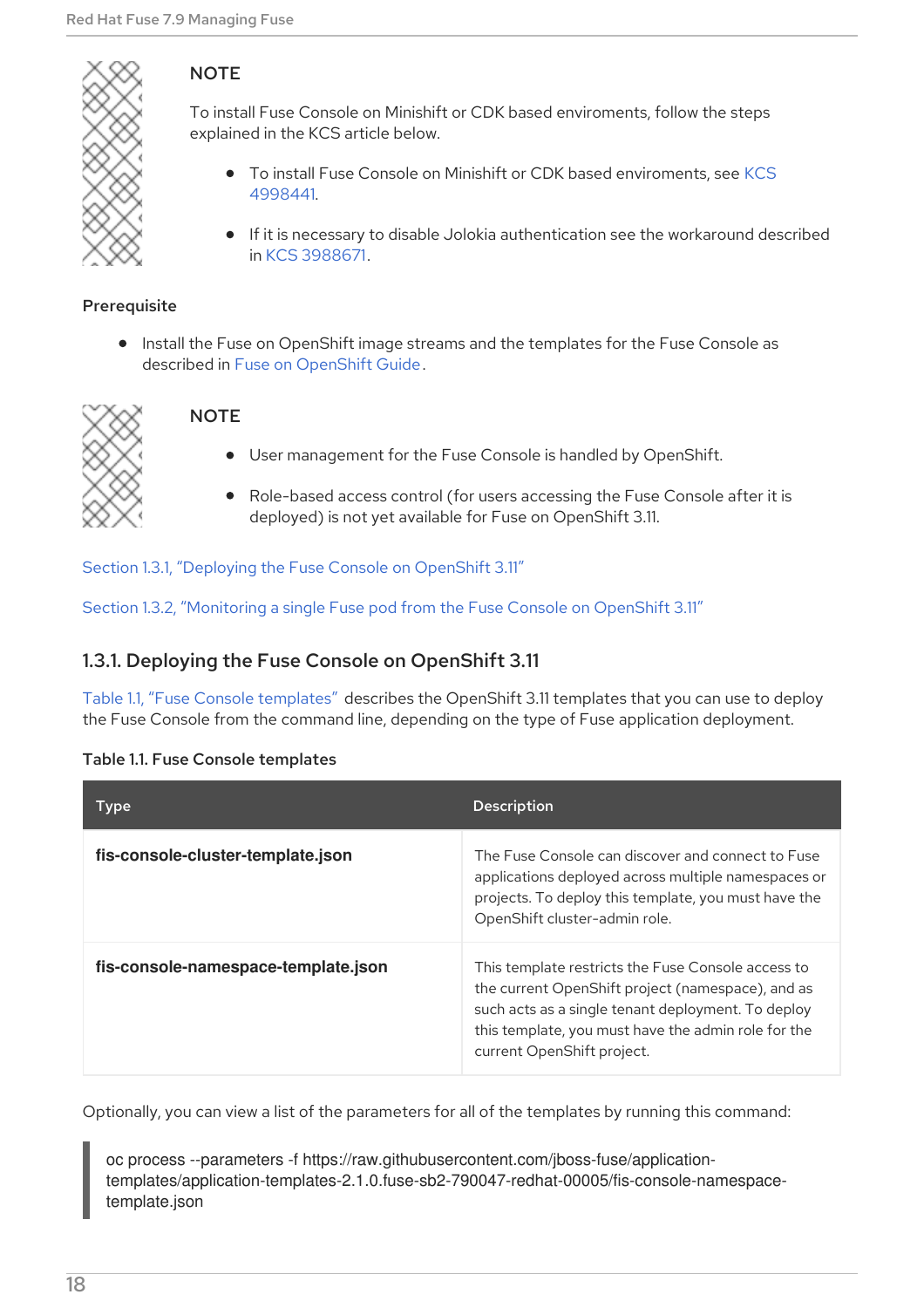> **NOTE**
>
> To install Fuse Console on Minishift or CDK based enviroments, follow the steps explained in the KCS article below.
>
> - To install Fuse Console on Minishift or CDK based enviroments, see KCS 4998441.
> - If it is necessary to disable Jolokia authentication see the workaround described in KCS 3988671.

**Prerequisite**

- Install the Fuse on OpenShift image streams and the templates for the Fuse Console as described in Fuse on OpenShift Guide.

> **NOTE**
>
> - User management for the Fuse Console is handled by OpenShift.
> - Role-based access control (for users accessing the Fuse Console after it is deployed) is not yet available for Fuse on OpenShift 3.11.

Section 1.3.1, "Deploying the Fuse Console on OpenShift 3.11"

Section 1.3.2, "Monitoring a single Fuse pod from the Fuse Console on OpenShift 3.11"

### 1.3.1. Deploying the Fuse Console on OpenShift 3.11

Table 1.1, "Fuse Console templates" describes the OpenShift 3.11 templates that you can use to deploy the Fuse Console from the command line, depending on the type of Fuse application deployment.

**Table 1.1. Fuse Console templates**

| Type | Description |
| --- | --- |
| **fis-console-cluster-template.json** | The Fuse Console can discover and connect to Fuse applications deployed across multiple namespaces or projects. To deploy this template, you must have the OpenShift cluster-admin role. |
| **fis-console-namespace-template.json** | This template restricts the Fuse Console access to the current OpenShift project (namespace), and as such acts as a single tenant deployment. To deploy this template, you must have the admin role for the current OpenShift project. |

Optionally, you can view a list of the parameters for all of the templates by running this command:

```
oc process --parameters -f https://raw.githubusercontent.com/jboss-fuse/application-templates/application-templates-2.1.0.fuse-sb2-790047-redhat-00005/fis-console-namespace-template.json
```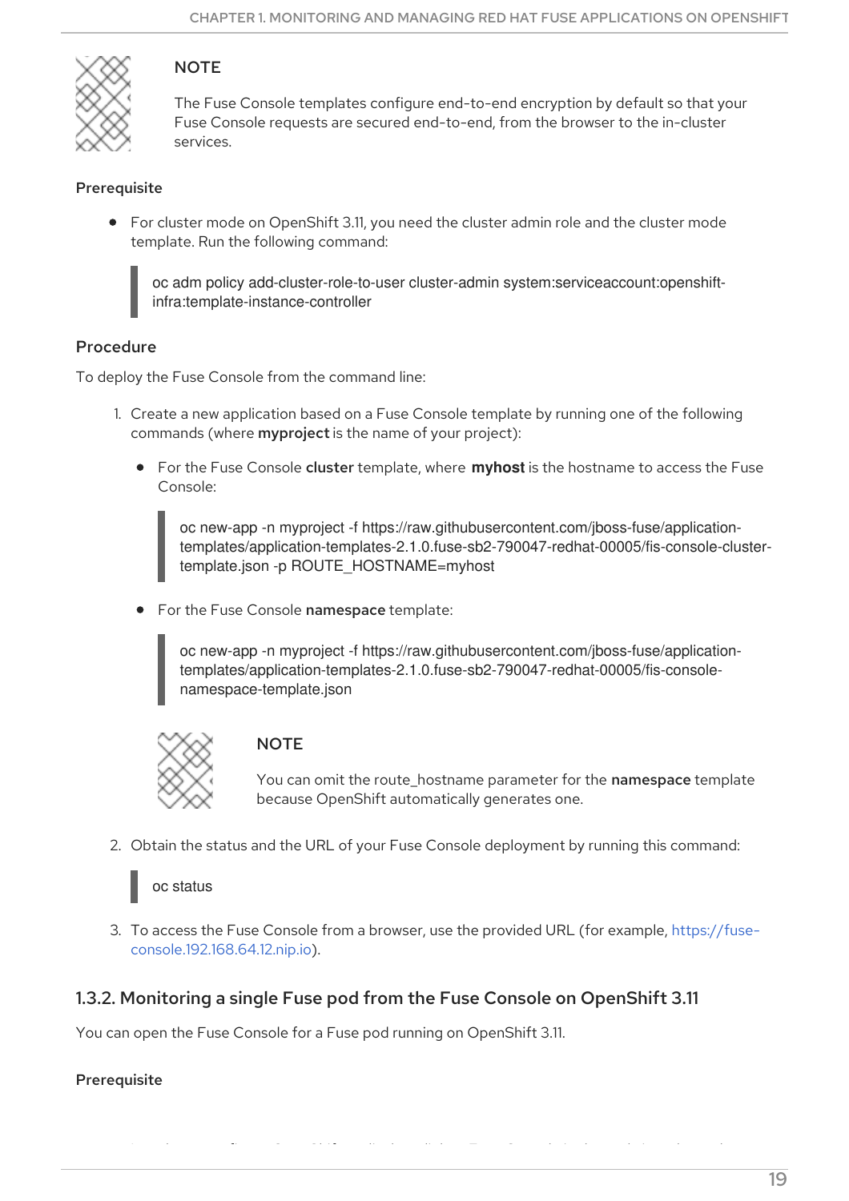> **NOTE**
>
> The Fuse Console templates configure end-to-end encryption by default so that your Fuse Console requests are secured end-to-end, from the browser to the in-cluster services.

**Prerequisite**

- For cluster mode on OpenShift 3.11, you need the cluster admin role and the cluster mode template. Run the following command:

```
oc adm policy add-cluster-role-to-user cluster-admin system:serviceaccount:openshift-infra:template-instance-controller
```

**Procedure**

To deploy the Fuse Console from the command line:

1. Create a new application based on a Fuse Console template by running one of the following commands (where **myproject** is the name of your project):
   - For the Fuse Console **cluster** template, where **myhost** is the hostname to access the Fuse Console:

   ```
   oc new-app -n myproject -f https://raw.githubusercontent.com/jboss-fuse/application-templates/application-templates-2.1.0.fuse-sb2-790047-redhat-00005/fis-console-cluster-template.json -p ROUTE_HOSTNAME=myhost
   ```

   - For the Fuse Console **namespace** template:

   ```
   oc new-app -n myproject -f https://raw.githubusercontent.com/jboss-fuse/application-templates/application-templates-2.1.0.fuse-sb2-790047-redhat-00005/fis-console-namespace-template.json
   ```

   > **NOTE**
   >
   > You can omit the route_hostname parameter for the **namespace** template because OpenShift automatically generates one.

2. Obtain the status and the URL of your Fuse Console deployment by running this command:

   ```
   oc status
   ```

3. To access the Fuse Console from a browser, use the provided URL (for example, https://fuse-console.192.168.64.12.nip.io).

### 1.3.2. Monitoring a single Fuse pod from the Fuse Console on OpenShift 3.11

You can open the Fuse Console for a Fuse pod running on OpenShift 3.11.

**Prerequisite**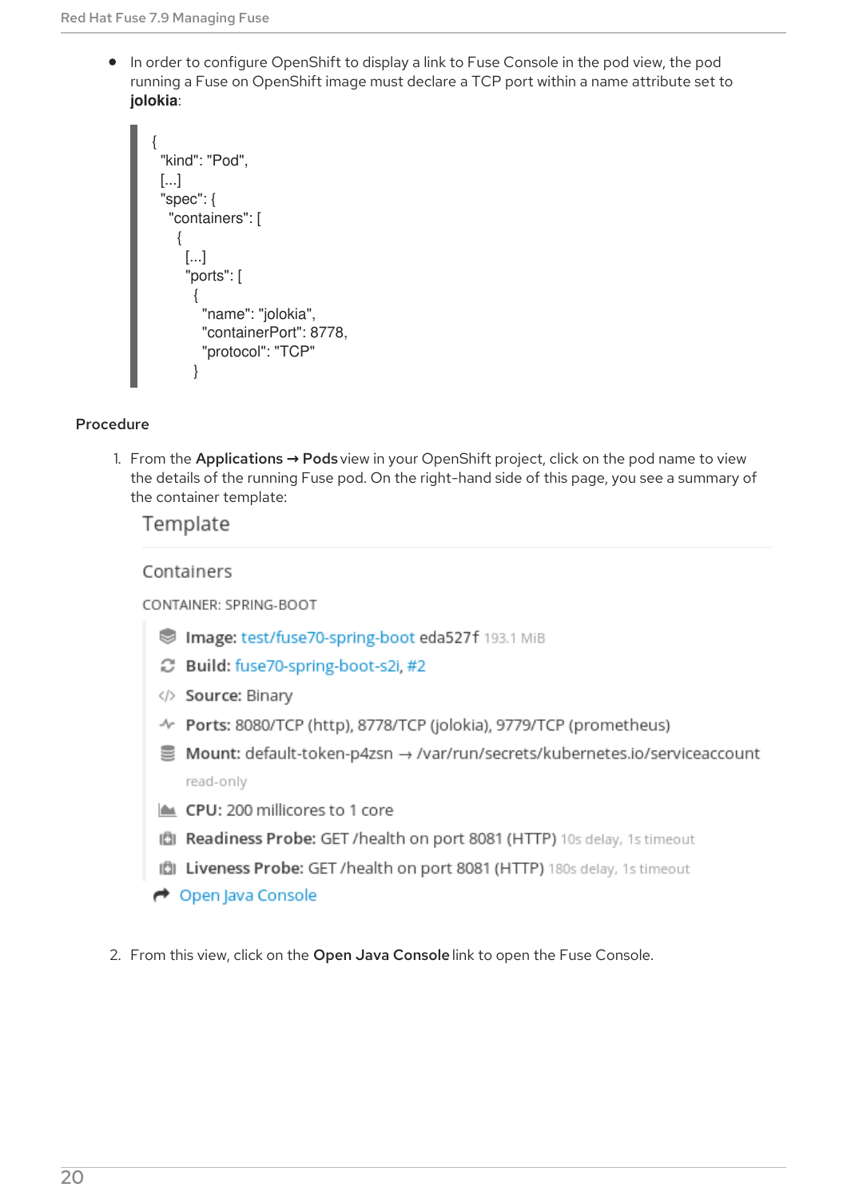- In order to configure OpenShift to display a link to Fuse Console in the pod view, the pod running a Fuse on OpenShift image must declare a TCP port within a name attribute set to **jolokia**:

```
{
  "kind": "Pod",
  [...]
  "spec": {
    "containers": [
      {
        [...]
        "ports": [
          {
            "name": "jolokia",
            "containerPort": 8778,
            "protocol": "TCP"
          }
```

**Procedure**

1. From the **Applications → Pods** view in your OpenShift project, click on the pod name to view the details of the running Fuse pod. On the right-hand side of this page, you see a summary of the container template:

   Template

   Containers

   CONTAINER: SPRING-BOOT

   - **Image:** test/fuse70-spring-boot eda527f 193.1 MiB
   - **Build:** fuse70-spring-boot-s2i, #2
   - **Source:** Binary
   - **Ports:** 8080/TCP (http), 8778/TCP (jolokia), 9779/TCP (prometheus)
   - **Mount:** default-token-p4zsn → /var/run/secrets/kubernetes.io/serviceaccount read-only
   - **CPU:** 200 millicores to 1 core
   - **Readiness Probe:** GET /health on port 8081 (HTTP) 10s delay, 1s timeout
   - **Liveness Probe:** GET /health on port 8081 (HTTP) 180s delay, 1s timeout
   - Open Java Console

2. From this view, click on the **Open Java Console** link to open the Fuse Console.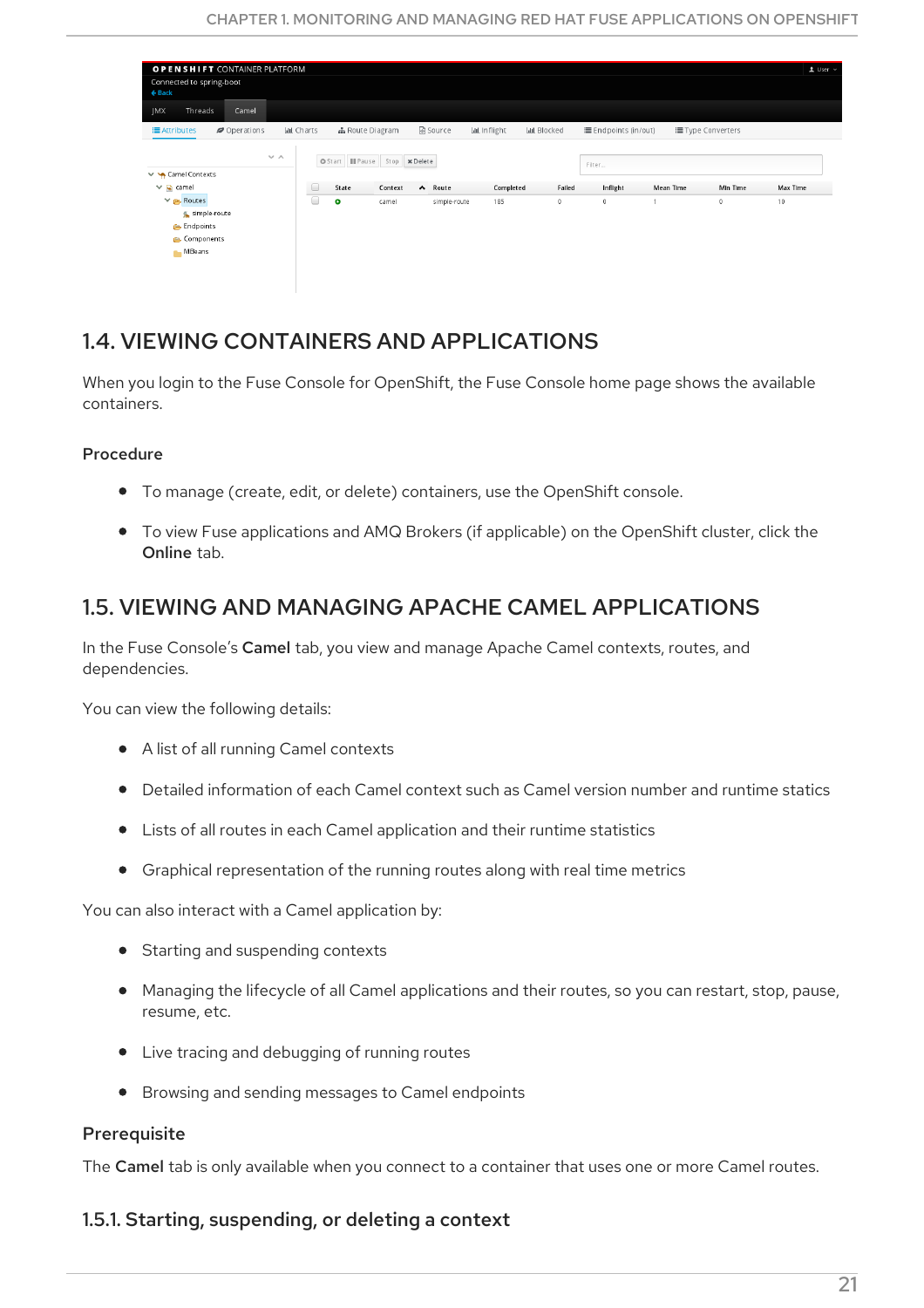## 1.4. VIEWING CONTAINERS AND APPLICATIONS

When you login to the Fuse Console for OpenShift, the Fuse Console home page shows the available containers.

### Procedure

- To manage (create, edit, or delete) containers, use the OpenShift console.
- To view Fuse applications and AMQ Brokers (if applicable) on the OpenShift cluster, click the **Online** tab.

## 1.5. VIEWING AND MANAGING APACHE CAMEL APPLICATIONS

In the Fuse Console's **Camel** tab, you view and manage Apache Camel contexts, routes, and dependencies.

You can view the following details:

- A list of all running Camel contexts
- Detailed information of each Camel context such as Camel version number and runtime statics
- Lists of all routes in each Camel application and their runtime statistics
- Graphical representation of the running routes along with real time metrics

You can also interact with a Camel application by:

- Starting and suspending contexts
- Managing the lifecycle of all Camel applications and their routes, so you can restart, stop, pause, resume, etc.
- Live tracing and debugging of running routes
- Browsing and sending messages to Camel endpoints

### Prerequisite

The **Camel** tab is only available when you connect to a container that uses one or more Camel routes.

### 1.5.1. Starting, suspending, or deleting a context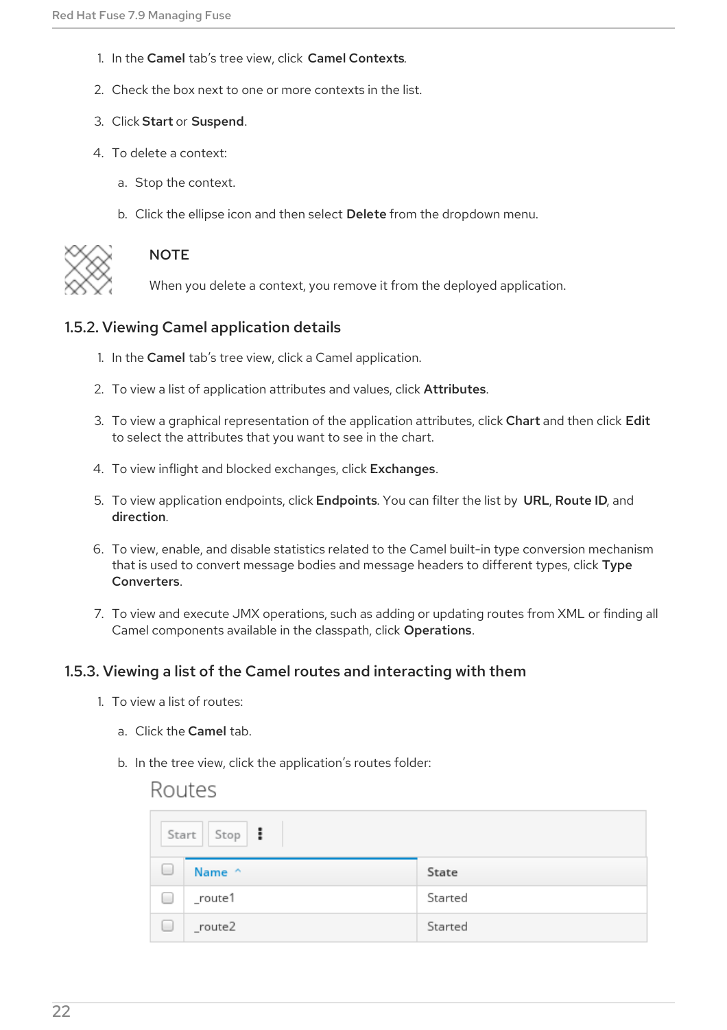1. In the **Camel** tab's tree view, click **Camel Contexts**.
2. Check the box next to one or more contexts in the list.
3. Click **Start** or **Suspend**.
4. To delete a context:
   a. Stop the context.
   b. Click the ellipse icon and then select **Delete** from the dropdown menu.

> **NOTE**
>
> When you delete a context, you remove it from the deployed application.

### 1.5.2. Viewing Camel application details

1. In the **Camel** tab's tree view, click a Camel application.
2. To view a list of application attributes and values, click **Attributes**.
3. To view a graphical representation of the application attributes, click **Chart** and then click **Edit** to select the attributes that you want to see in the chart.
4. To view inflight and blocked exchanges, click **Exchanges**.
5. To view application endpoints, click **Endpoints**. You can filter the list by **URL**, **Route ID**, and **direction**.
6. To view, enable, and disable statistics related to the Camel built-in type conversion mechanism that is used to convert message bodies and message headers to different types, click **Type Converters**.
7. To view and execute JMX operations, such as adding or updating routes from XML or finding all Camel components available in the classpath, click **Operations**.

### 1.5.3. Viewing a list of the Camel routes and interacting with them

1. To view a list of routes:
   a. Click the **Camel** tab.
   b. In the tree view, click the application's routes folder:

Routes

Start | Stop | ⋮

| | Name ^ | State |
|---|---|---|
| ☐ | _route1 | Started |
| ☐ | _route2 | Started |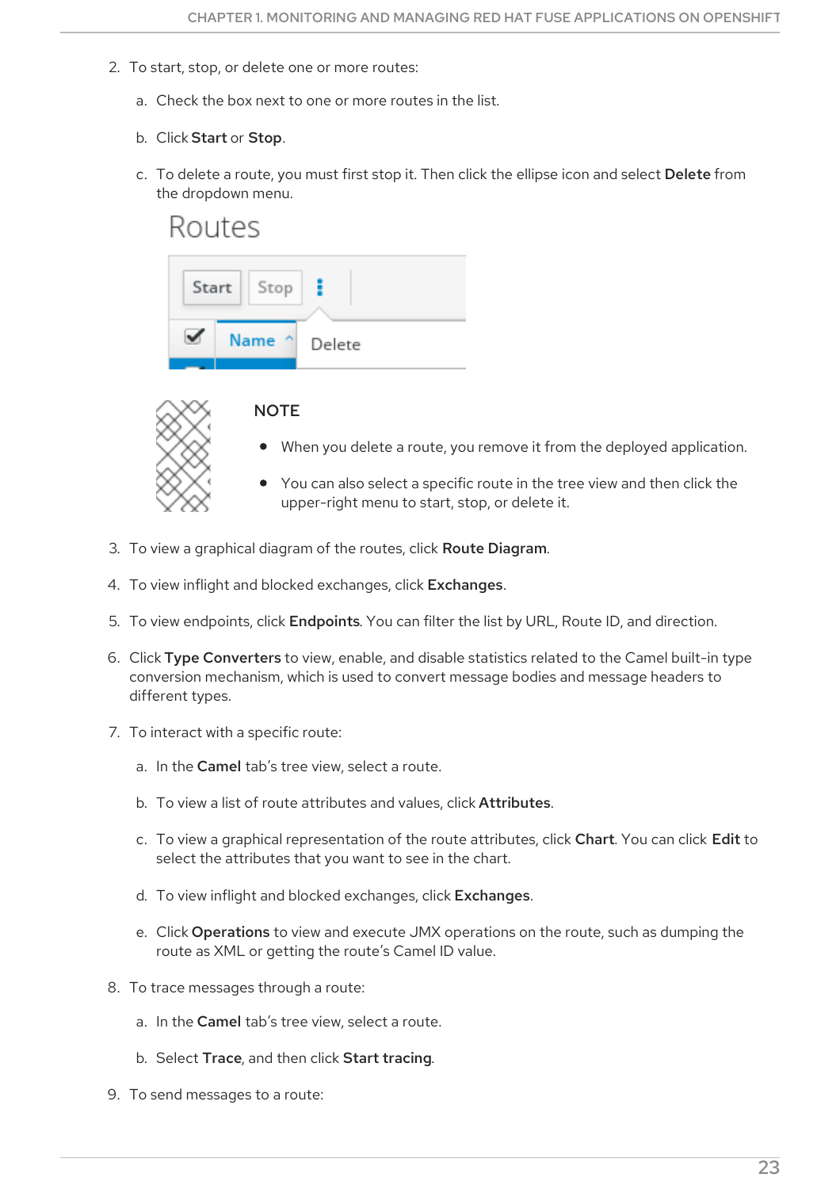2. To start, stop, or delete one or more routes:

   a. Check the box next to one or more routes in the list.

   b. Click **Start** or **Stop**.

   c. To delete a route, you must first stop it. Then click the ellipse icon and select **Delete** from the dropdown menu.

> **NOTE**
>
> - When you delete a route, you remove it from the deployed application.
> - You can also select a specific route in the tree view and then click the upper-right menu to start, stop, or delete it.

3. To view a graphical diagram of the routes, click **Route Diagram**.

4. To view inflight and blocked exchanges, click **Exchanges**.

5. To view endpoints, click **Endpoints**. You can filter the list by URL, Route ID, and direction.

6. Click **Type Converters** to view, enable, and disable statistics related to the Camel built-in type conversion mechanism, which is used to convert message bodies and message headers to different types.

7. To interact with a specific route:

   a. In the **Camel** tab's tree view, select a route.

   b. To view a list of route attributes and values, click **Attributes**.

   c. To view a graphical representation of the route attributes, click **Chart**. You can click **Edit** to select the attributes that you want to see in the chart.

   d. To view inflight and blocked exchanges, click **Exchanges**.

   e. Click **Operations** to view and execute JMX operations on the route, such as dumping the route as XML or getting the route's Camel ID value.

8. To trace messages through a route:

   a. In the **Camel** tab's tree view, select a route.

   b. Select **Trace**, and then click **Start tracing**.

9. To send messages to a route: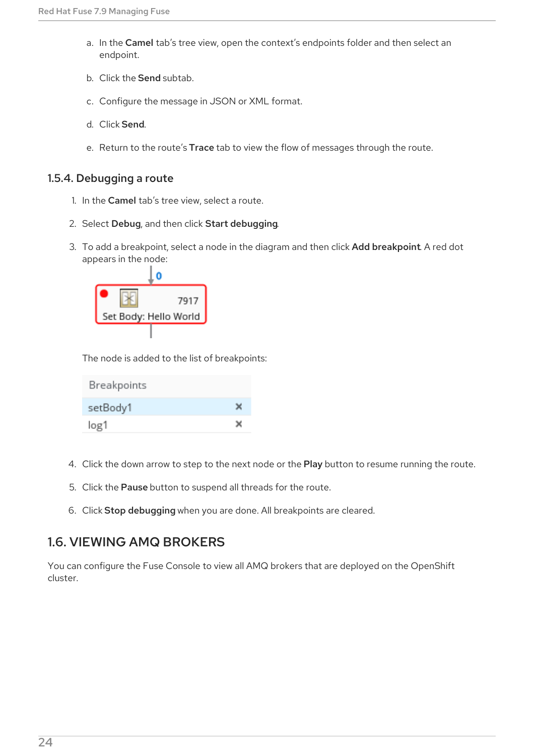a. In the **Camel** tab's tree view, open the context's endpoints folder and then select an endpoint.

b. Click the **Send** subtab.

c. Configure the message in JSON or XML format.

d. Click **Send**.

e. Return to the route's **Trace** tab to view the flow of messages through the route.

### 1.5.4. Debugging a route

1. In the **Camel** tab's tree view, select a route.

2. Select **Debug**, and then click **Start debugging**.

3. To add a breakpoint, select a node in the diagram and then click **Add breakpoint**. A red dot appears in the node:

   The node is added to the list of breakpoints:

4. Click the down arrow to step to the next node or the **Play** button to resume running the route.

5. Click the **Pause** button to suspend all threads for the route.

6. Click **Stop debugging** when you are done. All breakpoints are cleared.

## 1.6. VIEWING AMQ BROKERS

You can configure the Fuse Console to view all AMQ brokers that are deployed on the OpenShift cluster.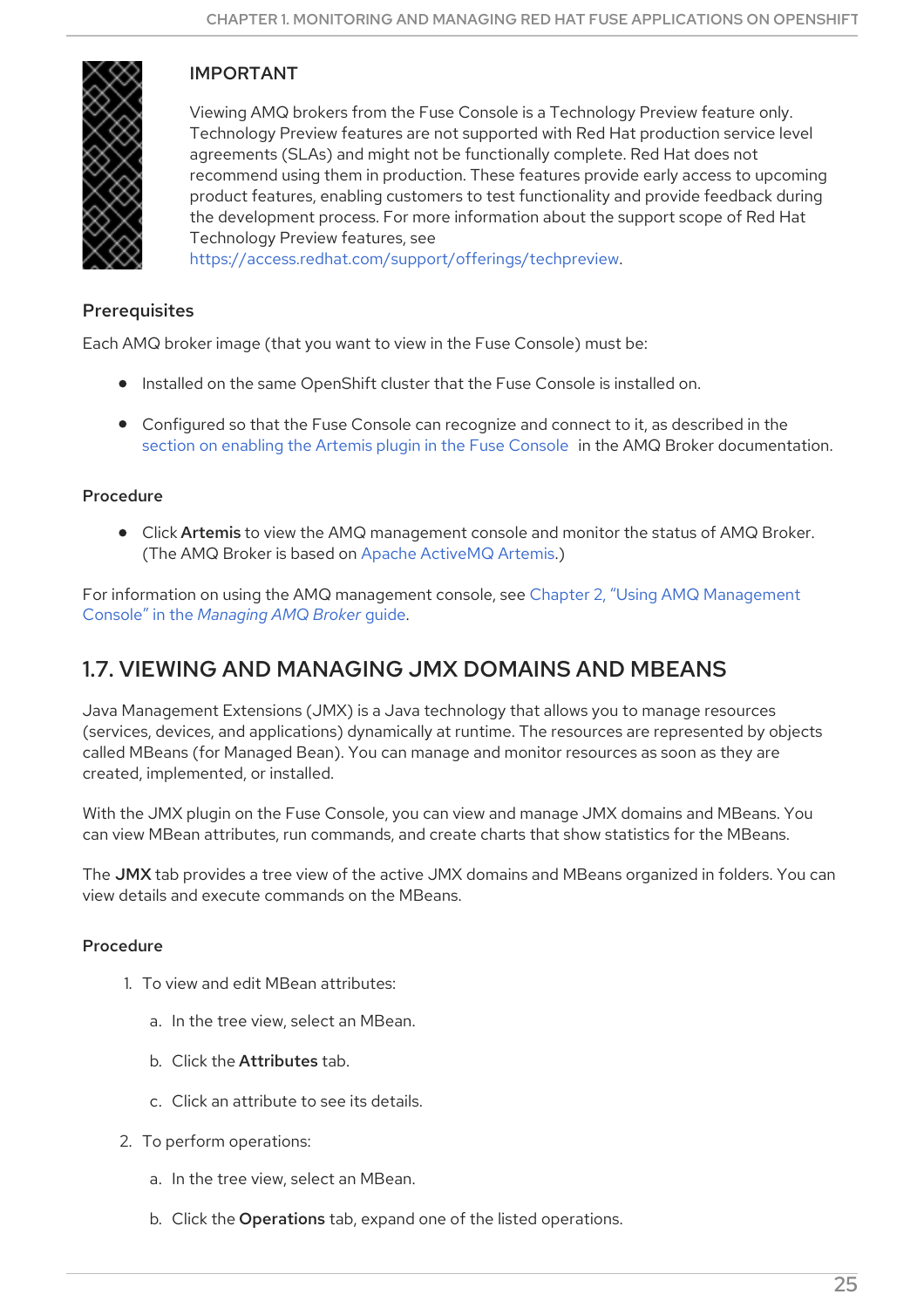> **IMPORTANT**
>
> Viewing AMQ brokers from the Fuse Console is a Technology Preview feature only. Technology Preview features are not supported with Red Hat production service level agreements (SLAs) and might not be functionally complete. Red Hat does not recommend using them in production. These features provide early access to upcoming product features, enabling customers to test functionality and provide feedback during the development process. For more information about the support scope of Red Hat Technology Preview features, see https://access.redhat.com/support/offerings/techpreview.

### Prerequisites

Each AMQ broker image (that you want to view in the Fuse Console) must be:

- Installed on the same OpenShift cluster that the Fuse Console is installed on.
- Configured so that the Fuse Console can recognize and connect to it, as described in the section on enabling the Artemis plugin in the Fuse Console in the AMQ Broker documentation.

### Procedure

- Click **Artemis** to view the AMQ management console and monitor the status of AMQ Broker. (The AMQ Broker is based on Apache ActiveMQ Artemis.)

For information on using the AMQ management console, see Chapter 2, "Using AMQ Management Console" in the *Managing AMQ Broker* guide.

## 1.7. VIEWING AND MANAGING JMX DOMAINS AND MBEANS

Java Management Extensions (JMX) is a Java technology that allows you to manage resources (services, devices, and applications) dynamically at runtime. The resources are represented by objects called MBeans (for Managed Bean). You can manage and monitor resources as soon as they are created, implemented, or installed.

With the JMX plugin on the Fuse Console, you can view and manage JMX domains and MBeans. You can view MBean attributes, run commands, and create charts that show statistics for the MBeans.

The **JMX** tab provides a tree view of the active JMX domains and MBeans organized in folders. You can view details and execute commands on the MBeans.

### Procedure

1. To view and edit MBean attributes:
   a. In the tree view, select an MBean.
   b. Click the **Attributes** tab.
   c. Click an attribute to see its details.
2. To perform operations:
   a. In the tree view, select an MBean.
   b. Click the **Operations** tab, expand one of the listed operations.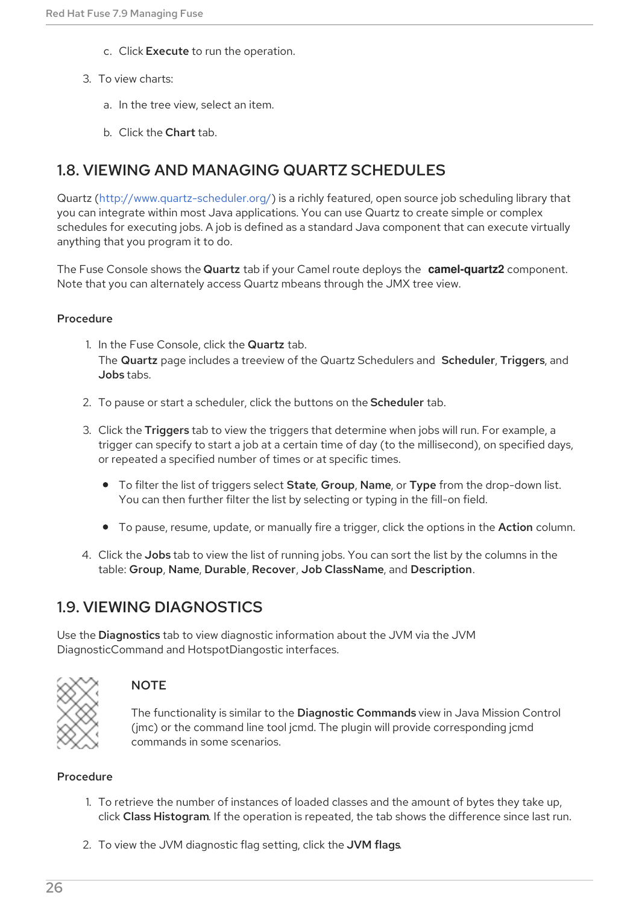c. Click **Execute** to run the operation.

3. To view charts:

   a. In the tree view, select an item.

   b. Click the **Chart** tab.

## 1.8. VIEWING AND MANAGING QUARTZ SCHEDULES

Quartz (http://www.quartz-scheduler.org/) is a richly featured, open source job scheduling library that you can integrate within most Java applications. You can use Quartz to create simple or complex schedules for executing jobs. A job is defined as a standard Java component that can execute virtually anything that you program it to do.

The Fuse Console shows the **Quartz** tab if your Camel route deploys the **camel-quartz2** component. Note that you can alternately access Quartz mbeans through the JMX tree view.

### Procedure

1. In the Fuse Console, click the **Quartz** tab.
   The **Quartz** page includes a treeview of the Quartz Schedulers and **Scheduler**, **Triggers**, and **Jobs** tabs.

2. To pause or start a scheduler, click the buttons on the **Scheduler** tab.

3. Click the **Triggers** tab to view the triggers that determine when jobs will run. For example, a trigger can specify to start a job at a certain time of day (to the millisecond), on specified days, or repeated a specified number of times or at specific times.

   - To filter the list of triggers select **State**, **Group**, **Name**, or **Type** from the drop-down list. You can then further filter the list by selecting or typing in the fill-on field.

   - To pause, resume, update, or manually fire a trigger, click the options in the **Action** column.

4. Click the **Jobs** tab to view the list of running jobs. You can sort the list by the columns in the table: **Group**, **Name**, **Durable**, **Recover**, **Job ClassName**, and **Description**.

## 1.9. VIEWING DIAGNOSTICS

Use the **Diagnostics** tab to view diagnostic information about the JVM via the JVM DiagnosticCommand and HotspotDiangostic interfaces.

> **NOTE**
>
> The functionality is similar to the **Diagnostic Commands** view in Java Mission Control (jmc) or the command line tool jcmd. The plugin will provide corresponding jcmd commands in some scenarios.

### Procedure

1. To retrieve the number of instances of loaded classes and the amount of bytes they take up, click **Class Histogram**. If the operation is repeated, the tab shows the difference since last run.

2. To view the JVM diagnostic flag setting, click the **JVM flags**.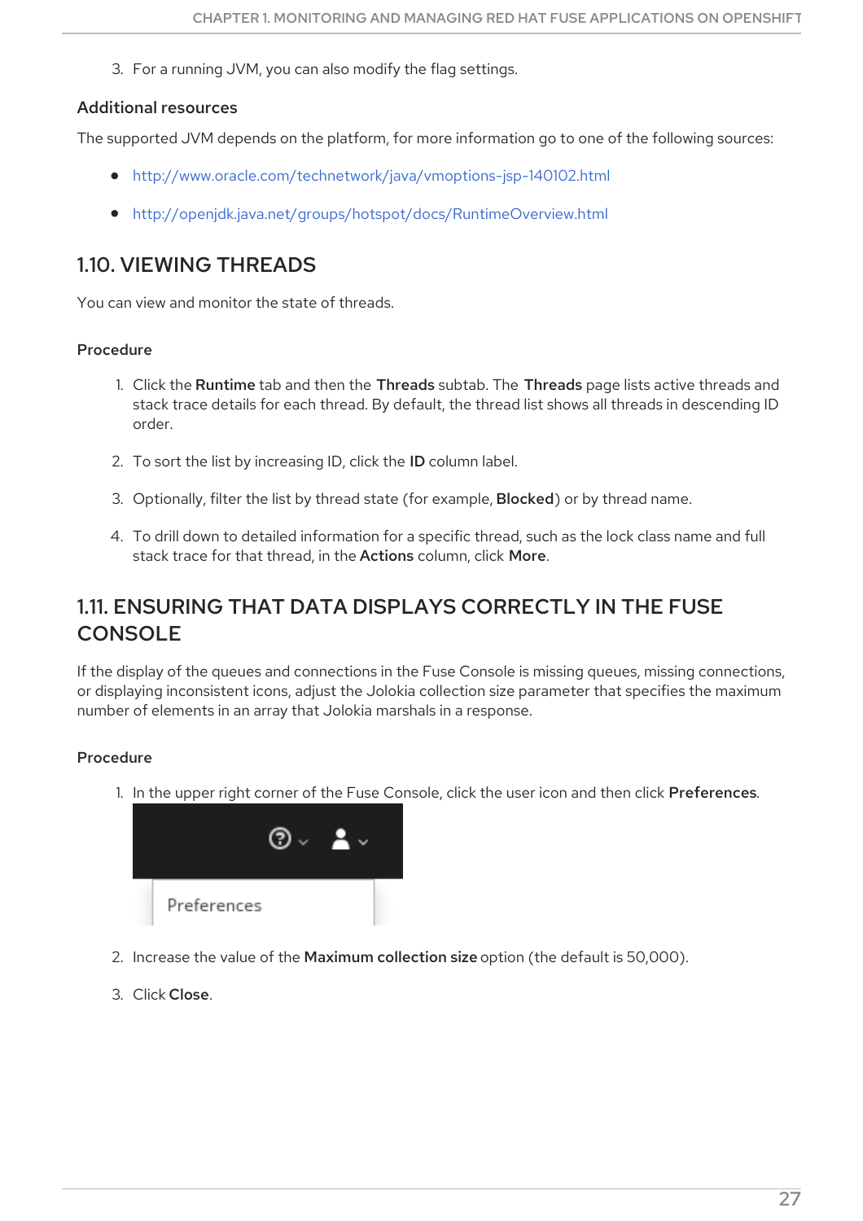3. For a running JVM, you can also modify the flag settings.

### Additional resources

The supported JVM depends on the platform, for more information go to one of the following sources:

- http://www.oracle.com/technetwork/java/vmoptions-jsp-140102.html
- http://openjdk.java.net/groups/hotspot/docs/RuntimeOverview.html

## 1.10. VIEWING THREADS

You can view and monitor the state of threads.

### Procedure

1. Click the **Runtime** tab and then the **Threads** subtab. The **Threads** page lists active threads and stack trace details for each thread. By default, the thread list shows all threads in descending ID order.
2. To sort the list by increasing ID, click the **ID** column label.
3. Optionally, filter the list by thread state (for example, **Blocked**) or by thread name.
4. To drill down to detailed information for a specific thread, such as the lock class name and full stack trace for that thread, in the **Actions** column, click **More**.

## 1.11. ENSURING THAT DATA DISPLAYS CORRECTLY IN THE FUSE CONSOLE

If the display of the queues and connections in the Fuse Console is missing queues, missing connections, or displaying inconsistent icons, adjust the Jolokia collection size parameter that specifies the maximum number of elements in an array that Jolokia marshals in a response.

### Procedure

1. In the upper right corner of the Fuse Console, click the user icon and then click **Preferences**.
2. Increase the value of the **Maximum collection size** option (the default is 50,000).
3. Click **Close**.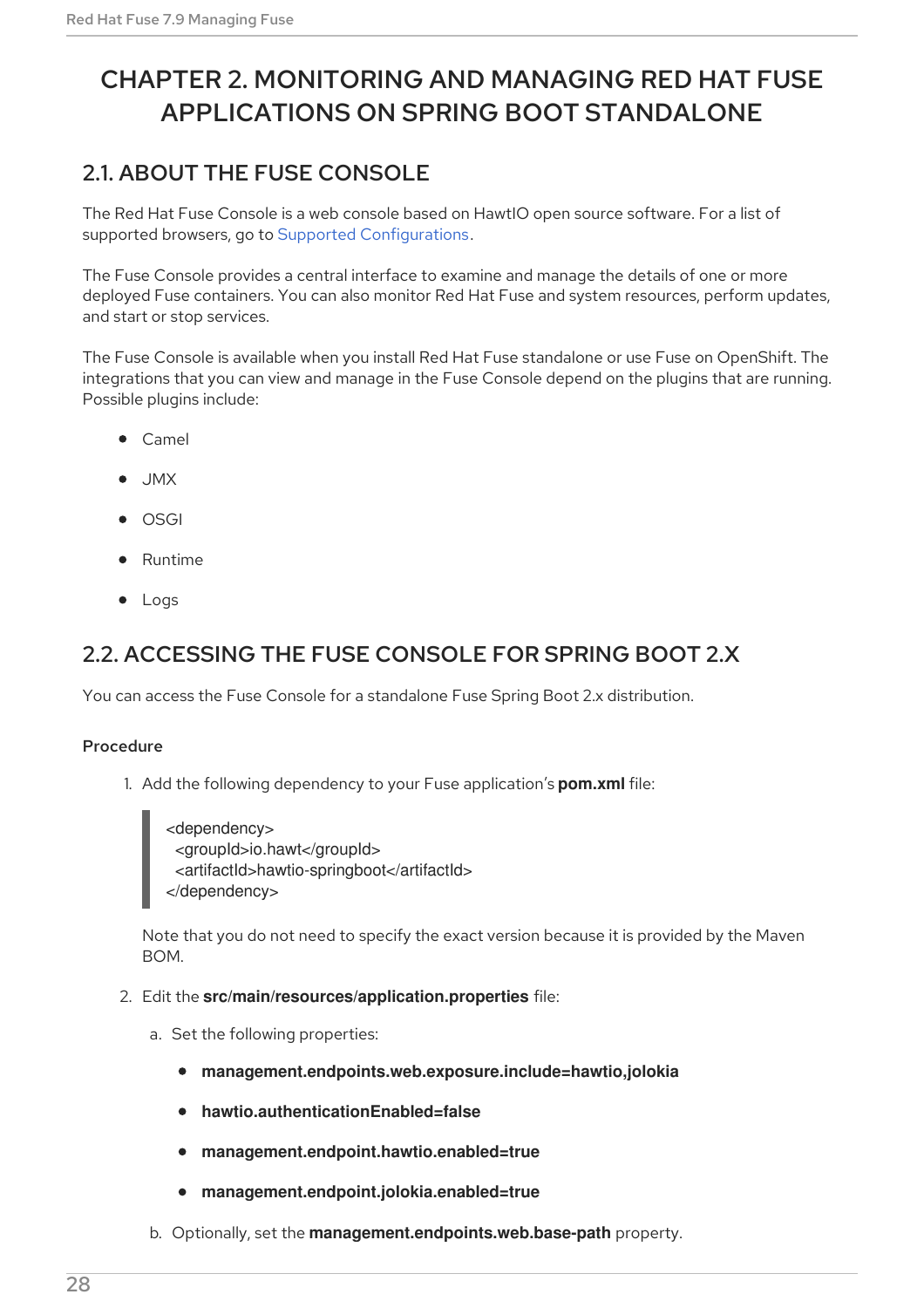# CHAPTER 2. MONITORING AND MANAGING RED HAT FUSE APPLICATIONS ON SPRING BOOT STANDALONE

## 2.1. ABOUT THE FUSE CONSOLE

The Red Hat Fuse Console is a web console based on HawtIO open source software. For a list of supported browsers, go to Supported Configurations.

The Fuse Console provides a central interface to examine and manage the details of one or more deployed Fuse containers. You can also monitor Red Hat Fuse and system resources, perform updates, and start or stop services.

The Fuse Console is available when you install Red Hat Fuse standalone or use Fuse on OpenShift. The integrations that you can view and manage in the Fuse Console depend on the plugins that are running. Possible plugins include:

- Camel
- JMX
- OSGI
- Runtime
- Logs

## 2.2. ACCESSING THE FUSE CONSOLE FOR SPRING BOOT 2.X

You can access the Fuse Console for a standalone Fuse Spring Boot 2.x distribution.

### Procedure

1. Add the following dependency to your Fuse application's **pom.xml** file:

   ```
   <dependency>
     <groupId>io.hawt</groupId>
     <artifactId>hawtio-springboot</artifactId>
   </dependency>
   ```

   Note that you do not need to specify the exact version because it is provided by the Maven BOM.

2. Edit the **src/main/resources/application.properties** file:

   a. Set the following properties:

      - **management.endpoints.web.exposure.include=hawtio,jolokia**
      - **hawtio.authenticationEnabled=false**
      - **management.endpoint.hawtio.enabled=true**
      - **management.endpoint.jolokia.enabled=true**

   b. Optionally, set the **management.endpoints.web.base-path** property.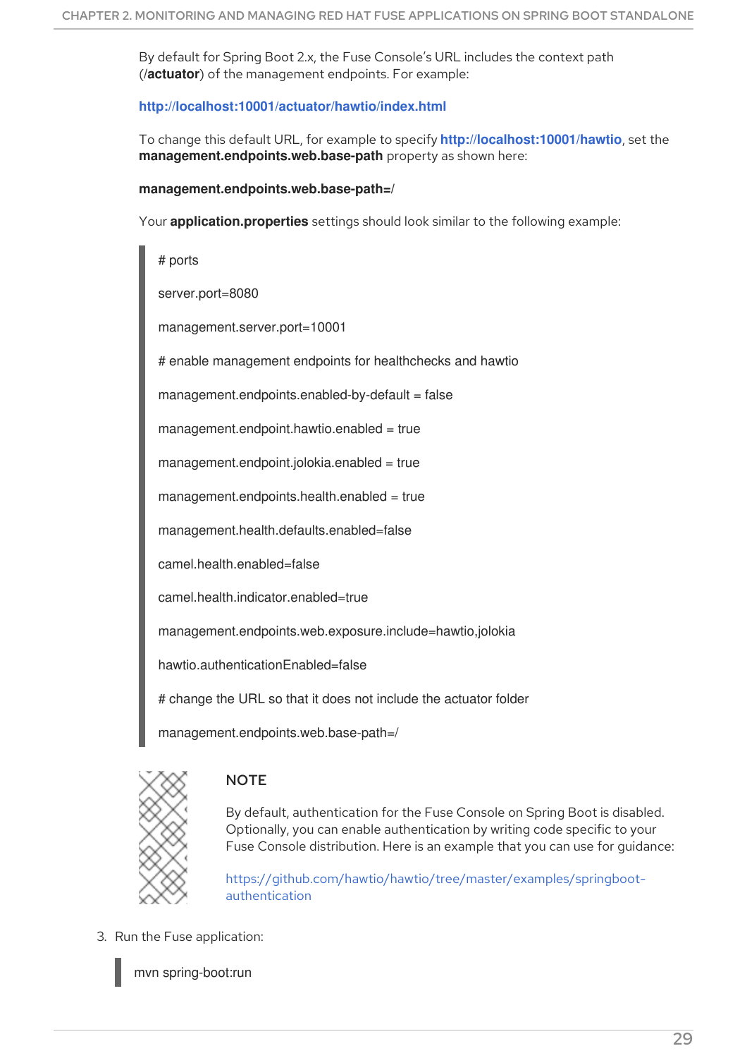By default for Spring Boot 2.x, the Fuse Console's URL includes the context path (/**actuator**) of the management endpoints. For example:

**http://localhost:10001/actuator/hawtio/index.html**

To change this default URL, for example to specify **http://localhost:10001/hawtio**, set the **management.endpoints.web.base-path** property as shown here:

**management.endpoints.web.base-path=/**

Your **application.properties** settings should look similar to the following example:

```
# ports
server.port=8080
management.server.port=10001
# enable management endpoints for healthchecks and hawtio
management.endpoints.enabled-by-default = false
management.endpoint.hawtio.enabled = true
management.endpoint.jolokia.enabled = true
management.endpoints.health.enabled = true
management.health.defaults.enabled=false
camel.health.enabled=false
camel.health.indicator.enabled=true
management.endpoints.web.exposure.include=hawtio,jolokia
hawtio.authenticationEnabled=false
# change the URL so that it does not include the actuator folder
management.endpoints.web.base-path=/
```

> **NOTE**
>
> By default, authentication for the Fuse Console on Spring Boot is disabled. Optionally, you can enable authentication by writing code specific to your Fuse Console distribution. Here is an example that you can use for guidance:
>
> https://github.com/hawtio/hawtio/tree/master/examples/springboot-authentication

3. Run the Fuse application:

```
mvn spring-boot:run
```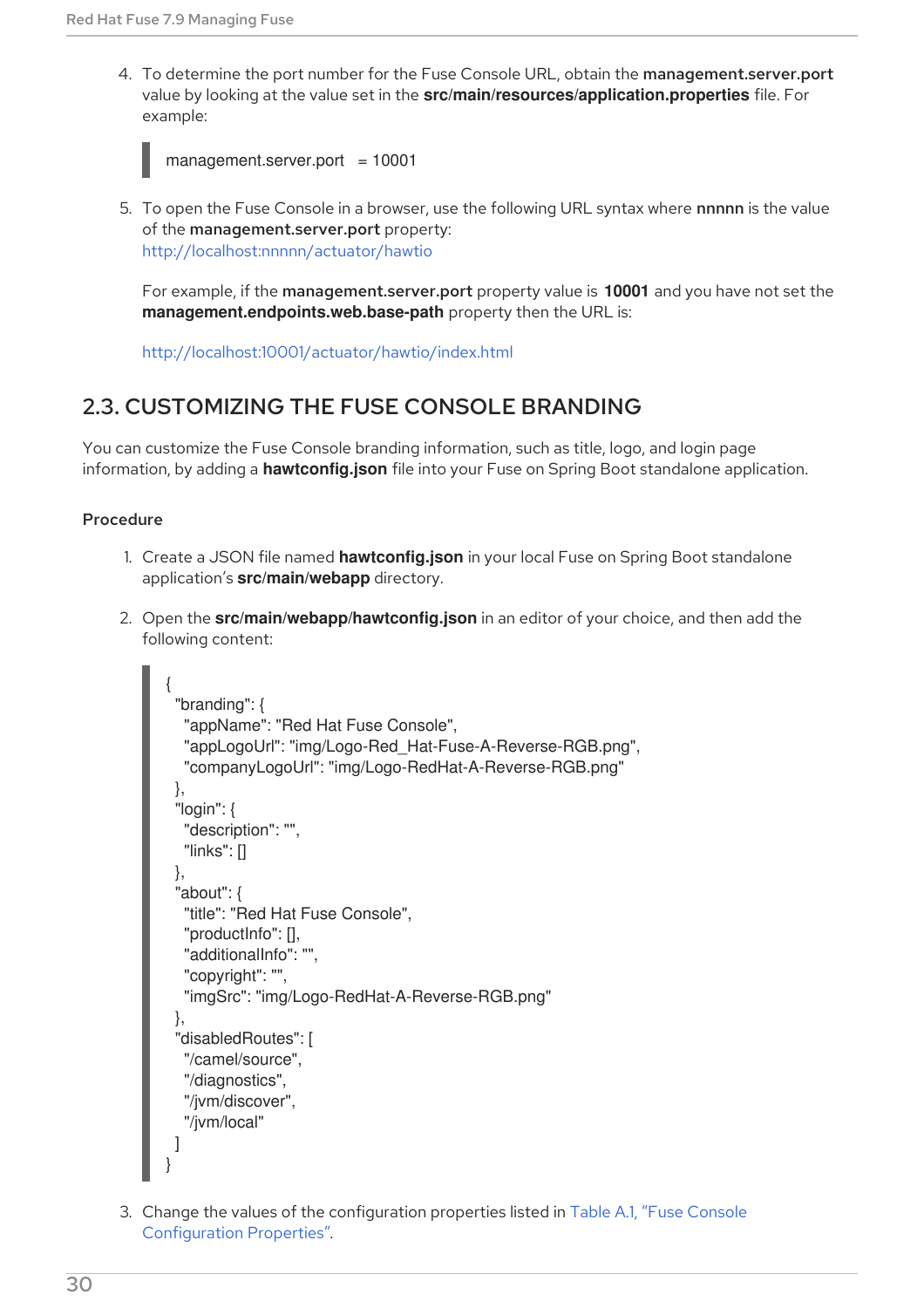4. To determine the port number for the Fuse Console URL, obtain the **management.server.port** value by looking at the value set in the **src/main/resources/application.properties** file. For example:

```
management.server.port   = 10001
```

5. To open the Fuse Console in a browser, use the following URL syntax where **nnnnn** is the value of the **management.server.port** property:
http://localhost:nnnnn/actuator/hawtio

   For example, if the **management.server.port** property value is **10001** and you have not set the **management.endpoints.web.base-path** property then the URL is:

   http://localhost:10001/actuator/hawtio/index.html

## 2.3. CUSTOMIZING THE FUSE CONSOLE BRANDING

You can customize the Fuse Console branding information, such as title, logo, and login page information, by adding a **hawtconfig.json** file into your Fuse on Spring Boot standalone application.

### Procedure

1. Create a JSON file named **hawtconfig.json** in your local Fuse on Spring Boot standalone application's **src/main/webapp** directory.

2. Open the **src/main/webapp/hawtconfig.json** in an editor of your choice, and then add the following content:

```
{
  "branding": {
    "appName": "Red Hat Fuse Console",
    "appLogoUrl": "img/Logo-Red_Hat-Fuse-A-Reverse-RGB.png",
    "companyLogoUrl": "img/Logo-RedHat-A-Reverse-RGB.png"
  },
  "login": {
    "description": "",
    "links": []
  },
  "about": {
    "title": "Red Hat Fuse Console",
    "productInfo": [],
    "additionalInfo": "",
    "copyright": "",
    "imgSrc": "img/Logo-RedHat-A-Reverse-RGB.png"
  },
  "disabledRoutes": [
    "/camel/source",
    "/diagnostics",
    "/jvm/discover",
    "/jvm/local"
  ]
}
```

3. Change the values of the configuration properties listed in Table A.1, "Fuse Console Configuration Properties".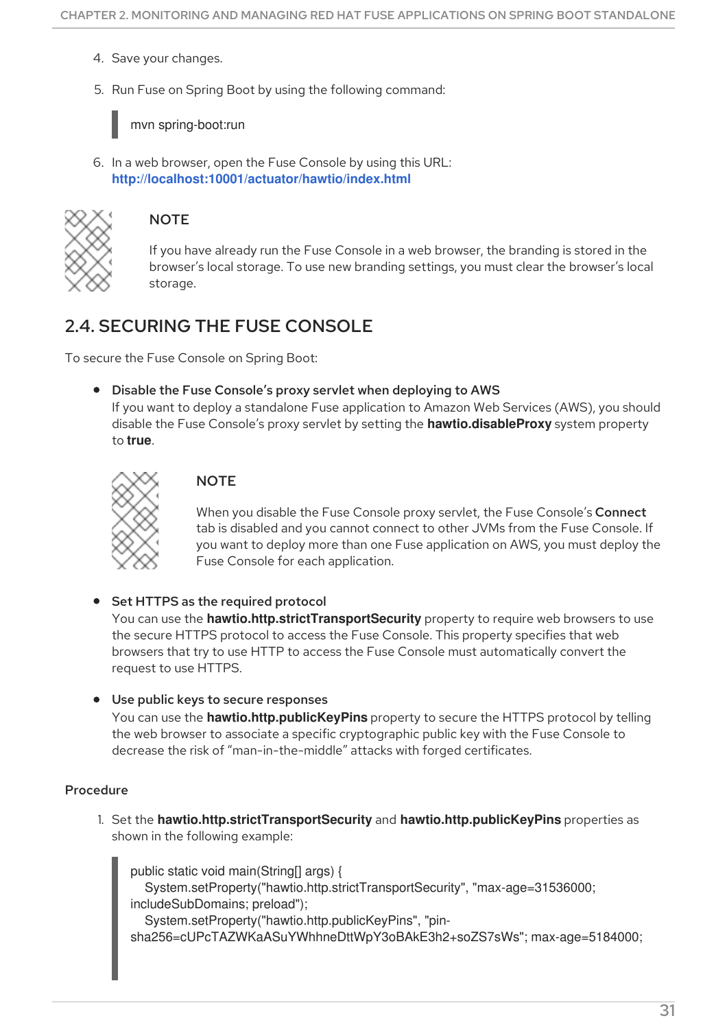4. Save your changes.

5. Run Fuse on Spring Boot by using the following command:

```
mvn spring-boot:run
```

6. In a web browser, open the Fuse Console by using this URL: **http://localhost:10001/actuator/hawtio/index.html**

> **NOTE**
>
> If you have already run the Fuse Console in a web browser, the branding is stored in the browser's local storage. To use new branding settings, you must clear the browser's local storage.

## 2.4. SECURING THE FUSE CONSOLE

To secure the Fuse Console on Spring Boot:

- **Disable the Fuse Console's proxy servlet when deploying to AWS**
  If you want to deploy a standalone Fuse application to Amazon Web Services (AWS), you should disable the Fuse Console's proxy servlet by setting the **hawtio.disableProxy** system property to **true**.

  > **NOTE**
  >
  > When you disable the Fuse Console proxy servlet, the Fuse Console's **Connect** tab is disabled and you cannot connect to other JVMs from the Fuse Console. If you want to deploy more than one Fuse application on AWS, you must deploy the Fuse Console for each application.

- **Set HTTPS as the required protocol**
  You can use the **hawtio.http.strictTransportSecurity** property to require web browsers to use the secure HTTPS protocol to access the Fuse Console. This property specifies that web browsers that try to use HTTP to access the Fuse Console must automatically convert the request to use HTTPS.

- **Use public keys to secure responses**
  You can use the **hawtio.http.publicKeyPins** property to secure the HTTPS protocol by telling the web browser to associate a specific cryptographic public key with the Fuse Console to decrease the risk of "man-in-the-middle" attacks with forged certificates.

**Procedure**

1. Set the **hawtio.http.strictTransportSecurity** and **hawtio.http.publicKeyPins** properties as shown in the following example:

```
public static void main(String[] args) {
   System.setProperty("hawtio.http.strictTransportSecurity", "max-age=31536000;
includeSubDomains; preload");
   System.setProperty("hawtio.http.publicKeyPins", "pin-
sha256=cUPcTAZWKaASuYWhhneDttWpY3oBAkE3h2+soZS7sWs"; max-age=5184000;
```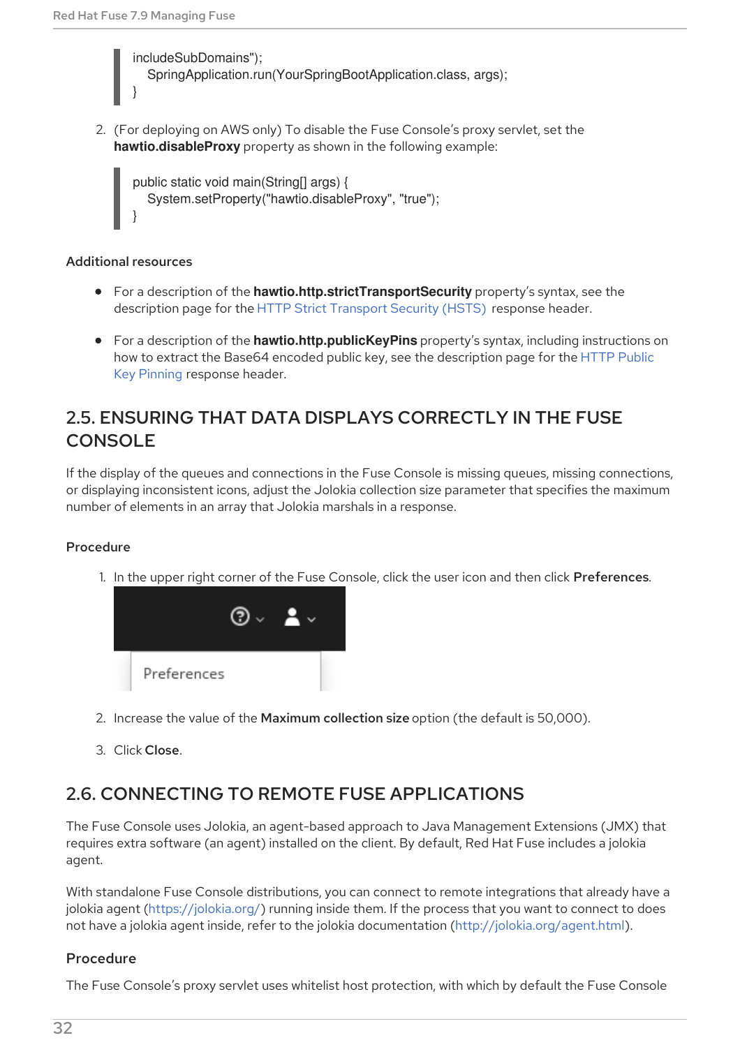```
includeSubDomains");
   SpringApplication.run(YourSpringBootApplication.class, args);
}
```

2. (For deploying on AWS only) To disable the Fuse Console's proxy servlet, set the **hawtio.disableProxy** property as shown in the following example:

```
public static void main(String[] args) {
   System.setProperty("hawtio.disableProxy", "true");
}
```

### Additional resources

- For a description of the **hawtio.http.strictTransportSecurity** property's syntax, see the description page for the HTTP Strict Transport Security (HSTS) response header.
- For a description of the **hawtio.http.publicKeyPins** property's syntax, including instructions on how to extract the Base64 encoded public key, see the description page for the HTTP Public Key Pinning response header.

## 2.5. ENSURING THAT DATA DISPLAYS CORRECTLY IN THE FUSE CONSOLE

If the display of the queues and connections in the Fuse Console is missing queues, missing connections, or displaying inconsistent icons, adjust the Jolokia collection size parameter that specifies the maximum number of elements in an array that Jolokia marshals in a response.

### Procedure

1. In the upper right corner of the Fuse Console, click the user icon and then click **Preferences**.

Preferences

2. Increase the value of the **Maximum collection size** option (the default is 50,000).
3. Click **Close**.

## 2.6. CONNECTING TO REMOTE FUSE APPLICATIONS

The Fuse Console uses Jolokia, an agent-based approach to Java Management Extensions (JMX) that requires extra software (an agent) installed on the client. By default, Red Hat Fuse includes a jolokia agent.

With standalone Fuse Console distributions, you can connect to remote integrations that already have a jolokia agent (https://jolokia.org/) running inside them. If the process that you want to connect to does not have a jolokia agent inside, refer to the jolokia documentation (http://jolokia.org/agent.html).

### Procedure

The Fuse Console's proxy servlet uses whitelist host protection, with which by default the Fuse Console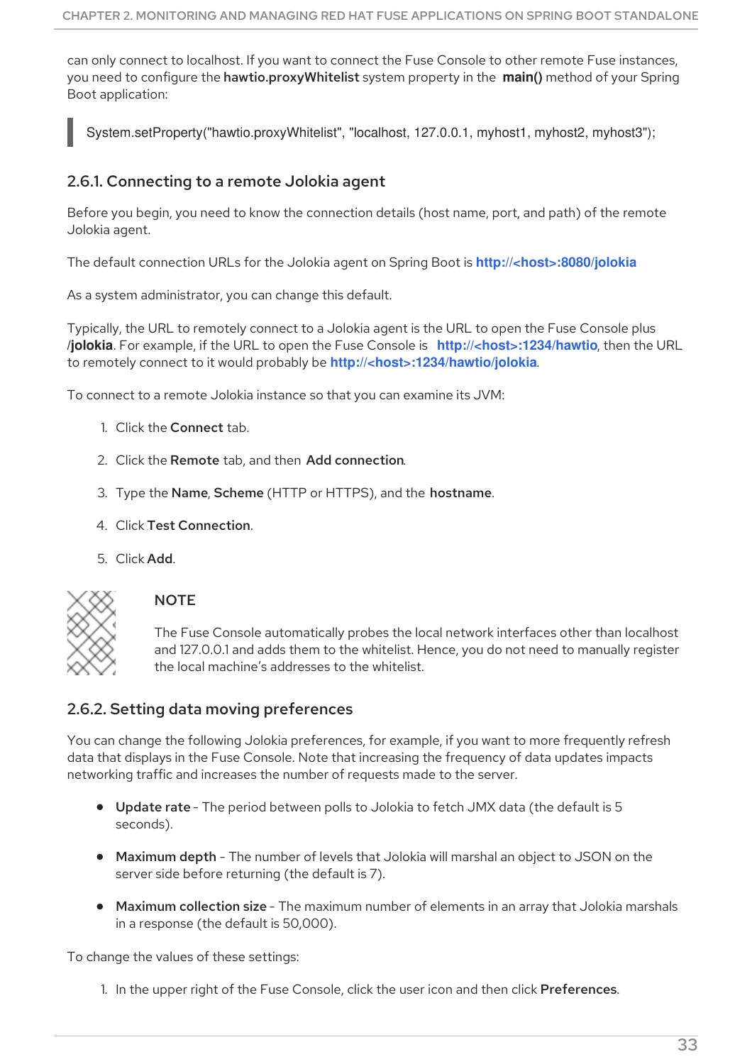can only connect to localhost. If you want to connect the Fuse Console to other remote Fuse instances, you need to configure the **hawtio.proxyWhitelist** system property in the **main()** method of your Spring Boot application:

```
System.setProperty("hawtio.proxyWhitelist", "localhost, 127.0.0.1, myhost1, myhost2, myhost3");
```

### 2.6.1. Connecting to a remote Jolokia agent

Before you begin, you need to know the connection details (host name, port, and path) of the remote Jolokia agent.

The default connection URLs for the Jolokia agent on Spring Boot is **http://<host>:8080/jolokia**

As a system administrator, you can change this default.

Typically, the URL to remotely connect to a Jolokia agent is the URL to open the Fuse Console plus **/jolokia**. For example, if the URL to open the Fuse Console is **http://<host>:1234/hawtio**, then the URL to remotely connect to it would probably be **http://<host>:1234/hawtio/jolokia**.

To connect to a remote Jolokia instance so that you can examine its JVM:

1. Click the **Connect** tab.
2. Click the **Remote** tab, and then **Add connection**.
3. Type the **Name**, **Scheme** (HTTP or HTTPS), and the **hostname**.
4. Click **Test Connection**.
5. Click **Add**.

> **NOTE**
>
> The Fuse Console automatically probes the local network interfaces other than localhost and 127.0.0.1 and adds them to the whitelist. Hence, you do not need to manually register the local machine's addresses to the whitelist.

### 2.6.2. Setting data moving preferences

You can change the following Jolokia preferences, for example, if you want to more frequently refresh data that displays in the Fuse Console. Note that increasing the frequency of data updates impacts networking traffic and increases the number of requests made to the server.

- **Update rate** - The period between polls to Jolokia to fetch JMX data (the default is 5 seconds).
- **Maximum depth** - The number of levels that Jolokia will marshal an object to JSON on the server side before returning (the default is 7).
- **Maximum collection size** - The maximum number of elements in an array that Jolokia marshals in a response (the default is 50,000).

To change the values of these settings:

1. In the upper right of the Fuse Console, click the user icon and then click **Preferences**.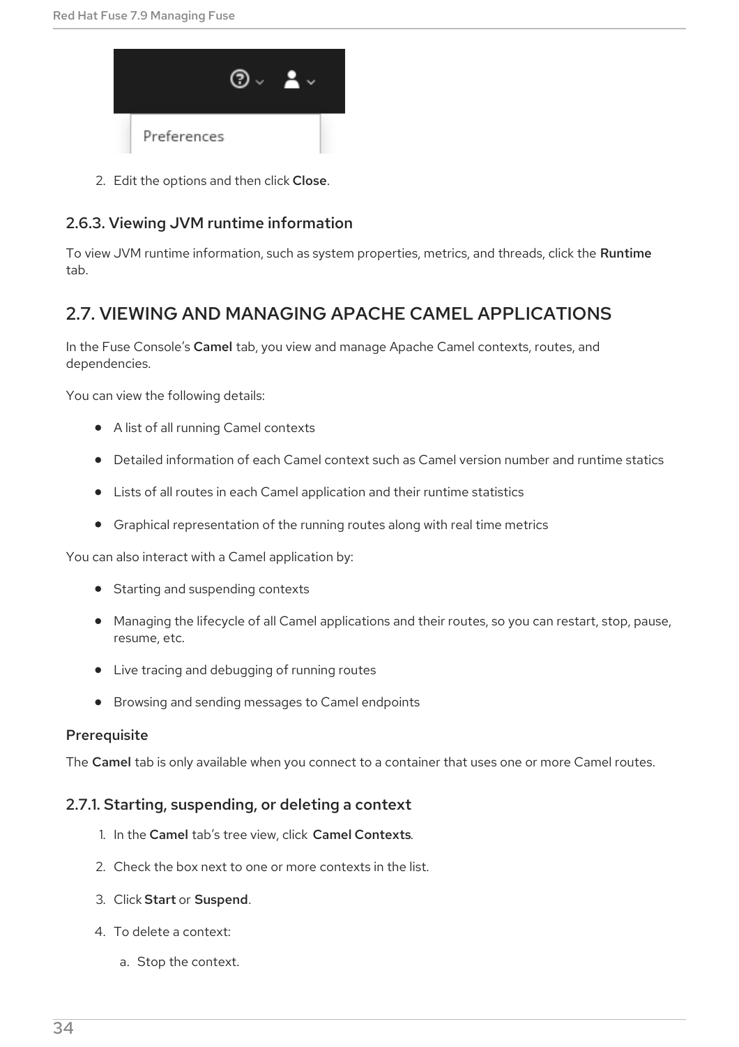2. Edit the options and then click **Close**.

### 2.6.3. Viewing JVM runtime information

To view JVM runtime information, such as system properties, metrics, and threads, click the **Runtime** tab.

## 2.7. VIEWING AND MANAGING APACHE CAMEL APPLICATIONS

In the Fuse Console's **Camel** tab, you view and manage Apache Camel contexts, routes, and dependencies.

You can view the following details:

- A list of all running Camel contexts
- Detailed information of each Camel context such as Camel version number and runtime statics
- Lists of all routes in each Camel application and their runtime statistics
- Graphical representation of the running routes along with real time metrics

You can also interact with a Camel application by:

- Starting and suspending contexts
- Managing the lifecycle of all Camel applications and their routes, so you can restart, stop, pause, resume, etc.
- Live tracing and debugging of running routes
- Browsing and sending messages to Camel endpoints

**Prerequisite**

The **Camel** tab is only available when you connect to a container that uses one or more Camel routes.

### 2.7.1. Starting, suspending, or deleting a context

1. In the **Camel** tab's tree view, click **Camel Contexts**.
2. Check the box next to one or more contexts in the list.
3. Click **Start** or **Suspend**.
4. To delete a context:
    a. Stop the context.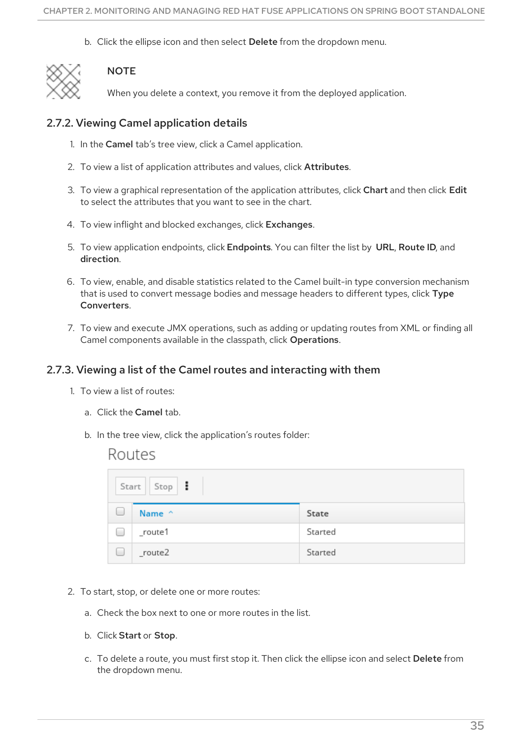b. Click the ellipse icon and then select **Delete** from the dropdown menu.

> **NOTE**
>
> When you delete a context, you remove it from the deployed application.

### 2.7.2. Viewing Camel application details

1. In the **Camel** tab's tree view, click a Camel application.
2. To view a list of application attributes and values, click **Attributes**.
3. To view a graphical representation of the application attributes, click **Chart** and then click **Edit** to select the attributes that you want to see in the chart.
4. To view inflight and blocked exchanges, click **Exchanges**.
5. To view application endpoints, click **Endpoints**. You can filter the list by **URL**, **Route ID**, and **direction**.
6. To view, enable, and disable statistics related to the Camel built-in type conversion mechanism that is used to convert message bodies and message headers to different types, click **Type Converters**.
7. To view and execute JMX operations, such as adding or updating routes from XML or finding all Camel components available in the classpath, click **Operations**.

### 2.7.3. Viewing a list of the Camel routes and interacting with them

1. To view a list of routes:
   a. Click the **Camel** tab.
   b. In the tree view, click the application's routes folder:

   Routes

   Start | Stop | ⋮

   | | Name ^ | State |
   |---|---|---|
   | ☐ | _route1 | Started |
   | ☐ | _route2 | Started |

2. To start, stop, or delete one or more routes:
   a. Check the box next to one or more routes in the list.
   b. Click **Start** or **Stop**.
   c. To delete a route, you must first stop it. Then click the ellipse icon and select **Delete** from the dropdown menu.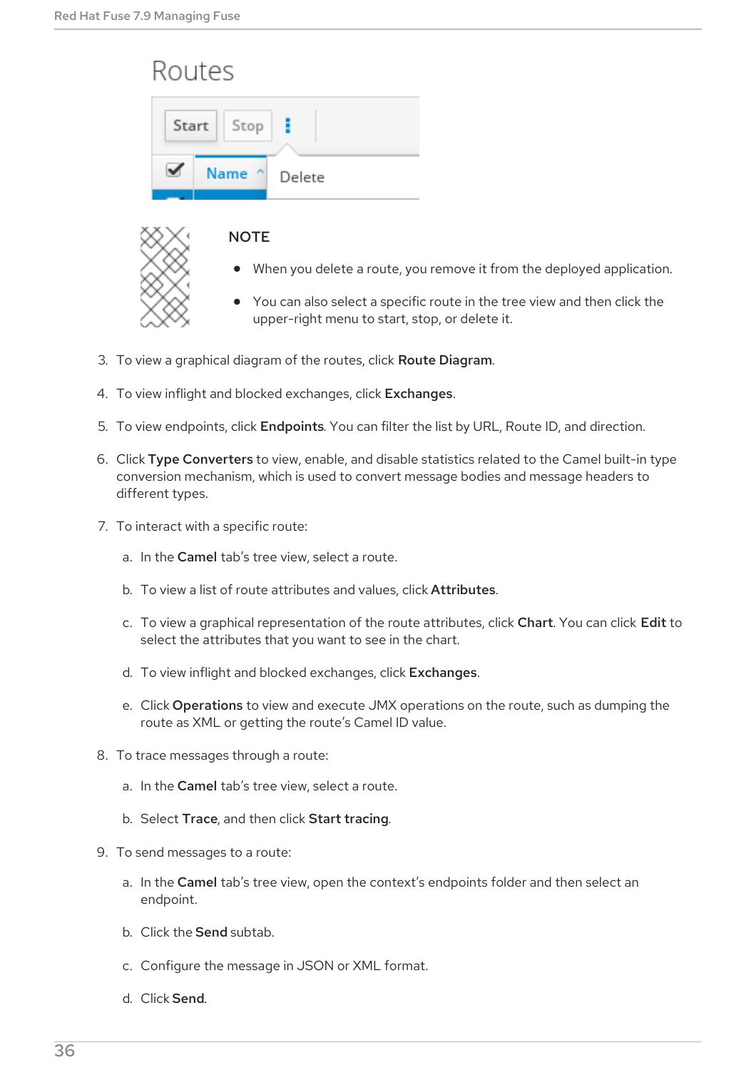NOTE

- When you delete a route, you remove it from the deployed application.
- You can also select a specific route in the tree view and then click the upper-right menu to start, stop, or delete it.

3. To view a graphical diagram of the routes, click **Route Diagram**.
4. To view inflight and blocked exchanges, click **Exchanges**.
5. To view endpoints, click **Endpoints**. You can filter the list by URL, Route ID, and direction.
6. Click **Type Converters** to view, enable, and disable statistics related to the Camel built-in type conversion mechanism, which is used to convert message bodies and message headers to different types.
7. To interact with a specific route:
   a. In the **Camel** tab's tree view, select a route.
   b. To view a list of route attributes and values, click **Attributes**.
   c. To view a graphical representation of the route attributes, click **Chart**. You can click **Edit** to select the attributes that you want to see in the chart.
   d. To view inflight and blocked exchanges, click **Exchanges**.
   e. Click **Operations** to view and execute JMX operations on the route, such as dumping the route as XML or getting the route's Camel ID value.
8. To trace messages through a route:
   a. In the **Camel** tab's tree view, select a route.
   b. Select **Trace**, and then click **Start tracing**.
9. To send messages to a route:
   a. In the **Camel** tab's tree view, open the context's endpoints folder and then select an endpoint.
   b. Click the **Send** subtab.
   c. Configure the message in JSON or XML format.
   d. Click **Send**.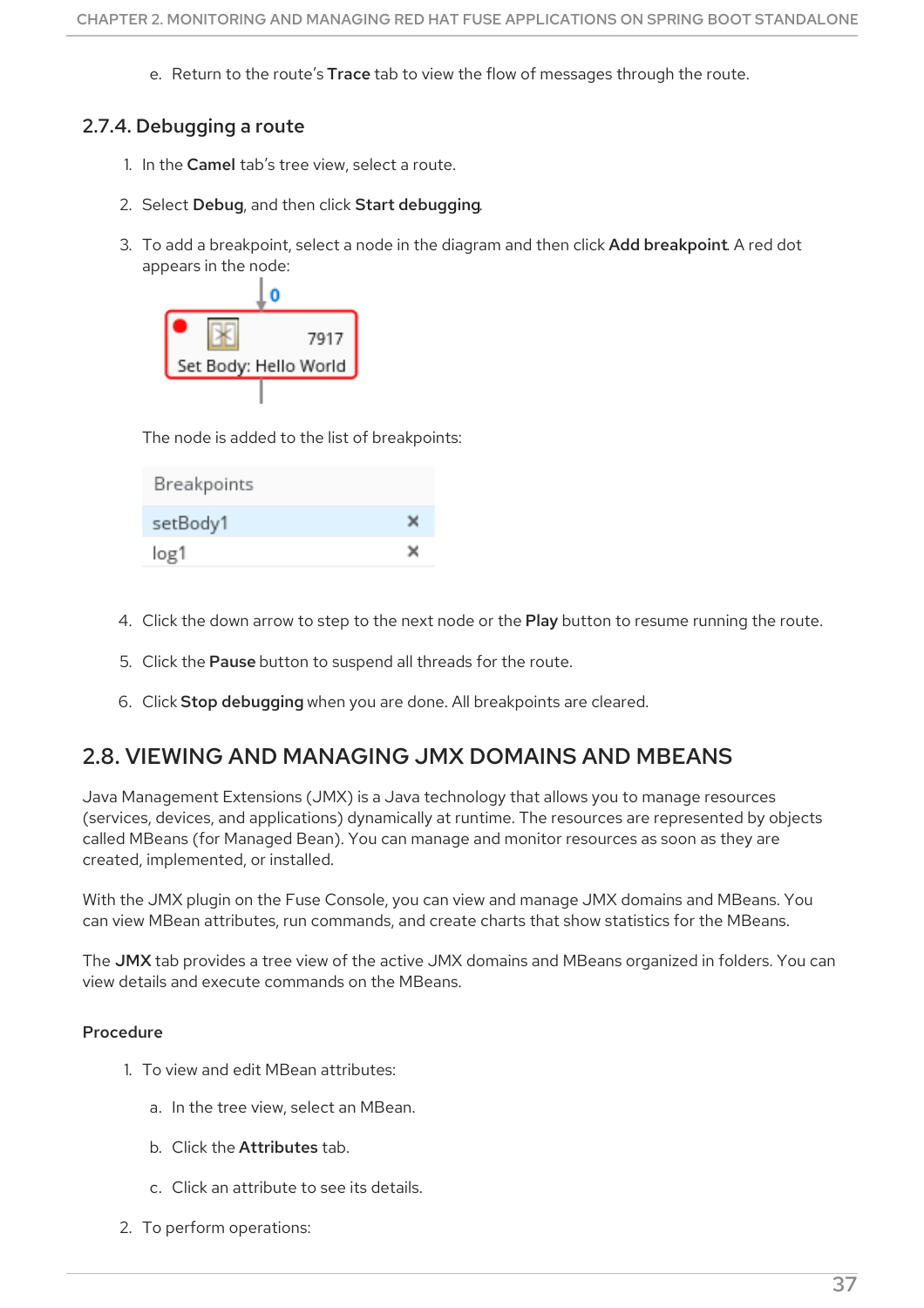e. Return to the route's **Trace** tab to view the flow of messages through the route.

### 2.7.4. Debugging a route

1. In the **Camel** tab's tree view, select a route.

2. Select **Debug**, and then click **Start debugging**.

3. To add a breakpoint, select a node in the diagram and then click **Add breakpoint**. A red dot appears in the node:

   The node is added to the list of breakpoints:

   | Breakpoints | |
   |---|---|
   | setBody1 | × |
   | log1 | × |

4. Click the down arrow to step to the next node or the **Play** button to resume running the route.

5. Click the **Pause** button to suspend all threads for the route.

6. Click **Stop debugging** when you are done. All breakpoints are cleared.

## 2.8. VIEWING AND MANAGING JMX DOMAINS AND MBEANS

Java Management Extensions (JMX) is a Java technology that allows you to manage resources (services, devices, and applications) dynamically at runtime. The resources are represented by objects called MBeans (for Managed Bean). You can manage and monitor resources as soon as they are created, implemented, or installed.

With the JMX plugin on the Fuse Console, you can view and manage JMX domains and MBeans. You can view MBean attributes, run commands, and create charts that show statistics for the MBeans.

The **JMX** tab provides a tree view of the active JMX domains and MBeans organized in folders. You can view details and execute commands on the MBeans.

#### Procedure

1. To view and edit MBean attributes:

   a. In the tree view, select an MBean.

   b. Click the **Attributes** tab.

   c. Click an attribute to see its details.

2. To perform operations: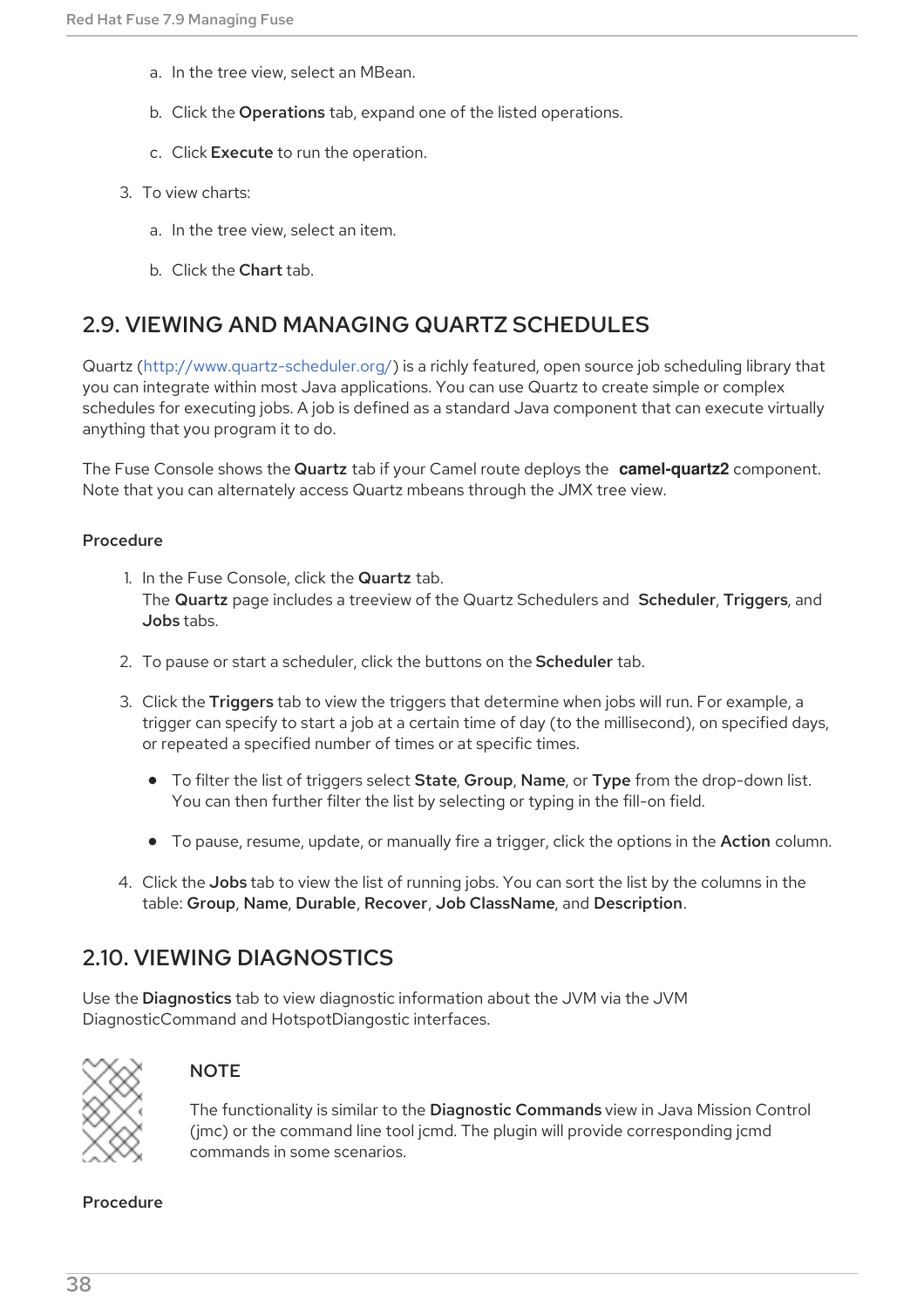a. In the tree view, select an MBean.

b. Click the **Operations** tab, expand one of the listed operations.

c. Click **Execute** to run the operation.

3. To view charts:

a. In the tree view, select an item.

b. Click the **Chart** tab.

## 2.9. VIEWING AND MANAGING QUARTZ SCHEDULES

Quartz (http://www.quartz-scheduler.org/) is a richly featured, open source job scheduling library that you can integrate within most Java applications. You can use Quartz to create simple or complex schedules for executing jobs. A job is defined as a standard Java component that can execute virtually anything that you program it to do.

The Fuse Console shows the **Quartz** tab if your Camel route deploys the **camel-quartz2** component. Note that you can alternately access Quartz mbeans through the JMX tree view.

### Procedure

1. In the Fuse Console, click the **Quartz** tab.
   The **Quartz** page includes a treeview of the Quartz Schedulers and **Scheduler**, **Triggers**, and **Jobs** tabs.

2. To pause or start a scheduler, click the buttons on the **Scheduler** tab.

3. Click the **Triggers** tab to view the triggers that determine when jobs will run. For example, a trigger can specify to start a job at a certain time of day (to the millisecond), on specified days, or repeated a specified number of times or at specific times.

   - To filter the list of triggers select **State**, **Group**, **Name**, or **Type** from the drop-down list. You can then further filter the list by selecting or typing in the fill-on field.

   - To pause, resume, update, or manually fire a trigger, click the options in the **Action** column.

4. Click the **Jobs** tab to view the list of running jobs. You can sort the list by the columns in the table: **Group**, **Name**, **Durable**, **Recover**, **Job ClassName**, and **Description**.

## 2.10. VIEWING DIAGNOSTICS

Use the **Diagnostics** tab to view diagnostic information about the JVM via the JVM DiagnosticCommand and HotspotDiangostic interfaces.

> **NOTE**
>
> The functionality is similar to the **Diagnostic Commands** view in Java Mission Control (jmc) or the command line tool jcmd. The plugin will provide corresponding jcmd commands in some scenarios.

### Procedure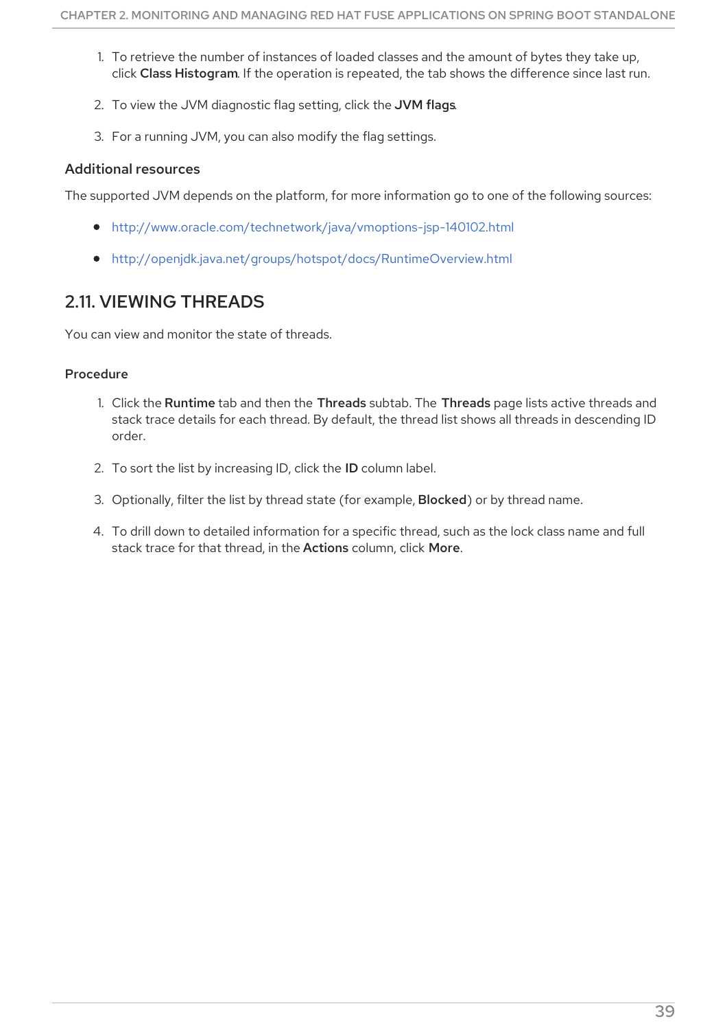1. To retrieve the number of instances of loaded classes and the amount of bytes they take up, click **Class Histogram**. If the operation is repeated, the tab shows the difference since last run.

2. To view the JVM diagnostic flag setting, click the **JVM flags**.

3. For a running JVM, you can also modify the flag settings.

### Additional resources

The supported JVM depends on the platform, for more information go to one of the following sources:

- http://www.oracle.com/technetwork/java/vmoptions-jsp-140102.html
- http://openjdk.java.net/groups/hotspot/docs/RuntimeOverview.html

## 2.11. VIEWING THREADS

You can view and monitor the state of threads.

### Procedure

1. Click the **Runtime** tab and then the **Threads** subtab. The **Threads** page lists active threads and stack trace details for each thread. By default, the thread list shows all threads in descending ID order.

2. To sort the list by increasing ID, click the **ID** column label.

3. Optionally, filter the list by thread state (for example, **Blocked**) or by thread name.

4. To drill down to detailed information for a specific thread, such as the lock class name and full stack trace for that thread, in the **Actions** column, click **More**.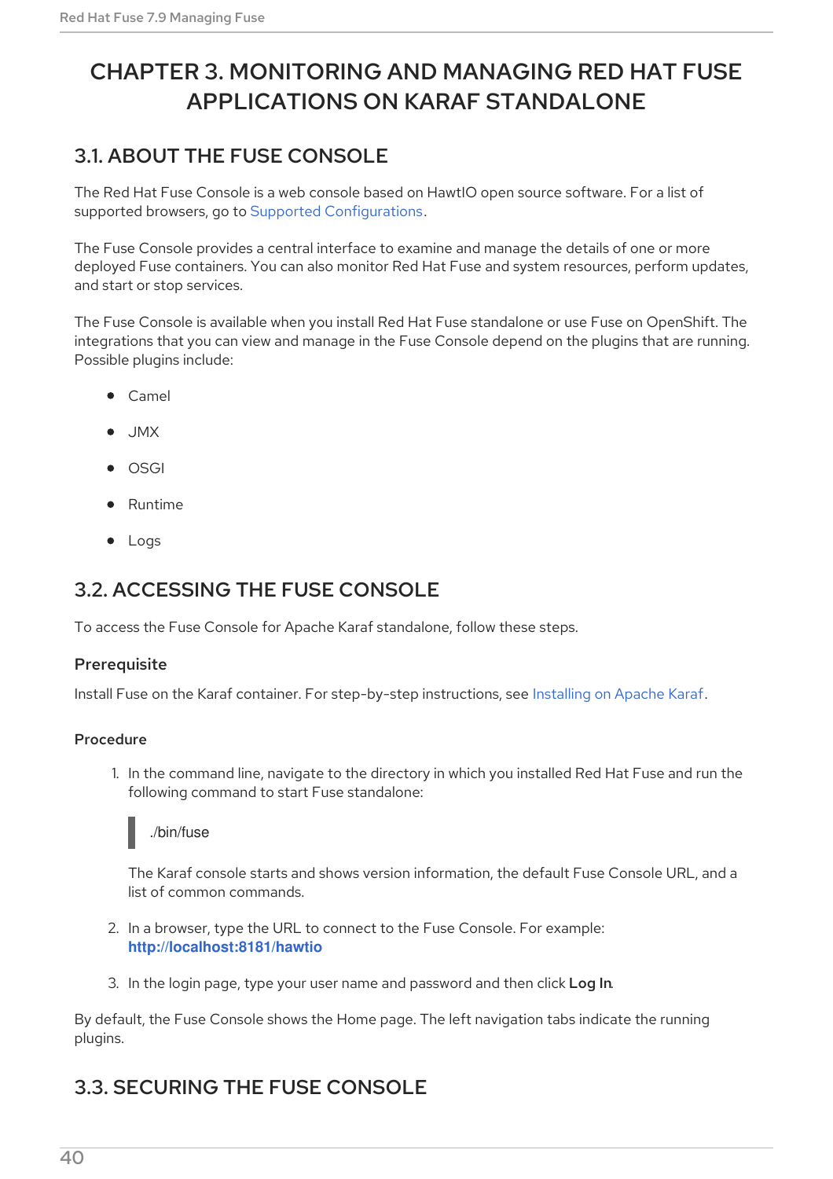# CHAPTER 3. MONITORING AND MANAGING RED HAT FUSE APPLICATIONS ON KARAF STANDALONE

## 3.1. ABOUT THE FUSE CONSOLE

The Red Hat Fuse Console is a web console based on HawtIO open source software. For a list of supported browsers, go to Supported Configurations.

The Fuse Console provides a central interface to examine and manage the details of one or more deployed Fuse containers. You can also monitor Red Hat Fuse and system resources, perform updates, and start or stop services.

The Fuse Console is available when you install Red Hat Fuse standalone or use Fuse on OpenShift. The integrations that you can view and manage in the Fuse Console depend on the plugins that are running. Possible plugins include:

- Camel
- JMX
- OSGI
- Runtime
- Logs

## 3.2. ACCESSING THE FUSE CONSOLE

To access the Fuse Console for Apache Karaf standalone, follow these steps.

### Prerequisite

Install Fuse on the Karaf container. For step-by-step instructions, see Installing on Apache Karaf.

#### Procedure

1. In the command line, navigate to the directory in which you installed Red Hat Fuse and run the following command to start Fuse standalone:

   ```
   ./bin/fuse
   ```

   The Karaf console starts and shows version information, the default Fuse Console URL, and a list of common commands.

2. In a browser, type the URL to connect to the Fuse Console. For example: **http://localhost:8181/hawtio**

3. In the login page, type your user name and password and then click **Log In**.

By default, the Fuse Console shows the Home page. The left navigation tabs indicate the running plugins.

## 3.3. SECURING THE FUSE CONSOLE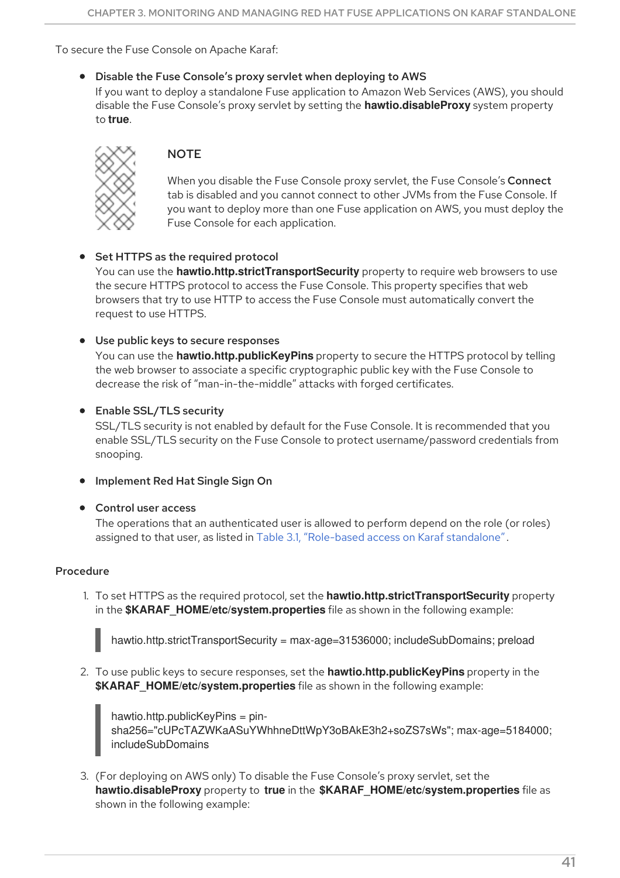To secure the Fuse Console on Apache Karaf:

- **Disable the Fuse Console's proxy servlet when deploying to AWS**
  If you want to deploy a standalone Fuse application to Amazon Web Services (AWS), you should disable the Fuse Console's proxy servlet by setting the **hawtio.disableProxy** system property to **true**.

> **NOTE**
>
> When you disable the Fuse Console proxy servlet, the Fuse Console's **Connect** tab is disabled and you cannot connect to other JVMs from the Fuse Console. If you want to deploy more than one Fuse application on AWS, you must deploy the Fuse Console for each application.

- **Set HTTPS as the required protocol**
  You can use the **hawtio.http.strictTransportSecurity** property to require web browsers to use the secure HTTPS protocol to access the Fuse Console. This property specifies that web browsers that try to use HTTP to access the Fuse Console must automatically convert the request to use HTTPS.

- **Use public keys to secure responses**
  You can use the **hawtio.http.publicKeyPins** property to secure the HTTPS protocol by telling the web browser to associate a specific cryptographic public key with the Fuse Console to decrease the risk of "man-in-the-middle" attacks with forged certificates.

- **Enable SSL/TLS security**
  SSL/TLS security is not enabled by default for the Fuse Console. It is recommended that you enable SSL/TLS security on the Fuse Console to protect username/password credentials from snooping.

- **Implement Red Hat Single Sign On**

- **Control user access**
  The operations that an authenticated user is allowed to perform depend on the role (or roles) assigned to that user, as listed in Table 3.1, "Role-based access on Karaf standalone".

**Procedure**

1. To set HTTPS as the required protocol, set the **hawtio.http.strictTransportSecurity** property in the **$KARAF_HOME/etc/system.properties** file as shown in the following example:

```
hawtio.http.strictTransportSecurity = max-age=31536000; includeSubDomains; preload
```

2. To use public keys to secure responses, set the **hawtio.http.publicKeyPins** property in the **$KARAF_HOME/etc/system.properties** file as shown in the following example:

```
hawtio.http.publicKeyPins = pin-sha256="cUPcTAZWKaASuYWhhneDttWpY3oBAkE3h2+soZS7sWs"; max-age=5184000; includeSubDomains
```

3. (For deploying on AWS only) To disable the Fuse Console's proxy servlet, set the **hawtio.disableProxy** property to **true** in the **$KARAF_HOME/etc/system.properties** file as shown in the following example: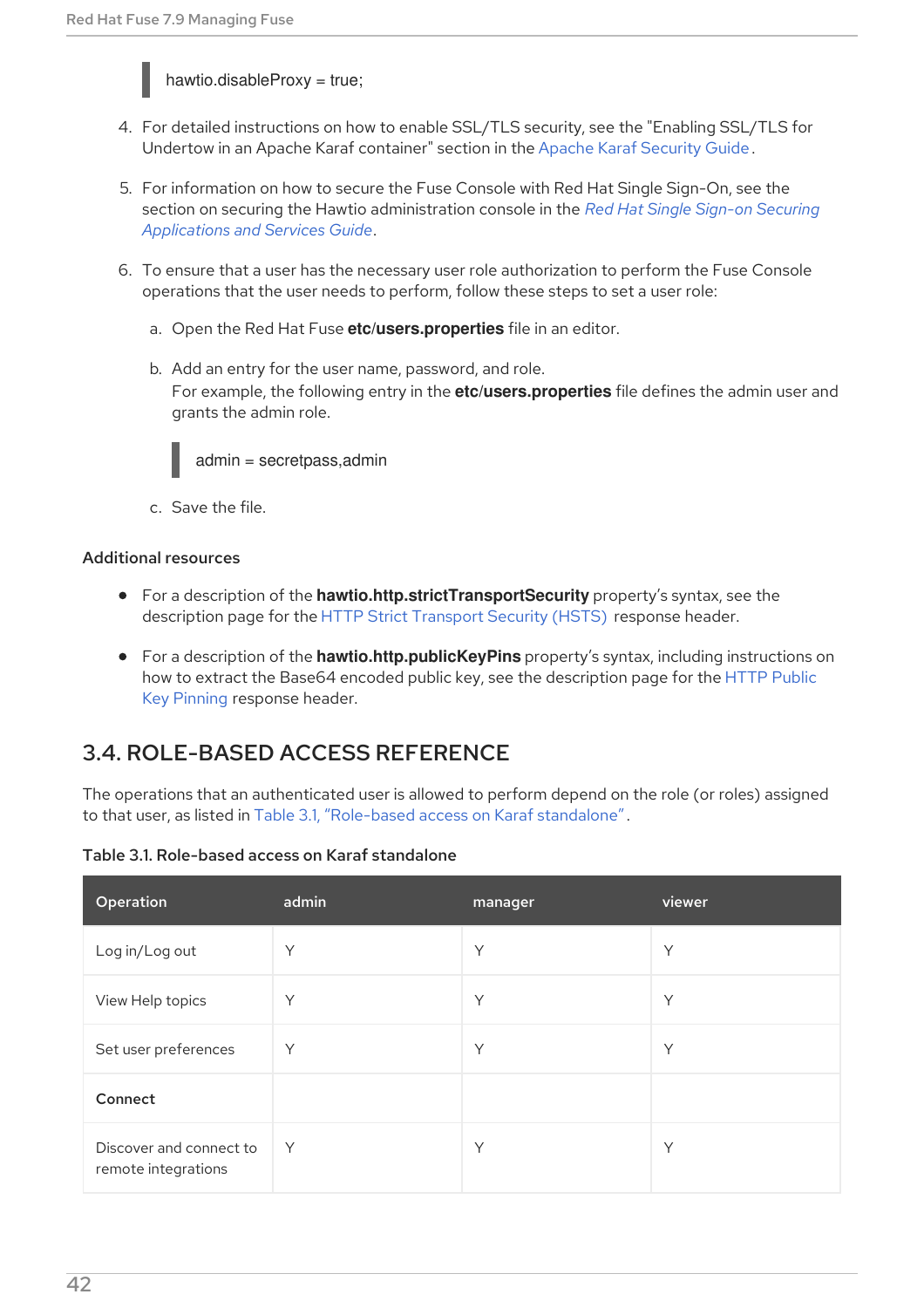```
hawtio.disableProxy = true;
```

4. For detailed instructions on how to enable SSL/TLS security, see the "Enabling SSL/TLS for Undertow in an Apache Karaf container" section in the Apache Karaf Security Guide.

5. For information on how to secure the Fuse Console with Red Hat Single Sign-On, see the section on securing the Hawtio administration console in the *Red Hat Single Sign-on Securing Applications and Services Guide*.

6. To ensure that a user has the necessary user role authorization to perform the Fuse Console operations that the user needs to perform, follow these steps to set a user role:

   a. Open the Red Hat Fuse **etc/users.properties** file in an editor.

   b. Add an entry for the user name, password, and role.
   For example, the following entry in the **etc/users.properties** file defines the admin user and grants the admin role.

   ```
   admin = secretpass,admin
   ```

   c. Save the file.

### Additional resources

- For a description of the **hawtio.http.strictTransportSecurity** property's syntax, see the description page for the HTTP Strict Transport Security (HSTS) response header.
- For a description of the **hawtio.http.publicKeyPins** property's syntax, including instructions on how to extract the Base64 encoded public key, see the description page for the HTTP Public Key Pinning response header.

## 3.4. ROLE-BASED ACCESS REFERENCE

The operations that an authenticated user is allowed to perform depend on the role (or roles) assigned to that user, as listed in Table 3.1, "Role-based access on Karaf standalone".

**Table 3.1. Role-based access on Karaf standalone**

| Operation | admin | manager | viewer |
| --- | --- | --- | --- |
| Log in/Log out | Y | Y | Y |
| View Help topics | Y | Y | Y |
| Set user preferences | Y | Y | Y |
| **Connect** | | | |
| Discover and connect to remote integrations | Y | Y | Y |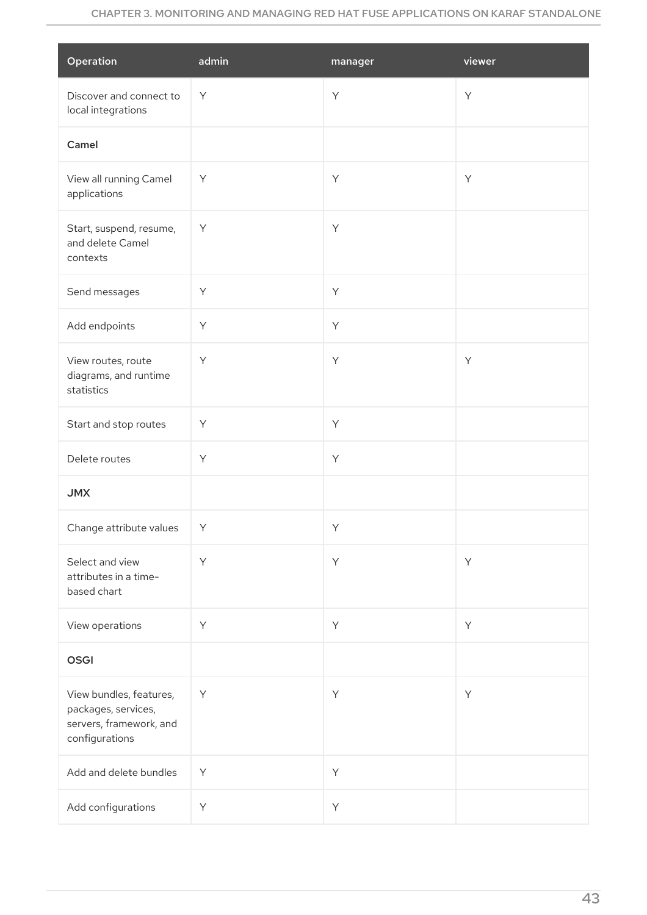| Operation | admin | manager | viewer |
| --- | --- | --- | --- |
| Discover and connect to local integrations | Y | Y | Y |
| **Camel** | | | |
| View all running Camel applications | Y | Y | Y |
| Start, suspend, resume, and delete Camel contexts | Y | Y | |
| Send messages | Y | Y | |
| Add endpoints | Y | Y | |
| View routes, route diagrams, and runtime statistics | Y | Y | Y |
| Start and stop routes | Y | Y | |
| Delete routes | Y | Y | |
| **JMX** | | | |
| Change attribute values | Y | Y | |
| Select and view attributes in a time-based chart | Y | Y | Y |
| View operations | Y | Y | Y |
| **OSGI** | | | |
| View bundles, features, packages, services, servers, framework, and configurations | Y | Y | Y |
| Add and delete bundles | Y | Y | |
| Add configurations | Y | Y | |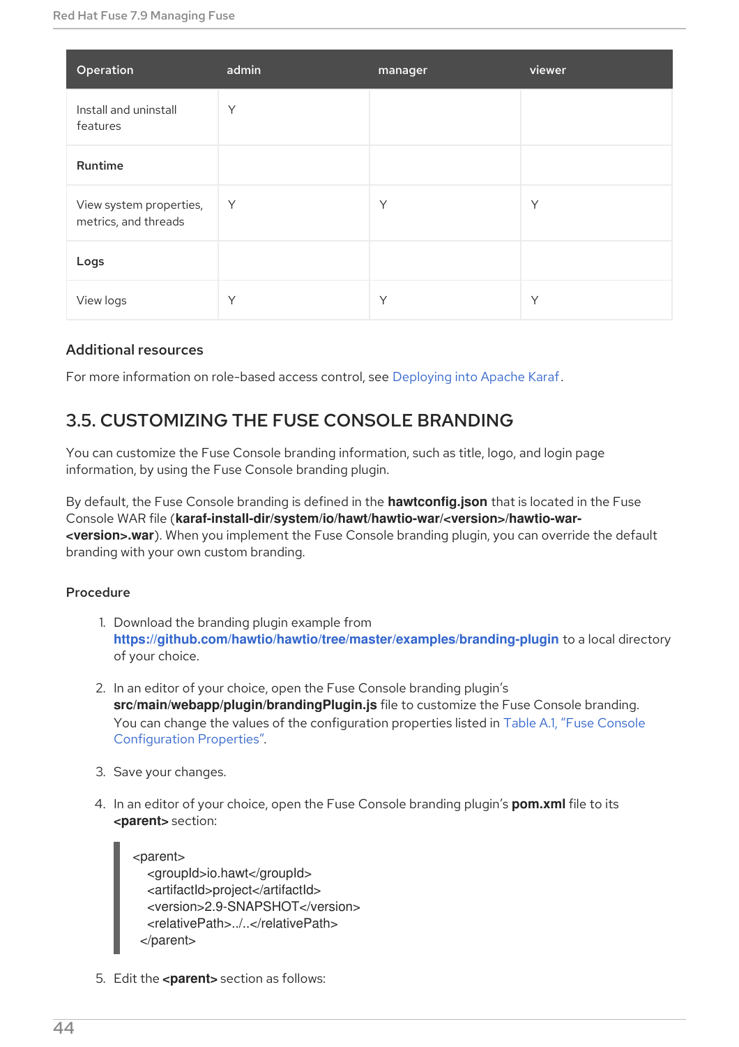| Operation | admin | manager | viewer |
| --- | --- | --- | --- |
| Install and uninstall features | Y | | |
| **Runtime** | | | |
| View system properties, metrics, and threads | Y | Y | Y |
| **Logs** | | | |
| View logs | Y | Y | Y |

### Additional resources

For more information on role-based access control, see Deploying into Apache Karaf.

## 3.5. CUSTOMIZING THE FUSE CONSOLE BRANDING

You can customize the Fuse Console branding information, such as title, logo, and login page information, by using the Fuse Console branding plugin.

By default, the Fuse Console branding is defined in the **hawtconfig.json** that is located in the Fuse Console WAR file (**karaf-install-dir/system/io/hawt/hawtio-war/<version>/hawtio-war-<version>.war**). When you implement the Fuse Console branding plugin, you can override the default branding with your own custom branding.

### Procedure

1. Download the branding plugin example from **https://github.com/hawtio/hawtio/tree/master/examples/branding-plugin** to a local directory of your choice.

2. In an editor of your choice, open the Fuse Console branding plugin's **src/main/webapp/plugin/brandingPlugin.js** file to customize the Fuse Console branding. You can change the values of the configuration properties listed in Table A.1, "Fuse Console Configuration Properties".

3. Save your changes.

4. In an editor of your choice, open the Fuse Console branding plugin's **pom.xml** file to its **<parent>** section:

```
<parent>
  <groupId>io.hawt</groupId>
  <artifactId>project</artifactId>
  <version>2.9-SNAPSHOT</version>
  <relativePath>../..</relativePath>
</parent>
```

5. Edit the **<parent>** section as follows: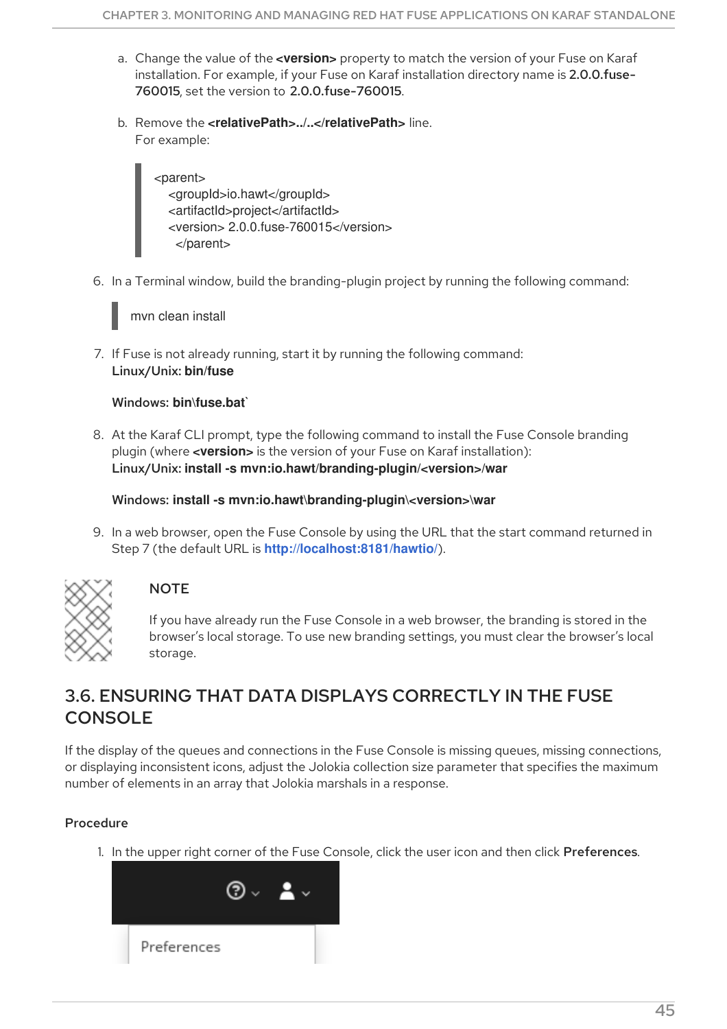a. Change the value of the **<version>** property to match the version of your Fuse on Karaf installation. For example, if your Fuse on Karaf installation directory name is **2.0.0.fuse-760015**, set the version to **2.0.0.fuse-760015**.

b. Remove the **<relativePath>../..</relativePath>** line.
For example:

```
<parent>
  <groupId>io.hawt</groupId>
  <artifactId>project</artifactId>
  <version> 2.0.0.fuse-760015</version>
  </parent>
```

6. In a Terminal window, build the branding-plugin project by running the following command:

```
mvn clean install
```

7. If Fuse is not already running, start it by running the following command:
   Linux/Unix: **bin/fuse**

   Windows: **bin\fuse.bat**`

8. At the Karaf CLI prompt, type the following command to install the Fuse Console branding plugin (where **<version>** is the version of your Fuse on Karaf installation):
   Linux/Unix: **install -s mvn:io.hawt/branding-plugin/<version>/war**

   Windows: **install -s mvn:io.hawt\branding-plugin\<version>\war**

9. In a web browser, open the Fuse Console by using the URL that the start command returned in Step 7 (the default URL is **http://localhost:8181/hawtio/**).

> **NOTE**
>
> If you have already run the Fuse Console in a web browser, the branding is stored in the browser's local storage. To use new branding settings, you must clear the browser's local storage.

## 3.6. ENSURING THAT DATA DISPLAYS CORRECTLY IN THE FUSE CONSOLE

If the display of the queues and connections in the Fuse Console is missing queues, missing connections, or displaying inconsistent icons, adjust the Jolokia collection size parameter that specifies the maximum number of elements in an array that Jolokia marshals in a response.

**Procedure**

1. In the upper right corner of the Fuse Console, click the user icon and then click **Preferences**.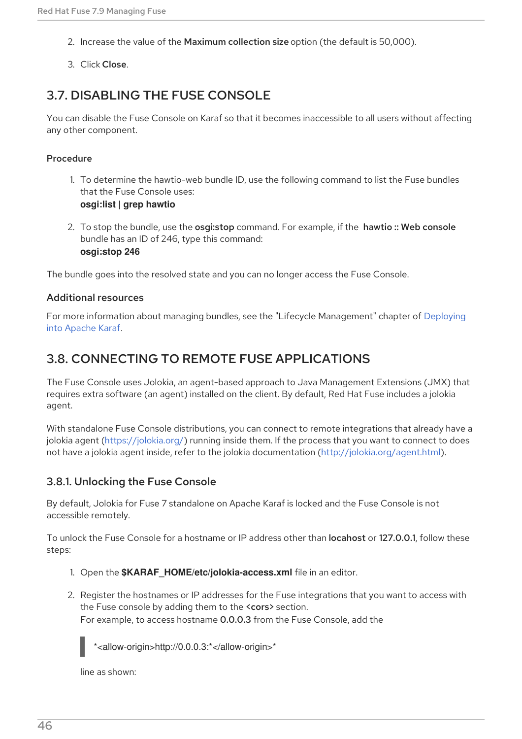2. Increase the value of the **Maximum collection size** option (the default is 50,000).

3. Click **Close**.

## 3.7. DISABLING THE FUSE CONSOLE

You can disable the Fuse Console on Karaf so that it becomes inaccessible to all users without affecting any other component.

### Procedure

1. To determine the hawtio-web bundle ID, use the following command to list the Fuse bundles that the Fuse Console uses:
   **osgi:list | grep hawtio**

2. To stop the bundle, use the **osgi:stop** command. For example, if the **hawtio :: Web console** bundle has an ID of 246, type this command:
   **osgi:stop 246**

The bundle goes into the resolved state and you can no longer access the Fuse Console.

### Additional resources

For more information about managing bundles, see the "Lifecycle Management" chapter of Deploying into Apache Karaf.

## 3.8. CONNECTING TO REMOTE FUSE APPLICATIONS

The Fuse Console uses Jolokia, an agent-based approach to Java Management Extensions (JMX) that requires extra software (an agent) installed on the client. By default, Red Hat Fuse includes a jolokia agent.

With standalone Fuse Console distributions, you can connect to remote integrations that already have a jolokia agent (https://jolokia.org/) running inside them. If the process that you want to connect to does not have a jolokia agent inside, refer to the jolokia documentation (http://jolokia.org/agent.html).

### 3.8.1. Unlocking the Fuse Console

By default, Jolokia for Fuse 7 standalone on Apache Karaf is locked and the Fuse Console is not accessible remotely.

To unlock the Fuse Console for a hostname or IP address other than **locahost** or **127.0.0.1**, follow these steps:

1. Open the **$KARAF_HOME/etc/jolokia-access.xml** file in an editor.

2. Register the hostnames or IP addresses for the Fuse integrations that you want to access with the Fuse console by adding them to the **<cors>** section.
   For example, to access hostname **0.0.0.3** from the Fuse Console, add the

   ```
   *<allow-origin>http://0.0.0.3:*</allow-origin>*
   ```

   line as shown: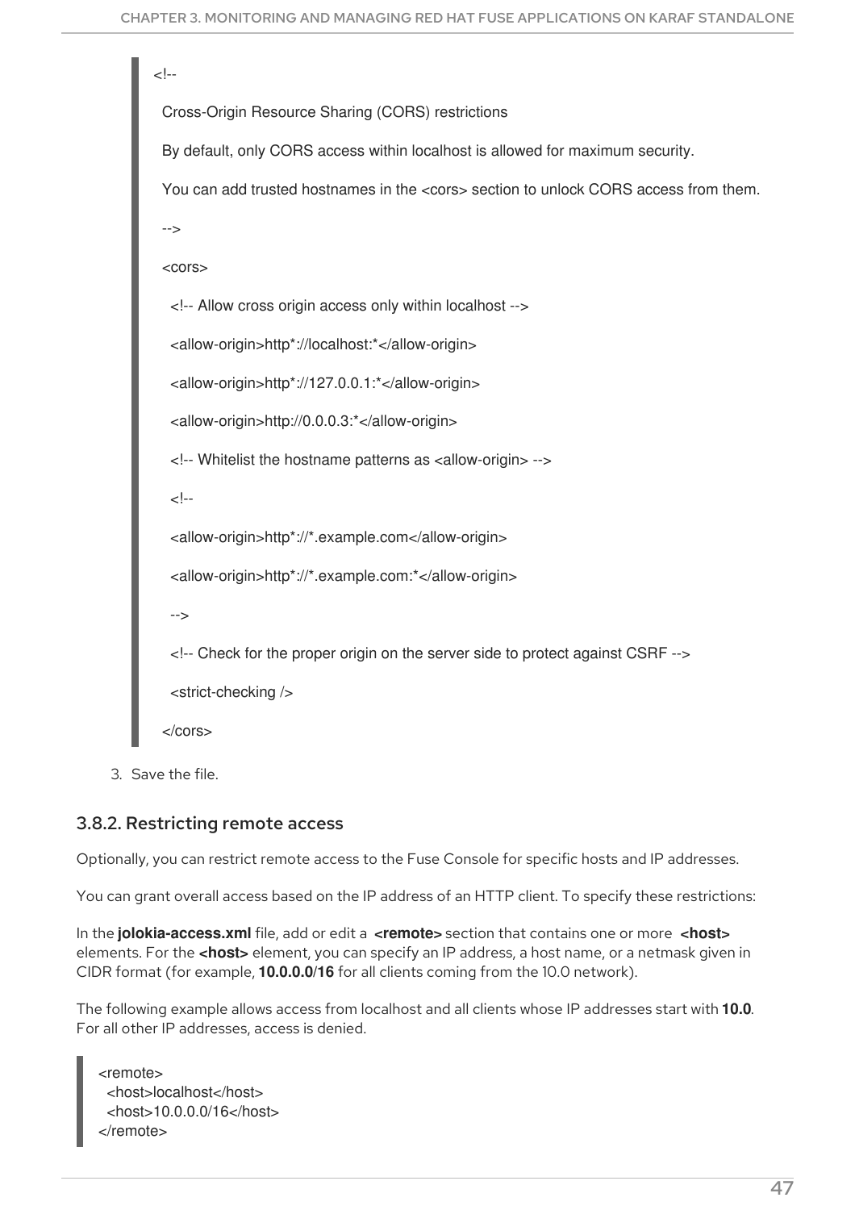```
<!--
  Cross-Origin Resource Sharing (CORS) restrictions

  By default, only CORS access within localhost is allowed for maximum security.

  You can add trusted hostnames in the <cors> section to unlock CORS access from them.

  -->

  <cors>

    <!-- Allow cross origin access only within localhost -->

    <allow-origin>http*://localhost:*</allow-origin>

    <allow-origin>http*://127.0.0.1:*</allow-origin>

    <allow-origin>http://0.0.0.3:*</allow-origin>

    <!-- Whitelist the hostname patterns as <allow-origin> -->

    <!--

    <allow-origin>http*://*.example.com</allow-origin>

    <allow-origin>http*://*.example.com:*</allow-origin>

    -->

    <!-- Check for the proper origin on the server side to protect against CSRF -->

    <strict-checking />

  </cors>
```

3. Save the file.

### 3.8.2. Restricting remote access

Optionally, you can restrict remote access to the Fuse Console for specific hosts and IP addresses.

You can grant overall access based on the IP address of an HTTP client. To specify these restrictions:

In the **jolokia-access.xml** file, add or edit a **<remote>** section that contains one or more **<host>** elements. For the **<host>** element, you can specify an IP address, a host name, or a netmask given in CIDR format (for example, **10.0.0.0/16** for all clients coming from the 10.0 network).

The following example allows access from localhost and all clients whose IP addresses start with **10.0**. For all other IP addresses, access is denied.

```
<remote>
  <host>localhost</host>
  <host>10.0.0.0/16</host>
</remote>
```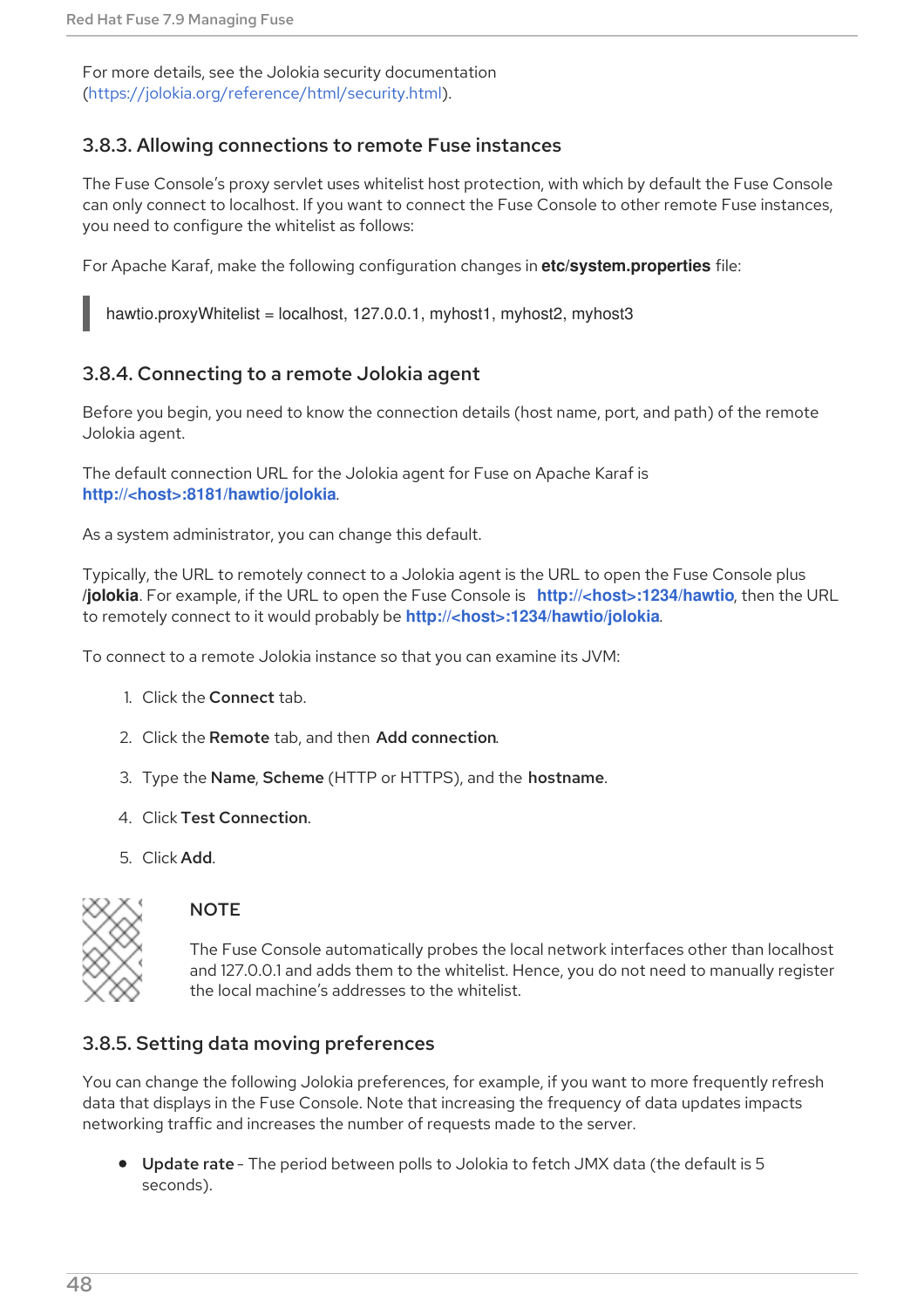For more details, see the Jolokia security documentation (https://jolokia.org/reference/html/security.html).

### 3.8.3. Allowing connections to remote Fuse instances

The Fuse Console's proxy servlet uses whitelist host protection, with which by default the Fuse Console can only connect to localhost. If you want to connect the Fuse Console to other remote Fuse instances, you need to configure the whitelist as follows:

For Apache Karaf, make the following configuration changes in **etc/system.properties** file:

```
hawtio.proxyWhitelist = localhost, 127.0.0.1, myhost1, myhost2, myhost3
```

### 3.8.4. Connecting to a remote Jolokia agent

Before you begin, you need to know the connection details (host name, port, and path) of the remote Jolokia agent.

The default connection URL for the Jolokia agent for Fuse on Apache Karaf is **http://<host>:8181/hawtio/jolokia**.

As a system administrator, you can change this default.

Typically, the URL to remotely connect to a Jolokia agent is the URL to open the Fuse Console plus **/jolokia**. For example, if the URL to open the Fuse Console is **http://<host>:1234/hawtio**, then the URL to remotely connect to it would probably be **http://<host>:1234/hawtio/jolokia**.

To connect to a remote Jolokia instance so that you can examine its JVM:

1. Click the **Connect** tab.
2. Click the **Remote** tab, and then **Add connection**.
3. Type the **Name**, **Scheme** (HTTP or HTTPS), and the **hostname**.
4. Click **Test Connection**.
5. Click **Add**.

> **NOTE**
>
> The Fuse Console automatically probes the local network interfaces other than localhost and 127.0.0.1 and adds them to the whitelist. Hence, you do not need to manually register the local machine's addresses to the whitelist.

### 3.8.5. Setting data moving preferences

You can change the following Jolokia preferences, for example, if you want to more frequently refresh data that displays in the Fuse Console. Note that increasing the frequency of data updates impacts networking traffic and increases the number of requests made to the server.

- **Update rate** - The period between polls to Jolokia to fetch JMX data (the default is 5 seconds).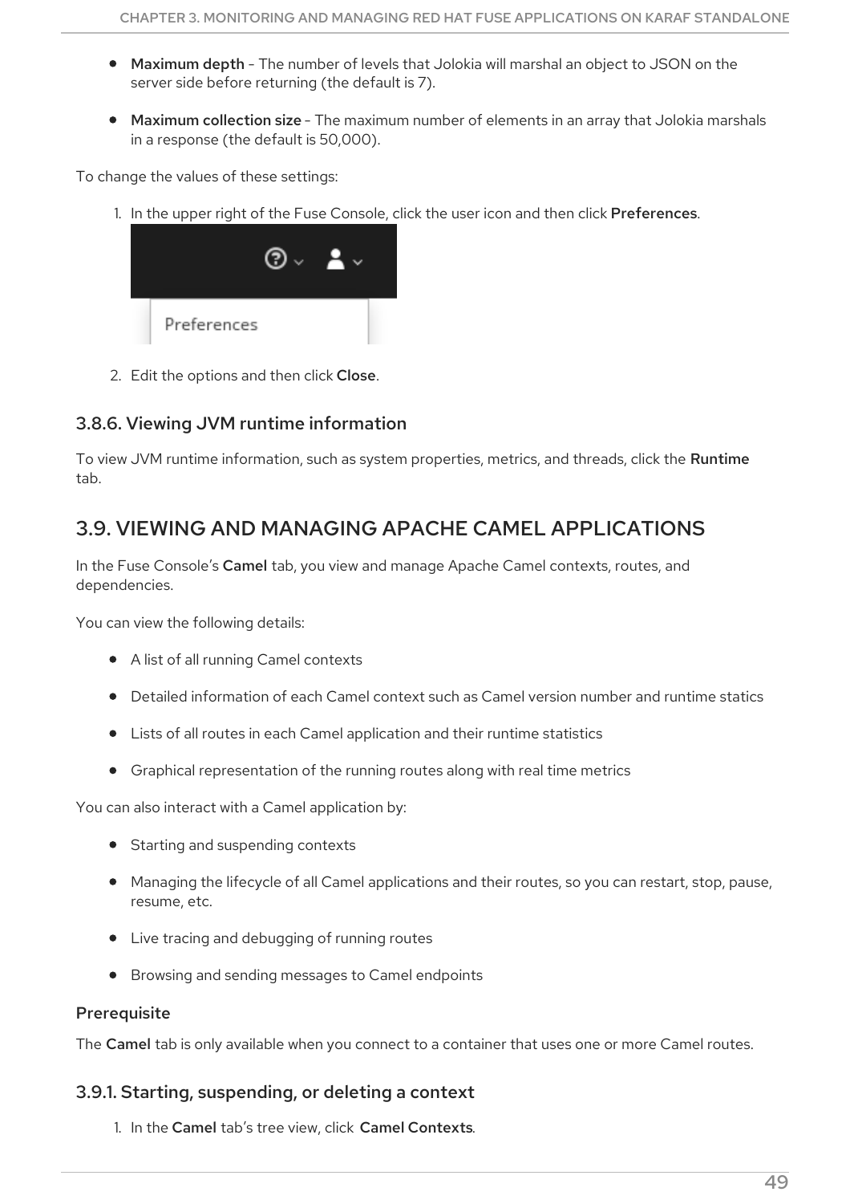- **Maximum depth** - The number of levels that Jolokia will marshal an object to JSON on the server side before returning (the default is 7).
- **Maximum collection size** - The maximum number of elements in an array that Jolokia marshals in a response (the default is 50,000).

To change the values of these settings:

1. In the upper right of the Fuse Console, click the user icon and then click **Preferences**.
2. Edit the options and then click **Close**.

### 3.8.6. Viewing JVM runtime information

To view JVM runtime information, such as system properties, metrics, and threads, click the **Runtime** tab.

## 3.9. VIEWING AND MANAGING APACHE CAMEL APPLICATIONS

In the Fuse Console's **Camel** tab, you view and manage Apache Camel contexts, routes, and dependencies.

You can view the following details:

- A list of all running Camel contexts
- Detailed information of each Camel context such as Camel version number and runtime statics
- Lists of all routes in each Camel application and their runtime statistics
- Graphical representation of the running routes along with real time metrics

You can also interact with a Camel application by:

- Starting and suspending contexts
- Managing the lifecycle of all Camel applications and their routes, so you can restart, stop, pause, resume, etc.
- Live tracing and debugging of running routes
- Browsing and sending messages to Camel endpoints

**Prerequisite**

The **Camel** tab is only available when you connect to a container that uses one or more Camel routes.

### 3.9.1. Starting, suspending, or deleting a context

1. In the **Camel** tab's tree view, click **Camel Contexts**.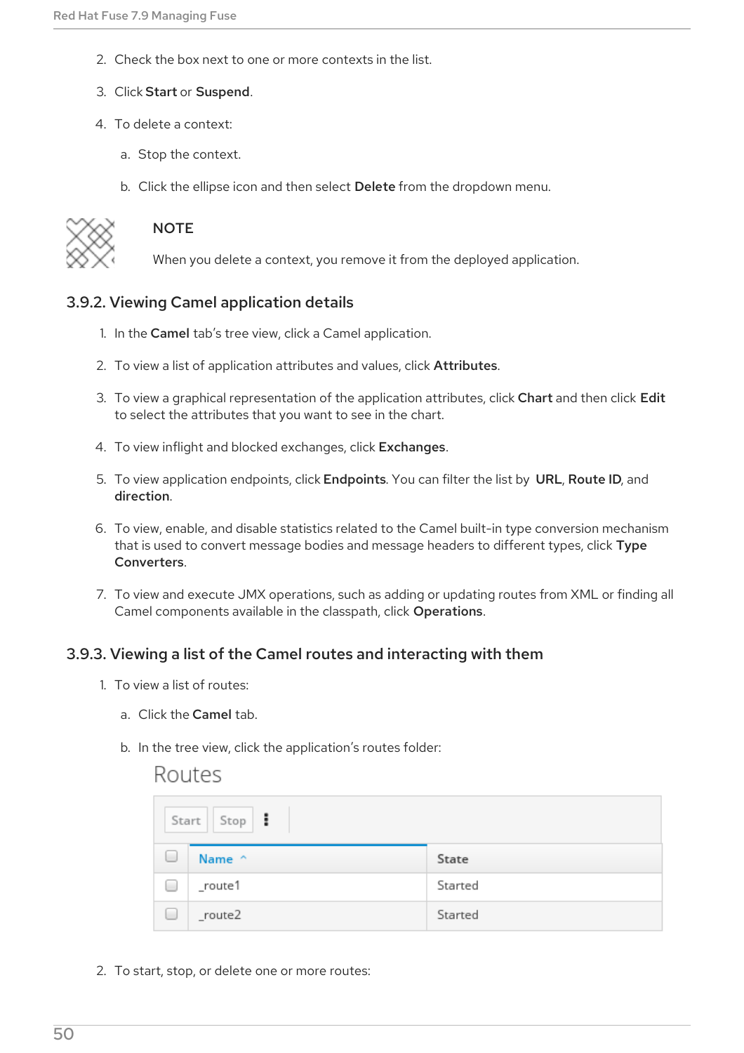2. Check the box next to one or more contexts in the list.

3. Click **Start** or **Suspend**.

4. To delete a context:

   a. Stop the context.

   b. Click the ellipse icon and then select **Delete** from the dropdown menu.

> **NOTE**
>
> When you delete a context, you remove it from the deployed application.

### 3.9.2. Viewing Camel application details

1. In the **Camel** tab's tree view, click a Camel application.

2. To view a list of application attributes and values, click **Attributes**.

3. To view a graphical representation of the application attributes, click **Chart** and then click **Edit** to select the attributes that you want to see in the chart.

4. To view inflight and blocked exchanges, click **Exchanges**.

5. To view application endpoints, click **Endpoints**. You can filter the list by **URL**, **Route ID**, and **direction**.

6. To view, enable, and disable statistics related to the Camel built-in type conversion mechanism that is used to convert message bodies and message headers to different types, click **Type Converters**.

7. To view and execute JMX operations, such as adding or updating routes from XML or finding all Camel components available in the classpath, click **Operations**.

### 3.9.3. Viewing a list of the Camel routes and interacting with them

1. To view a list of routes:

   a. Click the **Camel** tab.

   b. In the tree view, click the application's routes folder:

Routes

Start | Stop | ⋮

| | Name ^ | State |
|---|---|---|
| ☐ | _route1 | Started |
| ☐ | _route2 | Started |

2. To start, stop, or delete one or more routes: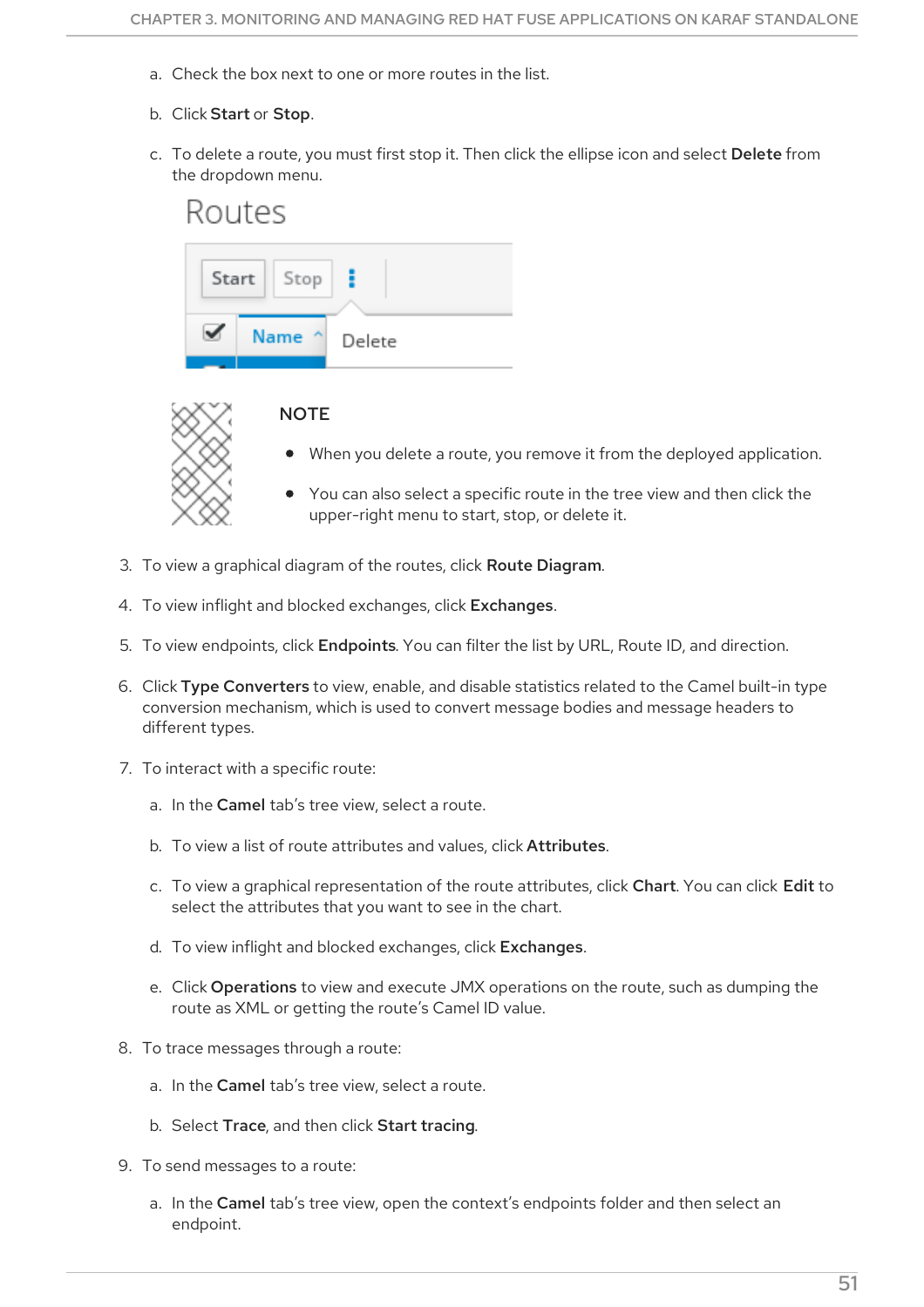a. Check the box next to one or more routes in the list.

b. Click **Start** or **Stop**.

c. To delete a route, you must first stop it. Then click the ellipse icon and select **Delete** from the dropdown menu.

> **NOTE**
>
> - When you delete a route, you remove it from the deployed application.
> - You can also select a specific route in the tree view and then click the upper-right menu to start, stop, or delete it.

3. To view a graphical diagram of the routes, click **Route Diagram**.

4. To view inflight and blocked exchanges, click **Exchanges**.

5. To view endpoints, click **Endpoints**. You can filter the list by URL, Route ID, and direction.

6. Click **Type Converters** to view, enable, and disable statistics related to the Camel built-in type conversion mechanism, which is used to convert message bodies and message headers to different types.

7. To interact with a specific route:

   a. In the **Camel** tab's tree view, select a route.

   b. To view a list of route attributes and values, click **Attributes**.

   c. To view a graphical representation of the route attributes, click **Chart**. You can click **Edit** to select the attributes that you want to see in the chart.

   d. To view inflight and blocked exchanges, click **Exchanges**.

   e. Click **Operations** to view and execute JMX operations on the route, such as dumping the route as XML or getting the route's Camel ID value.

8. To trace messages through a route:

   a. In the **Camel** tab's tree view, select a route.

   b. Select **Trace**, and then click **Start tracing**.

9. To send messages to a route:

   a. In the **Camel** tab's tree view, open the context's endpoints folder and then select an endpoint.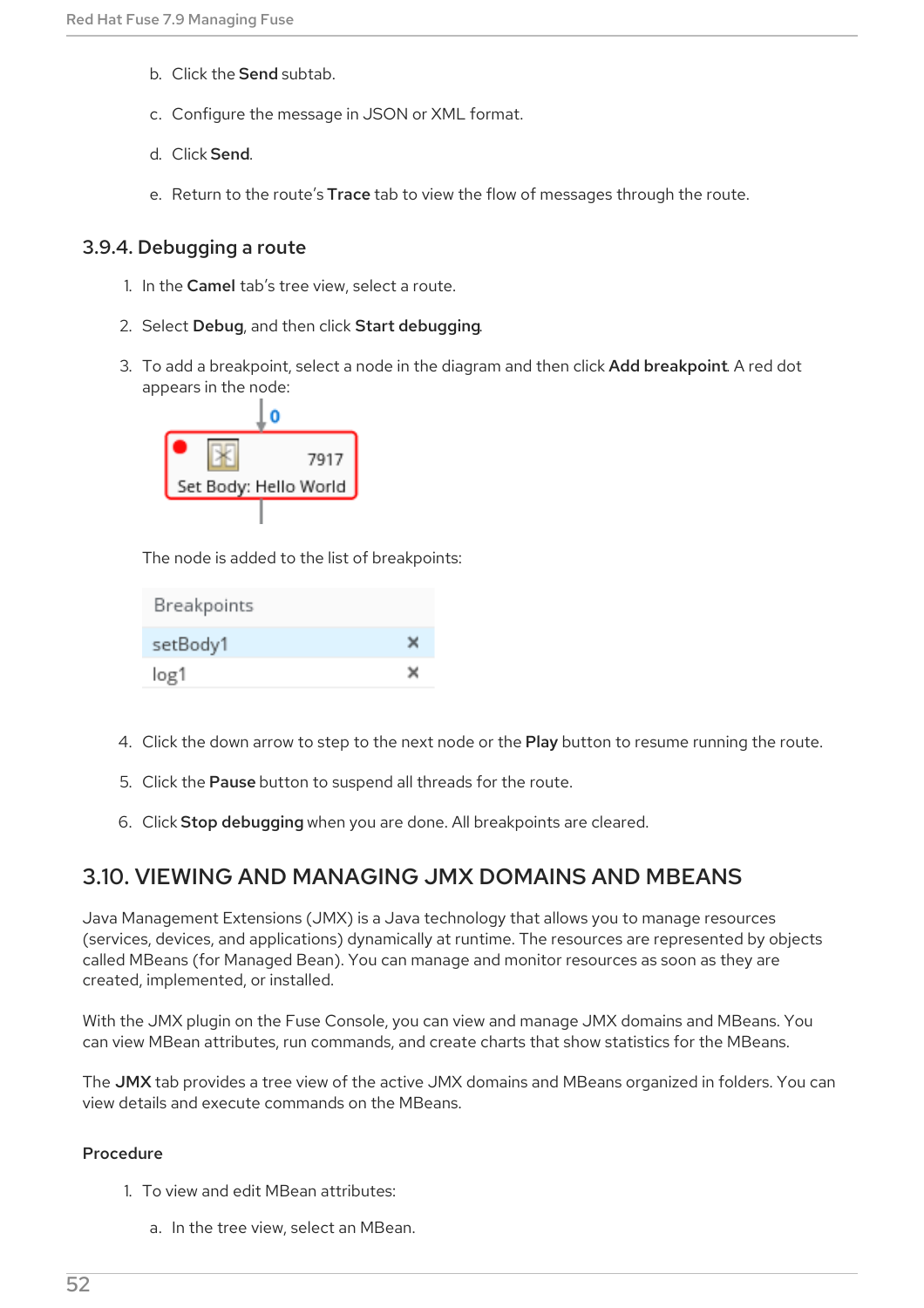b. Click the **Send** subtab.

c. Configure the message in JSON or XML format.

d. Click **Send**.

e. Return to the route's **Trace** tab to view the flow of messages through the route.

### 3.9.4. Debugging a route

1. In the **Camel** tab's tree view, select a route.

2. Select **Debug**, and then click **Start debugging**.

3. To add a breakpoint, select a node in the diagram and then click **Add breakpoint**. A red dot appears in the node:

   The node is added to the list of breakpoints:

4. Click the down arrow to step to the next node or the **Play** button to resume running the route.

5. Click the **Pause** button to suspend all threads for the route.

6. Click **Stop debugging** when you are done. All breakpoints are cleared.

## 3.10. VIEWING AND MANAGING JMX DOMAINS AND MBEANS

Java Management Extensions (JMX) is a Java technology that allows you to manage resources (services, devices, and applications) dynamically at runtime. The resources are represented by objects called MBeans (for Managed Bean). You can manage and monitor resources as soon as they are created, implemented, or installed.

With the JMX plugin on the Fuse Console, you can view and manage JMX domains and MBeans. You can view MBean attributes, run commands, and create charts that show statistics for the MBeans.

The **JMX** tab provides a tree view of the active JMX domains and MBeans organized in folders. You can view details and execute commands on the MBeans.

#### Procedure

1. To view and edit MBean attributes:

   a. In the tree view, select an MBean.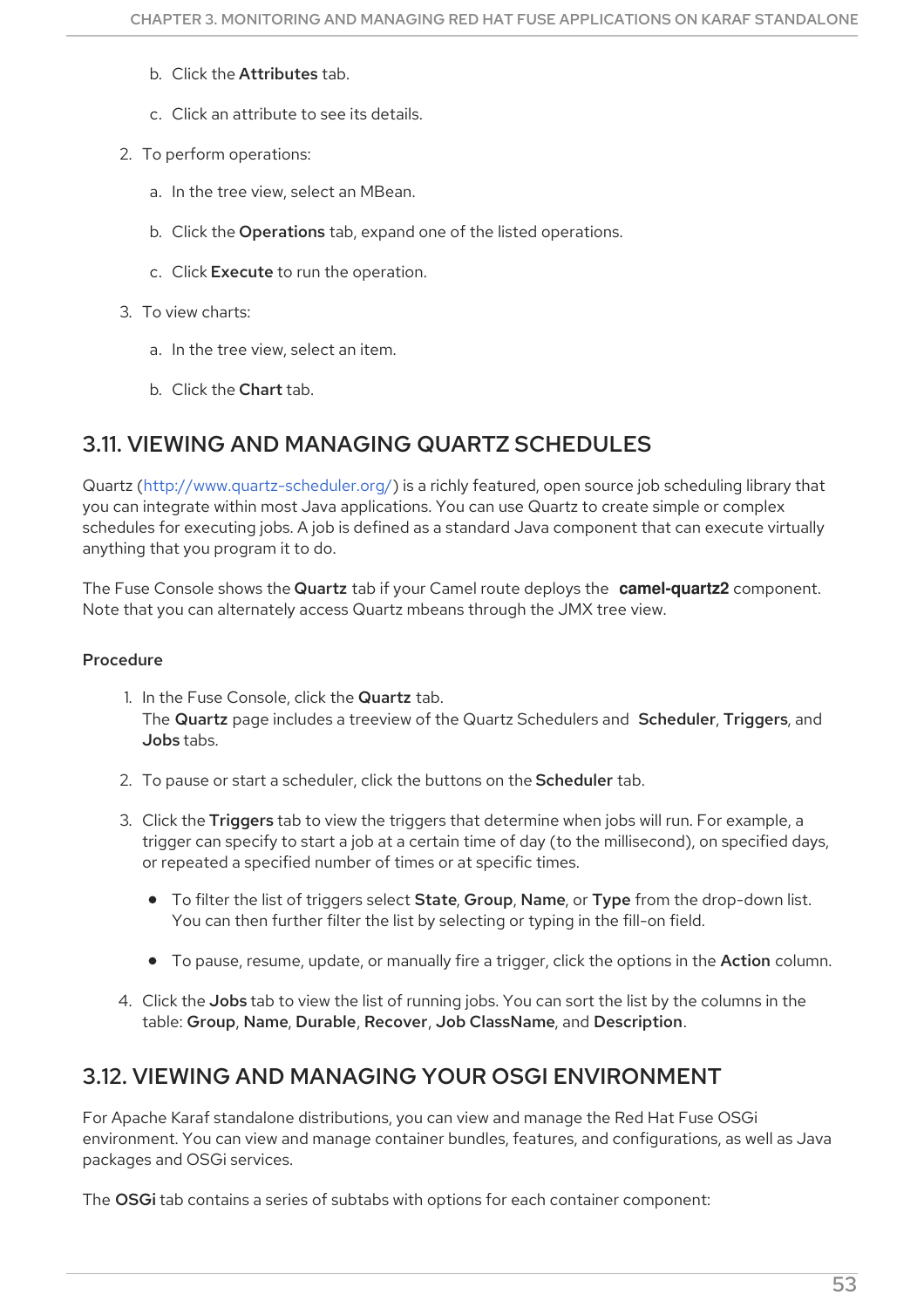b. Click the **Attributes** tab.

c. Click an attribute to see its details.

2. To perform operations:

   a. In the tree view, select an MBean.

   b. Click the **Operations** tab, expand one of the listed operations.

   c. Click **Execute** to run the operation.

3. To view charts:

   a. In the tree view, select an item.

   b. Click the **Chart** tab.

## 3.11. VIEWING AND MANAGING QUARTZ SCHEDULES

Quartz (http://www.quartz-scheduler.org/) is a richly featured, open source job scheduling library that you can integrate within most Java applications. You can use Quartz to create simple or complex schedules for executing jobs. A job is defined as a standard Java component that can execute virtually anything that you program it to do.

The Fuse Console shows the **Quartz** tab if your Camel route deploys the **camel-quartz2** component. Note that you can alternately access Quartz mbeans through the JMX tree view.

### Procedure

1. In the Fuse Console, click the **Quartz** tab.
   The **Quartz** page includes a treeview of the Quartz Schedulers and **Scheduler**, **Triggers**, and **Jobs** tabs.

2. To pause or start a scheduler, click the buttons on the **Scheduler** tab.

3. Click the **Triggers** tab to view the triggers that determine when jobs will run. For example, a trigger can specify to start a job at a certain time of day (to the millisecond), on specified days, or repeated a specified number of times or at specific times.

   - To filter the list of triggers select **State**, **Group**, **Name**, or **Type** from the drop-down list. You can then further filter the list by selecting or typing in the fill-on field.

   - To pause, resume, update, or manually fire a trigger, click the options in the **Action** column.

4. Click the **Jobs** tab to view the list of running jobs. You can sort the list by the columns in the table: **Group**, **Name**, **Durable**, **Recover**, **Job ClassName**, and **Description**.

## 3.12. VIEWING AND MANAGING YOUR OSGI ENVIRONMENT

For Apache Karaf standalone distributions, you can view and manage the Red Hat Fuse OSGi environment. You can view and manage container bundles, features, and configurations, as well as Java packages and OSGi services.

The **OSGi** tab contains a series of subtabs with options for each container component: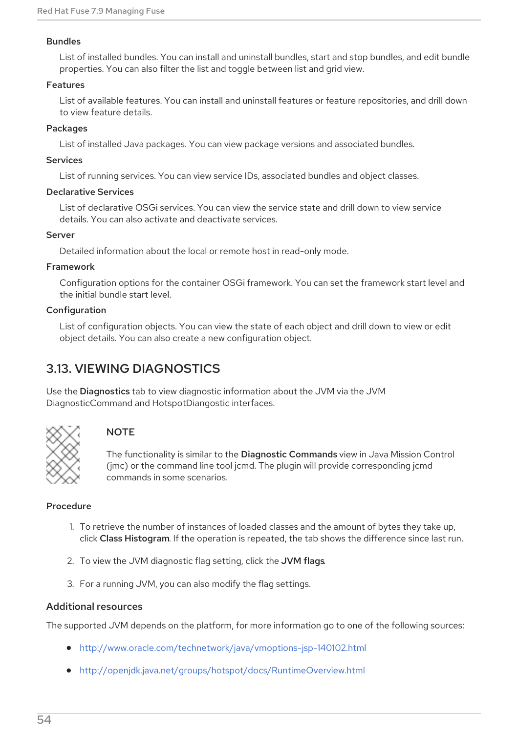Bundles

List of installed bundles. You can install and uninstall bundles, start and stop bundles, and edit bundle properties. You can also filter the list and toggle between list and grid view.

Features

List of available features. You can install and uninstall features or feature repositories, and drill down to view feature details.

Packages

List of installed Java packages. You can view package versions and associated bundles.

Services

List of running services. You can view service IDs, associated bundles and object classes.

Declarative Services

List of declarative OSGi services. You can view the service state and drill down to view service details. You can also activate and deactivate services.

Server

Detailed information about the local or remote host in read-only mode.

Framework

Configuration options for the container OSGi framework. You can set the framework start level and the initial bundle start level.

Configuration

List of configuration objects. You can view the state of each object and drill down to view or edit object details. You can also create a new configuration object.

## 3.13. VIEWING DIAGNOSTICS

Use the **Diagnostics** tab to view diagnostic information about the JVM via the JVM DiagnosticCommand and HotspotDiangostic interfaces.

> **NOTE**
>
> The functionality is similar to the **Diagnostic Commands** view in Java Mission Control (jmc) or the command line tool jcmd. The plugin will provide corresponding jcmd commands in some scenarios.

### Procedure

1. To retrieve the number of instances of loaded classes and the amount of bytes they take up, click **Class Histogram**. If the operation is repeated, the tab shows the difference since last run.

2. To view the JVM diagnostic flag setting, click the **JVM flags**.

3. For a running JVM, you can also modify the flag settings.

### Additional resources

The supported JVM depends on the platform, for more information go to one of the following sources:

- http://www.oracle.com/technetwork/java/vmoptions-jsp-140102.html

- http://openjdk.java.net/groups/hotspot/docs/RuntimeOverview.html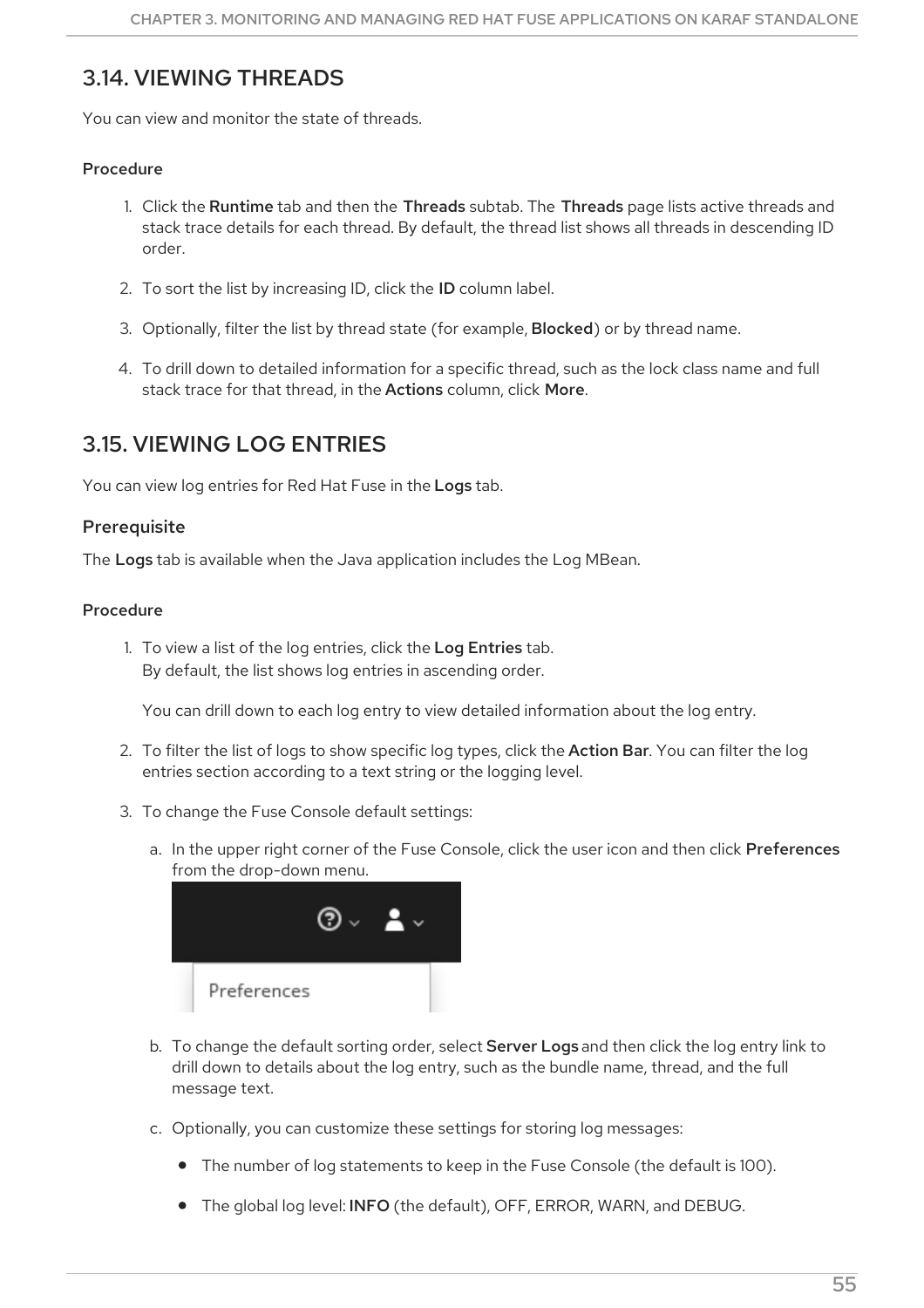## 3.14. VIEWING THREADS

You can view and monitor the state of threads.

#### Procedure

1. Click the **Runtime** tab and then the **Threads** subtab. The **Threads** page lists active threads and stack trace details for each thread. By default, the thread list shows all threads in descending ID order.

2. To sort the list by increasing ID, click the **ID** column label.

3. Optionally, filter the list by thread state (for example, **Blocked**) or by thread name.

4. To drill down to detailed information for a specific thread, such as the lock class name and full stack trace for that thread, in the **Actions** column, click **More**.

## 3.15. VIEWING LOG ENTRIES

You can view log entries for Red Hat Fuse in the **Logs** tab.

### Prerequisite

The **Logs** tab is available when the Java application includes the Log MBean.

#### Procedure

1. To view a list of the log entries, click the **Log Entries** tab.
   By default, the list shows log entries in ascending order.

   You can drill down to each log entry to view detailed information about the log entry.

2. To filter the list of logs to show specific log types, click the **Action Bar**. You can filter the log entries section according to a text string or the logging level.

3. To change the Fuse Console default settings:

   a. In the upper right corner of the Fuse Console, click the user icon and then click **Preferences** from the drop-down menu.

   b. To change the default sorting order, select **Server Logs** and then click the log entry link to drill down to details about the log entry, such as the bundle name, thread, and the full message text.

   c. Optionally, you can customize these settings for storing log messages:

   - The number of log statements to keep in the Fuse Console (the default is 100).

   - The global log level: **INFO** (the default), OFF, ERROR, WARN, and DEBUG.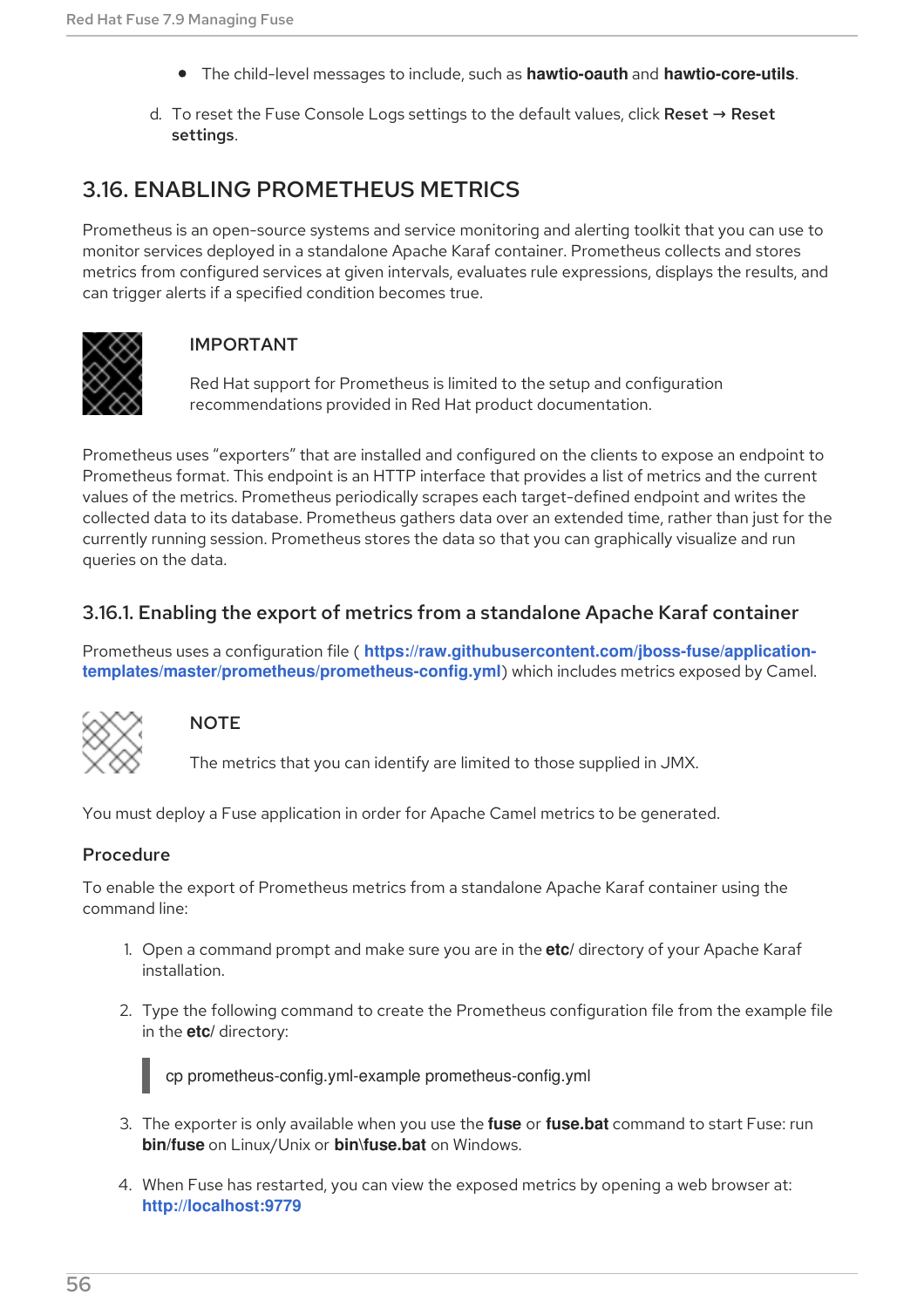- The child-level messages to include, such as **hawtio-oauth** and **hawtio-core-utils**.

d. To reset the Fuse Console Logs settings to the default values, click **Reset** → **Reset settings**.

## 3.16. ENABLING PROMETHEUS METRICS

Prometheus is an open-source systems and service monitoring and alerting toolkit that you can use to monitor services deployed in a standalone Apache Karaf container. Prometheus collects and stores metrics from configured services at given intervals, evaluates rule expressions, displays the results, and can trigger alerts if a specified condition becomes true.

> **IMPORTANT**
>
> Red Hat support for Prometheus is limited to the setup and configuration recommendations provided in Red Hat product documentation.

Prometheus uses “exporters” that are installed and configured on the clients to expose an endpoint to Prometheus format. This endpoint is an HTTP interface that provides a list of metrics and the current values of the metrics. Prometheus periodically scrapes each target-defined endpoint and writes the collected data to its database. Prometheus gathers data over an extended time, rather than just for the currently running session. Prometheus stores the data so that you can graphically visualize and run queries on the data.

### 3.16.1. Enabling the export of metrics from a standalone Apache Karaf container

Prometheus uses a configuration file ( **https://raw.githubusercontent.com/jboss-fuse/application-templates/master/prometheus/prometheus-config.yml**) which includes metrics exposed by Camel.

> **NOTE**
>
> The metrics that you can identify are limited to those supplied in JMX.

You must deploy a Fuse application in order for Apache Camel metrics to be generated.

#### Procedure

To enable the export of Prometheus metrics from a standalone Apache Karaf container using the command line:

1. Open a command prompt and make sure you are in the **etc/** directory of your Apache Karaf installation.

2. Type the following command to create the Prometheus configuration file from the example file in the **etc/** directory:

```
cp prometheus-config.yml-example prometheus-config.yml
```

3. The exporter is only available when you use the **fuse** or **fuse.bat** command to start Fuse: run **bin/fuse** on Linux/Unix or **bin\fuse.bat** on Windows.

4. When Fuse has restarted, you can view the exposed metrics by opening a web browser at: **http://localhost:9779**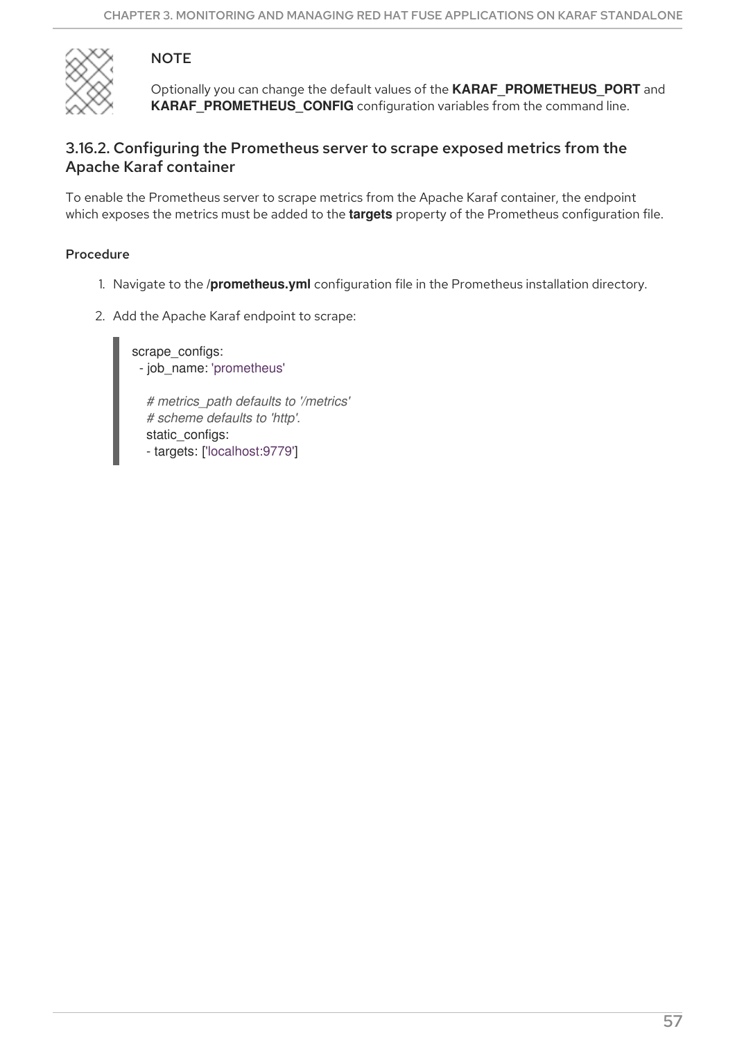> **NOTE**
>
> Optionally you can change the default values of the **KARAF_PROMETHEUS_PORT** and **KARAF_PROMETHEUS_CONFIG** configuration variables from the command line.

### 3.16.2. Configuring the Prometheus server to scrape exposed metrics from the Apache Karaf container

To enable the Prometheus server to scrape metrics from the Apache Karaf container, the endpoint which exposes the metrics must be added to the **targets** property of the Prometheus configuration file.

**Procedure**

1. Navigate to the /**prometheus.yml** configuration file in the Prometheus installation directory.
2. Add the Apache Karaf endpoint to scrape:

```
scrape_configs:
  - job_name: 'prometheus'

    # metrics_path defaults to '/metrics'
    # scheme defaults to 'http'.
    static_configs:
    - targets: ['localhost:9779']
```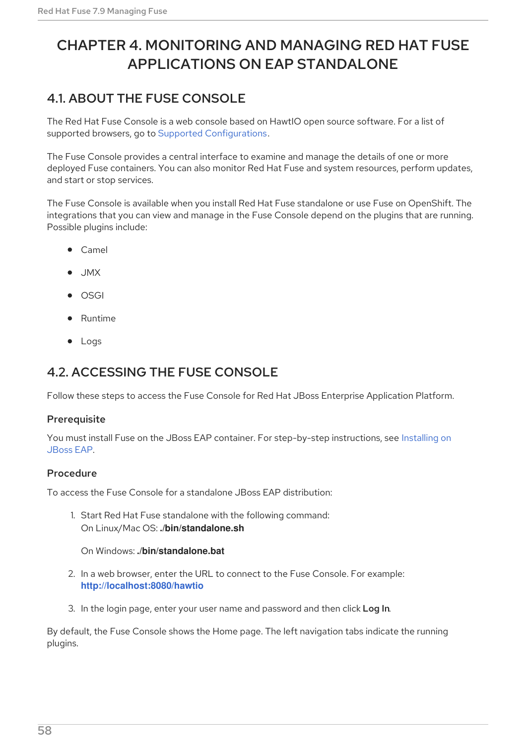# CHAPTER 4. MONITORING AND MANAGING RED HAT FUSE APPLICATIONS ON EAP STANDALONE

## 4.1. ABOUT THE FUSE CONSOLE

The Red Hat Fuse Console is a web console based on HawtIO open source software. For a list of supported browsers, go to Supported Configurations.

The Fuse Console provides a central interface to examine and manage the details of one or more deployed Fuse containers. You can also monitor Red Hat Fuse and system resources, perform updates, and start or stop services.

The Fuse Console is available when you install Red Hat Fuse standalone or use Fuse on OpenShift. The integrations that you can view and manage in the Fuse Console depend on the plugins that are running. Possible plugins include:

- Camel
- JMX
- OSGI
- Runtime
- Logs

## 4.2. ACCESSING THE FUSE CONSOLE

Follow these steps to access the Fuse Console for Red Hat JBoss Enterprise Application Platform.

### Prerequisite

You must install Fuse on the JBoss EAP container. For step-by-step instructions, see Installing on JBoss EAP.

### Procedure

To access the Fuse Console for a standalone JBoss EAP distribution:

1. Start Red Hat Fuse standalone with the following command:
   On Linux/Mac OS: **./bin/standalone.sh**

   On Windows: **./bin/standalone.bat**

2. In a web browser, enter the URL to connect to the Fuse Console. For example: **http://localhost:8080/hawtio**

3. In the login page, enter your user name and password and then click **Log In**.

By default, the Fuse Console shows the Home page. The left navigation tabs indicate the running plugins.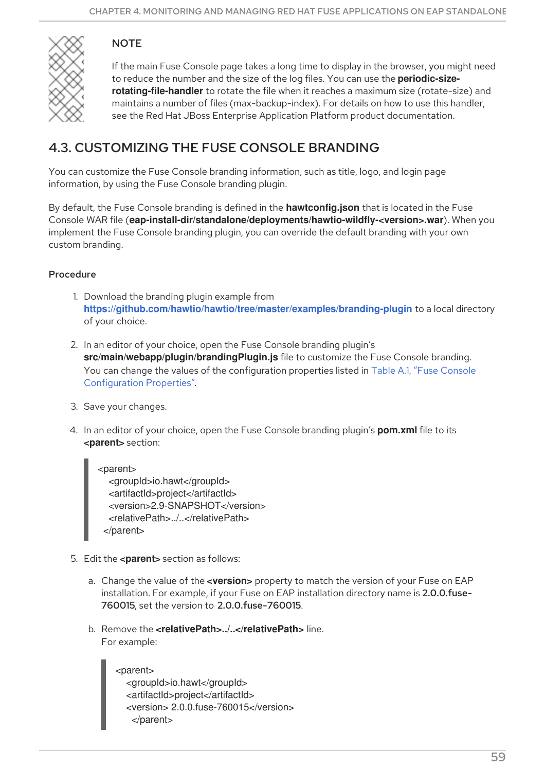> **NOTE**
>
> If the main Fuse Console page takes a long time to display in the browser, you might need to reduce the number and the size of the log files. You can use the **periodic-size-rotating-file-handler** to rotate the file when it reaches a maximum size (rotate-size) and maintains a number of files (max-backup-index). For details on how to use this handler, see the Red Hat JBoss Enterprise Application Platform product documentation.

## 4.3. CUSTOMIZING THE FUSE CONSOLE BRANDING

You can customize the Fuse Console branding information, such as title, logo, and login page information, by using the Fuse Console branding plugin.

By default, the Fuse Console branding is defined in the **hawtconfig.json** that is located in the Fuse Console WAR file (**eap-install-dir/standalone/deployments/hawtio-wildfly-<version>.war**). When you implement the Fuse Console branding plugin, you can override the default branding with your own custom branding.

### Procedure

1. Download the branding plugin example from **https://github.com/hawtio/hawtio/tree/master/examples/branding-plugin** to a local directory of your choice.

2. In an editor of your choice, open the Fuse Console branding plugin's **src/main/webapp/plugin/brandingPlugin.js** file to customize the Fuse Console branding. You can change the values of the configuration properties listed in Table A.1, "Fuse Console Configuration Properties".

3. Save your changes.

4. In an editor of your choice, open the Fuse Console branding plugin's **pom.xml** file to its **<parent>** section:

```
<parent>
  <groupId>io.hawt</groupId>
  <artifactId>project</artifactId>
  <version>2.9-SNAPSHOT</version>
  <relativePath>../..</relativePath>
 </parent>
```

5. Edit the **<parent>** section as follows:

   a. Change the value of the **<version>** property to match the version of your Fuse on EAP installation. For example, if your Fuse on EAP installation directory name is **2.0.0.fuse-760015**, set the version to **2.0.0.fuse-760015**.

   b. Remove the **<relativePath>../..</relativePath>** line.
   For example:

```
<parent>
  <groupId>io.hawt</groupId>
  <artifactId>project</artifactId>
  <version> 2.0.0.fuse-760015</version>
   </parent>
```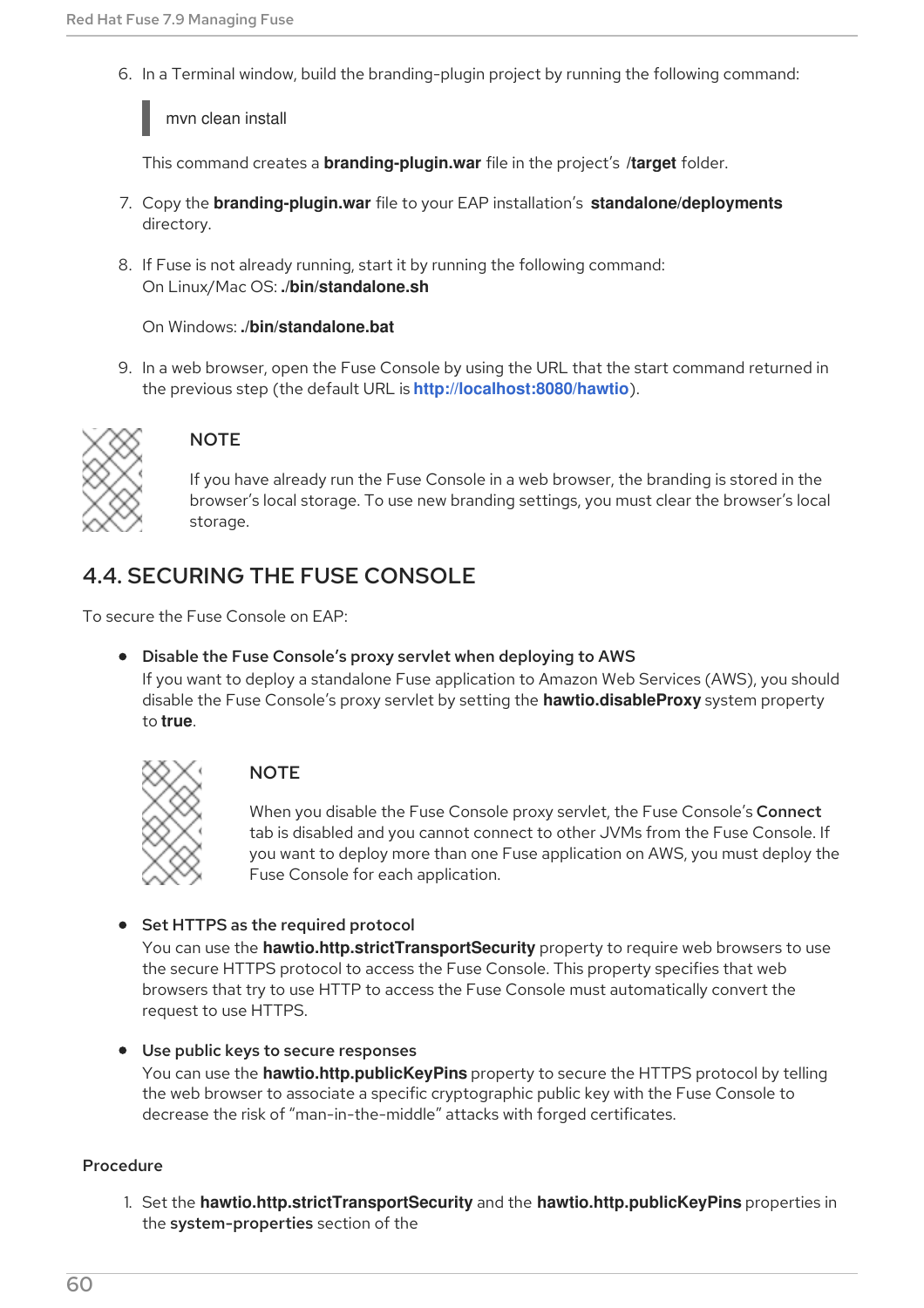6. In a Terminal window, build the branding-plugin project by running the following command:

   ```
   mvn clean install
   ```

   This command creates a **branding-plugin.war** file in the project's **/target** folder.

7. Copy the **branding-plugin.war** file to your EAP installation's **standalone/deployments** directory.

8. If Fuse is not already running, start it by running the following command:
   On Linux/Mac OS: **./bin/standalone.sh**

   On Windows: **./bin/standalone.bat**

9. In a web browser, open the Fuse Console by using the URL that the start command returned in the previous step (the default URL is **http://localhost:8080/hawtio**).

> **NOTE**
>
> If you have already run the Fuse Console in a web browser, the branding is stored in the browser's local storage. To use new branding settings, you must clear the browser's local storage.

## 4.4. SECURING THE FUSE CONSOLE

To secure the Fuse Console on EAP:

- **Disable the Fuse Console's proxy servlet when deploying to AWS**
  If you want to deploy a standalone Fuse application to Amazon Web Services (AWS), you should disable the Fuse Console's proxy servlet by setting the **hawtio.disableProxy** system property to **true**.

  > **NOTE**
  >
  > When you disable the Fuse Console proxy servlet, the Fuse Console's **Connect** tab is disabled and you cannot connect to other JVMs from the Fuse Console. If you want to deploy more than one Fuse application on AWS, you must deploy the Fuse Console for each application.

- **Set HTTPS as the required protocol**
  You can use the **hawtio.http.strictTransportSecurity** property to require web browsers to use the secure HTTPS protocol to access the Fuse Console. This property specifies that web browsers that try to use HTTP to access the Fuse Console must automatically convert the request to use HTTPS.

- **Use public keys to secure responses**
  You can use the **hawtio.http.publicKeyPins** property to secure the HTTPS protocol by telling the web browser to associate a specific cryptographic public key with the Fuse Console to decrease the risk of "man-in-the-middle" attacks with forged certificates.

### Procedure

1. Set the **hawtio.http.strictTransportSecurity** and the **hawtio.http.publicKeyPins** properties in the **system-properties** section of the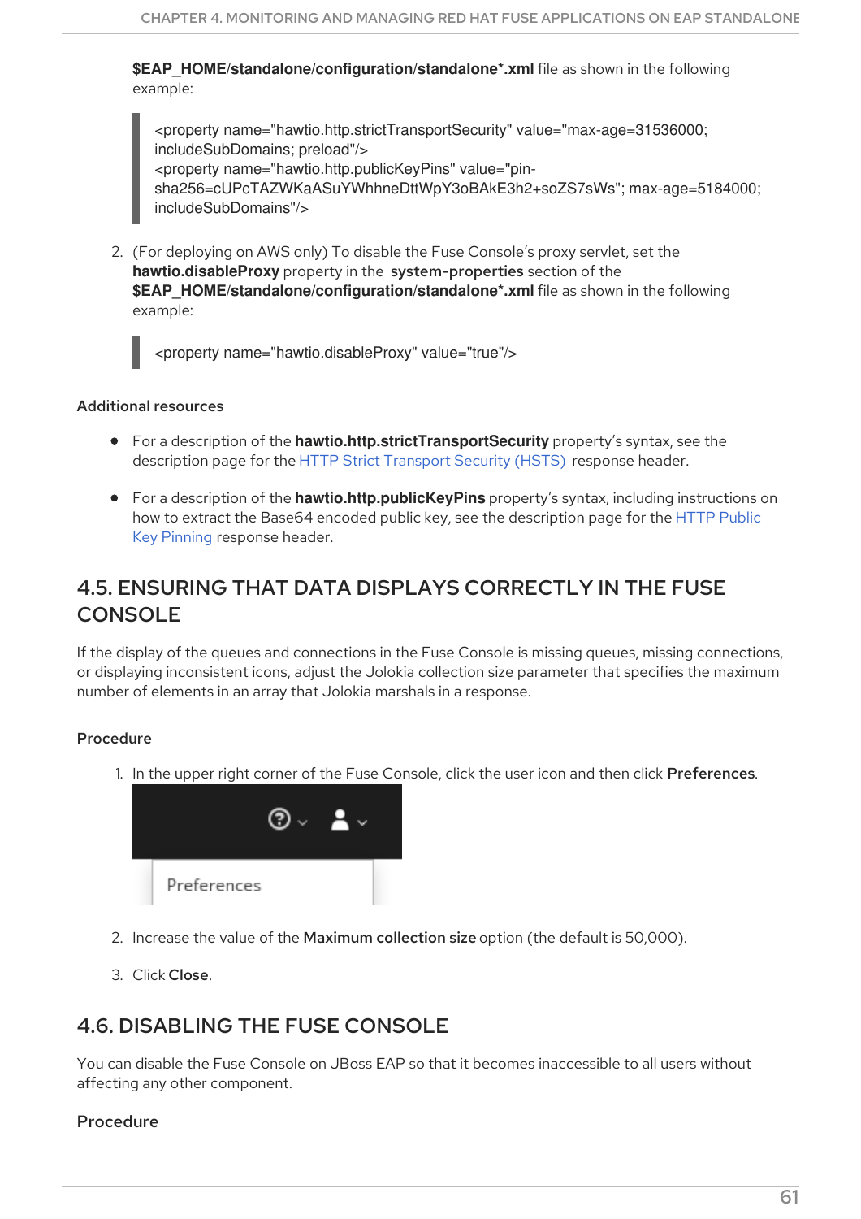**$EAP_HOME/standalone/configuration/standalone*.xml** file as shown in the following example:

```
<property name="hawtio.http.strictTransportSecurity" value="max-age=31536000; includeSubDomains; preload"/>
<property name="hawtio.http.publicKeyPins" value="pin-sha256=cUPcTAZWKaASuYWhhneDttWpY3oBAkE3h2+soZS7sWs"; max-age=5184000; includeSubDomains"/>
```

2. (For deploying on AWS only) To disable the Fuse Console's proxy servlet, set the **hawtio.disableProxy** property in the **system-properties** section of the **$EAP_HOME/standalone/configuration/standalone*.xml** file as shown in the following example:

```
<property name="hawtio.disableProxy" value="true"/>
```

### Additional resources

- For a description of the **hawtio.http.strictTransportSecurity** property's syntax, see the description page for the HTTP Strict Transport Security (HSTS) response header.
- For a description of the **hawtio.http.publicKeyPins** property's syntax, including instructions on how to extract the Base64 encoded public key, see the description page for the HTTP Public Key Pinning response header.

## 4.5. ENSURING THAT DATA DISPLAYS CORRECTLY IN THE FUSE CONSOLE

If the display of the queues and connections in the Fuse Console is missing queues, missing connections, or displaying inconsistent icons, adjust the Jolokia collection size parameter that specifies the maximum number of elements in an array that Jolokia marshals in a response.

### Procedure

1. In the upper right corner of the Fuse Console, click the user icon and then click **Preferences**.

2. Increase the value of the **Maximum collection size** option (the default is 50,000).
3. Click **Close**.

## 4.6. DISABLING THE FUSE CONSOLE

You can disable the Fuse Console on JBoss EAP so that it becomes inaccessible to all users without affecting any other component.

### Procedure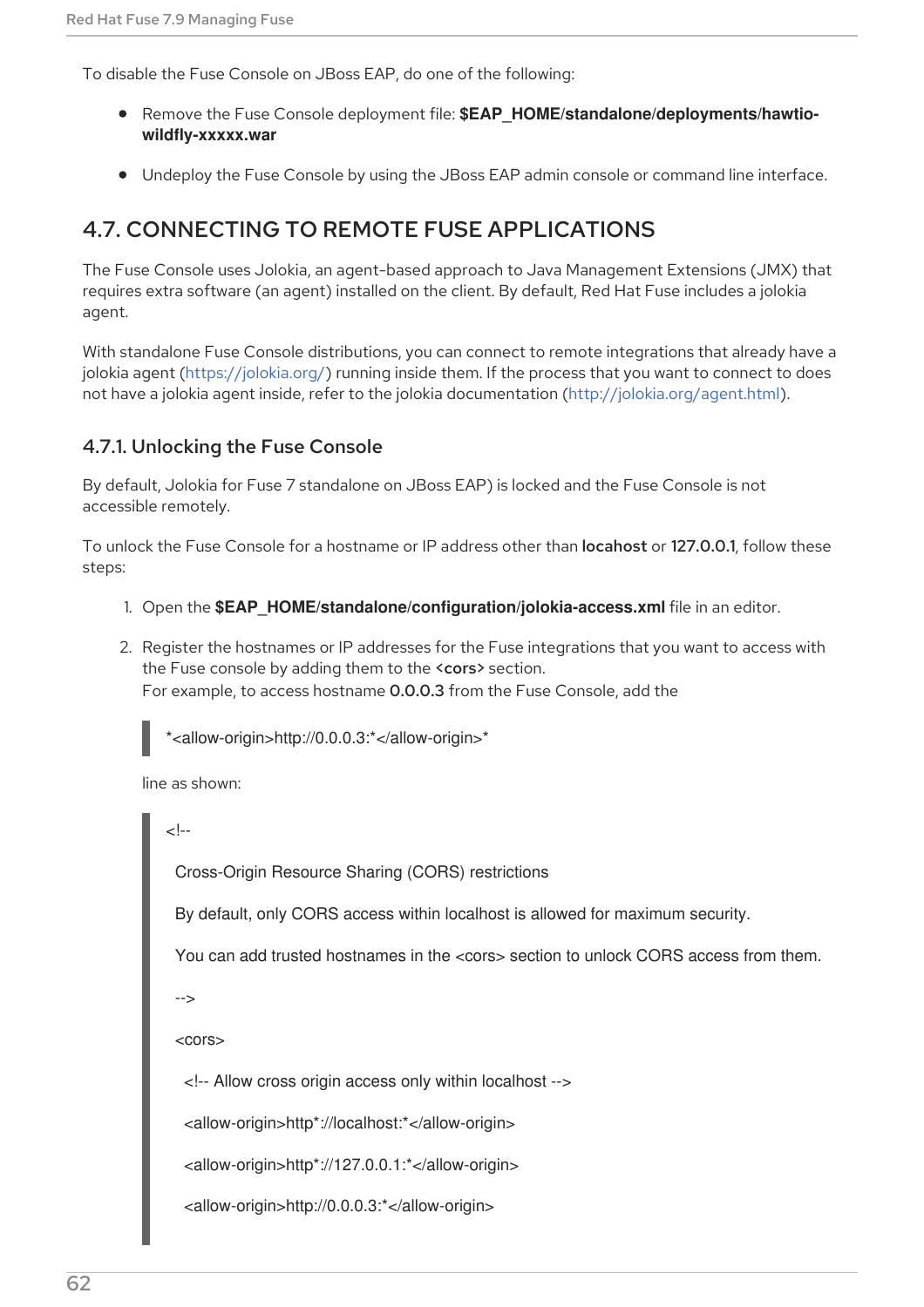To disable the Fuse Console on JBoss EAP, do one of the following:

- Remove the Fuse Console deployment file: **$EAP_HOME/standalone/deployments/hawtio-wildfly-xxxxx.war**
- Undeploy the Fuse Console by using the JBoss EAP admin console or command line interface.

## 4.7. CONNECTING TO REMOTE FUSE APPLICATIONS

The Fuse Console uses Jolokia, an agent-based approach to Java Management Extensions (JMX) that requires extra software (an agent) installed on the client. By default, Red Hat Fuse includes a jolokia agent.

With standalone Fuse Console distributions, you can connect to remote integrations that already have a jolokia agent (https://jolokia.org/) running inside them. If the process that you want to connect to does not have a jolokia agent inside, refer to the jolokia documentation (http://jolokia.org/agent.html).

### 4.7.1. Unlocking the Fuse Console

By default, Jolokia for Fuse 7 standalone on JBoss EAP) is locked and the Fuse Console is not accessible remotely.

To unlock the Fuse Console for a hostname or IP address other than **locahost** or **127.0.0.1**, follow these steps:

1. Open the **$EAP_HOME/standalone/configuration/jolokia-access.xml** file in an editor.
2. Register the hostnames or IP addresses for the Fuse integrations that you want to access with the Fuse console by adding them to the **<cors>** section.
   For example, to access hostname **0.0.0.3** from the Fuse Console, add the

   ```
   *<allow-origin>http://0.0.0.3:*</allow-origin>*
   ```

   line as shown:

   ```
   <!--
    Cross-Origin Resource Sharing (CORS) restrictions
    By default, only CORS access within localhost is allowed for maximum security.
    You can add trusted hostnames in the <cors> section to unlock CORS access from them.
    -->
    <cors>
     <!-- Allow cross origin access only within localhost -->
     <allow-origin>http*://localhost:*</allow-origin>
     <allow-origin>http*://127.0.0.1:*</allow-origin>
     <allow-origin>http://0.0.0.3:*</allow-origin>
   ```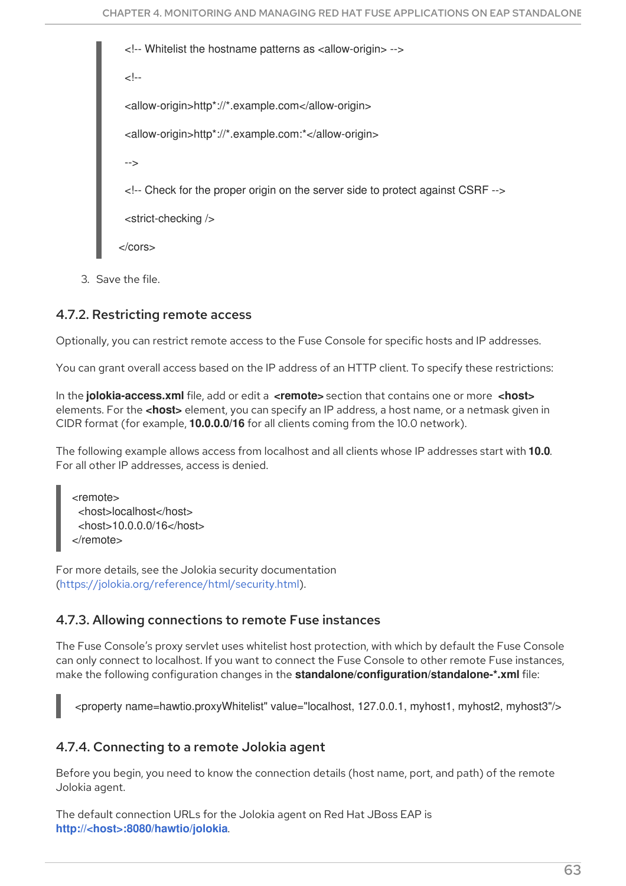```
<!-- Whitelist the hostname patterns as <allow-origin> -->

<!--

<allow-origin>http*://*.example.com</allow-origin>

<allow-origin>http*://*.example.com:*</allow-origin>

-->

<!-- Check for the proper origin on the server side to protect against CSRF -->

<strict-checking />

</cors>
```

3. Save the file.

### 4.7.2. Restricting remote access

Optionally, you can restrict remote access to the Fuse Console for specific hosts and IP addresses.

You can grant overall access based on the IP address of an HTTP client. To specify these restrictions:

In the **jolokia-access.xml** file, add or edit a **<remote>** section that contains one or more **<host>** elements. For the **<host>** element, you can specify an IP address, a host name, or a netmask given in CIDR format (for example, **10.0.0.0/16** for all clients coming from the 10.0 network).

The following example allows access from localhost and all clients whose IP addresses start with **10.0**. For all other IP addresses, access is denied.

```
<remote>
  <host>localhost</host>
  <host>10.0.0.0/16</host>
</remote>
```

For more details, see the Jolokia security documentation (https://jolokia.org/reference/html/security.html).

### 4.7.3. Allowing connections to remote Fuse instances

The Fuse Console's proxy servlet uses whitelist host protection, with which by default the Fuse Console can only connect to localhost. If you want to connect the Fuse Console to other remote Fuse instances, make the following configuration changes in the **standalone/configuration/standalone-*.xml** file:

```
<property name=hawtio.proxyWhitelist" value="localhost, 127.0.0.1, myhost1, myhost2, myhost3"/>
```

### 4.7.4. Connecting to a remote Jolokia agent

Before you begin, you need to know the connection details (host name, port, and path) of the remote Jolokia agent.

The default connection URLs for the Jolokia agent on Red Hat JBoss EAP is **http://<host>:8080/hawtio/jolokia**.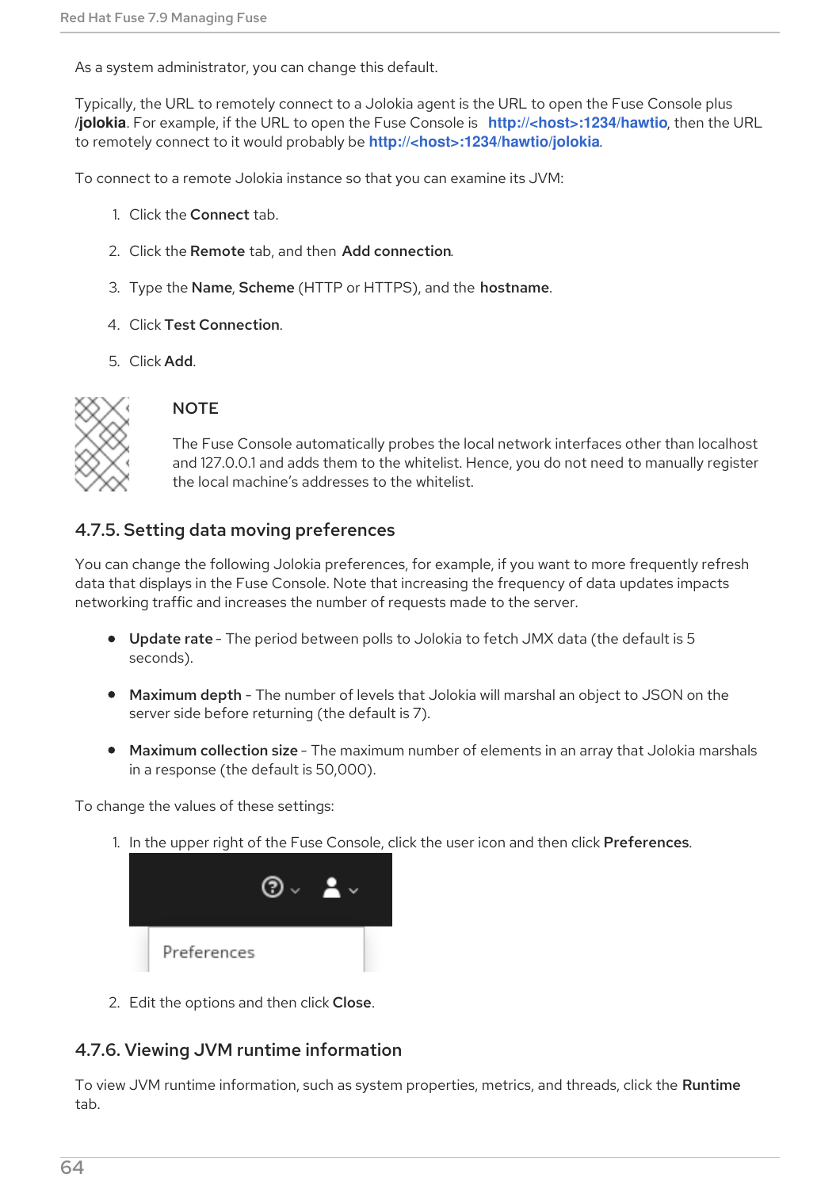As a system administrator, you can change this default.

Typically, the URL to remotely connect to a Jolokia agent is the URL to open the Fuse Console plus /**jolokia**. For example, if the URL to open the Fuse Console is **http://<host>:1234/hawtio**, then the URL to remotely connect to it would probably be **http://<host>:1234/hawtio/jolokia**.

To connect to a remote Jolokia instance so that you can examine its JVM:

1. Click the **Connect** tab.
2. Click the **Remote** tab, and then **Add connection**.
3. Type the **Name**, **Scheme** (HTTP or HTTPS), and the **hostname**.
4. Click **Test Connection**.
5. Click **Add**.

> **NOTE**
>
> The Fuse Console automatically probes the local network interfaces other than localhost and 127.0.0.1 and adds them to the whitelist. Hence, you do not need to manually register the local machine's addresses to the whitelist.

### 4.7.5. Setting data moving preferences

You can change the following Jolokia preferences, for example, if you want to more frequently refresh data that displays in the Fuse Console. Note that increasing the frequency of data updates impacts networking traffic and increases the number of requests made to the server.

- **Update rate** - The period between polls to Jolokia to fetch JMX data (the default is 5 seconds).
- **Maximum depth** - The number of levels that Jolokia will marshal an object to JSON on the server side before returning (the default is 7).
- **Maximum collection size** - The maximum number of elements in an array that Jolokia marshals in a response (the default is 50,000).

To change the values of these settings:

1. In the upper right of the Fuse Console, click the user icon and then click **Preferences**.
2. Edit the options and then click **Close**.

### 4.7.6. Viewing JVM runtime information

To view JVM runtime information, such as system properties, metrics, and threads, click the **Runtime** tab.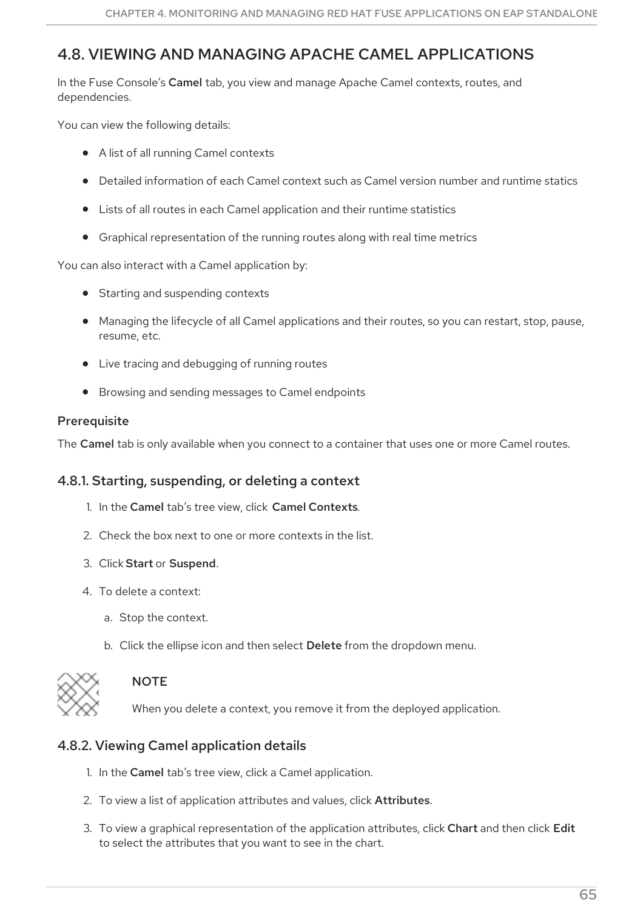## 4.8. VIEWING AND MANAGING APACHE CAMEL APPLICATIONS

In the Fuse Console's **Camel** tab, you view and manage Apache Camel contexts, routes, and dependencies.

You can view the following details:

- A list of all running Camel contexts
- Detailed information of each Camel context such as Camel version number and runtime statics
- Lists of all routes in each Camel application and their runtime statistics
- Graphical representation of the running routes along with real time metrics

You can also interact with a Camel application by:

- Starting and suspending contexts
- Managing the lifecycle of all Camel applications and their routes, so you can restart, stop, pause, resume, etc.
- Live tracing and debugging of running routes
- Browsing and sending messages to Camel endpoints

#### Prerequisite

The **Camel** tab is only available when you connect to a container that uses one or more Camel routes.

### 4.8.1. Starting, suspending, or deleting a context

1. In the **Camel** tab's tree view, click **Camel Contexts**.
2. Check the box next to one or more contexts in the list.
3. Click **Start** or **Suspend**.
4. To delete a context:
   a. Stop the context.
   b. Click the ellipse icon and then select **Delete** from the dropdown menu.

> **NOTE**
>
> When you delete a context, you remove it from the deployed application.

### 4.8.2. Viewing Camel application details

1. In the **Camel** tab's tree view, click a Camel application.
2. To view a list of application attributes and values, click **Attributes**.
3. To view a graphical representation of the application attributes, click **Chart** and then click **Edit** to select the attributes that you want to see in the chart.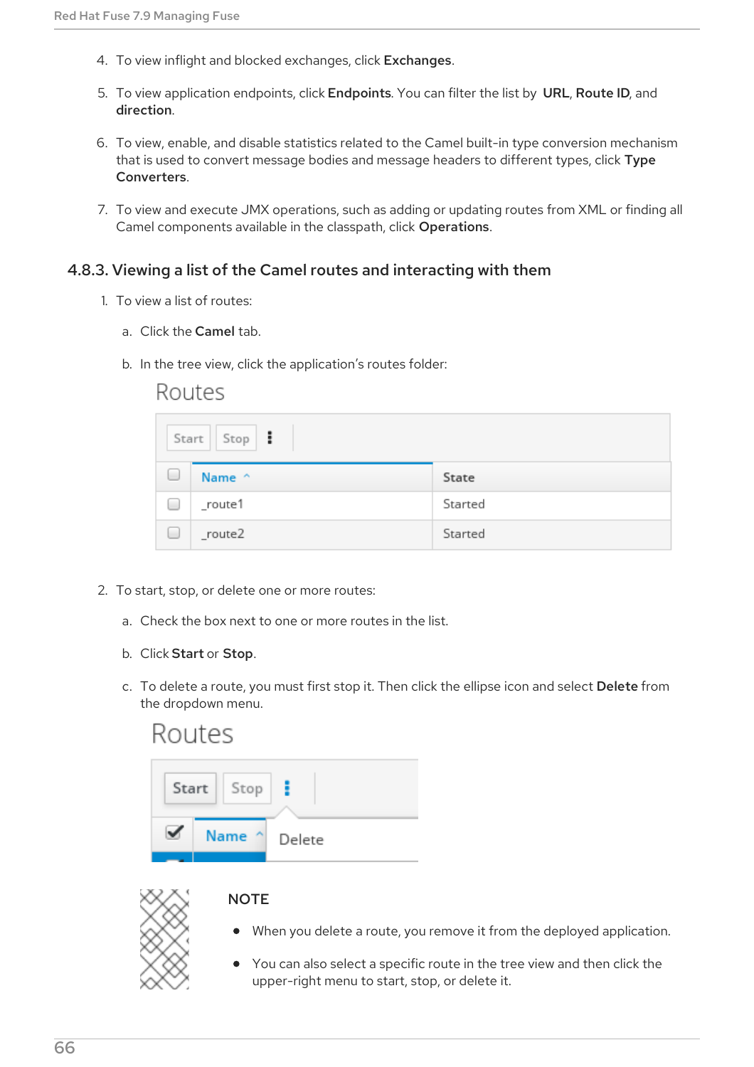4. To view inflight and blocked exchanges, click **Exchanges**.
5. To view application endpoints, click **Endpoints**. You can filter the list by **URL**, **Route ID**, and **direction**.
6. To view, enable, and disable statistics related to the Camel built-in type conversion mechanism that is used to convert message bodies and message headers to different types, click **Type Converters**.
7. To view and execute JMX operations, such as adding or updating routes from XML or finding all Camel components available in the classpath, click **Operations**.

### 4.8.3. Viewing a list of the Camel routes and interacting with them

1. To view a list of routes:
   a. Click the **Camel** tab.
   b. In the tree view, click the application's routes folder:

2. To start, stop, or delete one or more routes:
   a. Check the box next to one or more routes in the list.
   b. Click **Start** or **Stop**.
   c. To delete a route, you must first stop it. Then click the ellipse icon and select **Delete** from the dropdown menu.

**NOTE**

- When you delete a route, you remove it from the deployed application.
- You can also select a specific route in the tree view and then click the upper-right menu to start, stop, or delete it.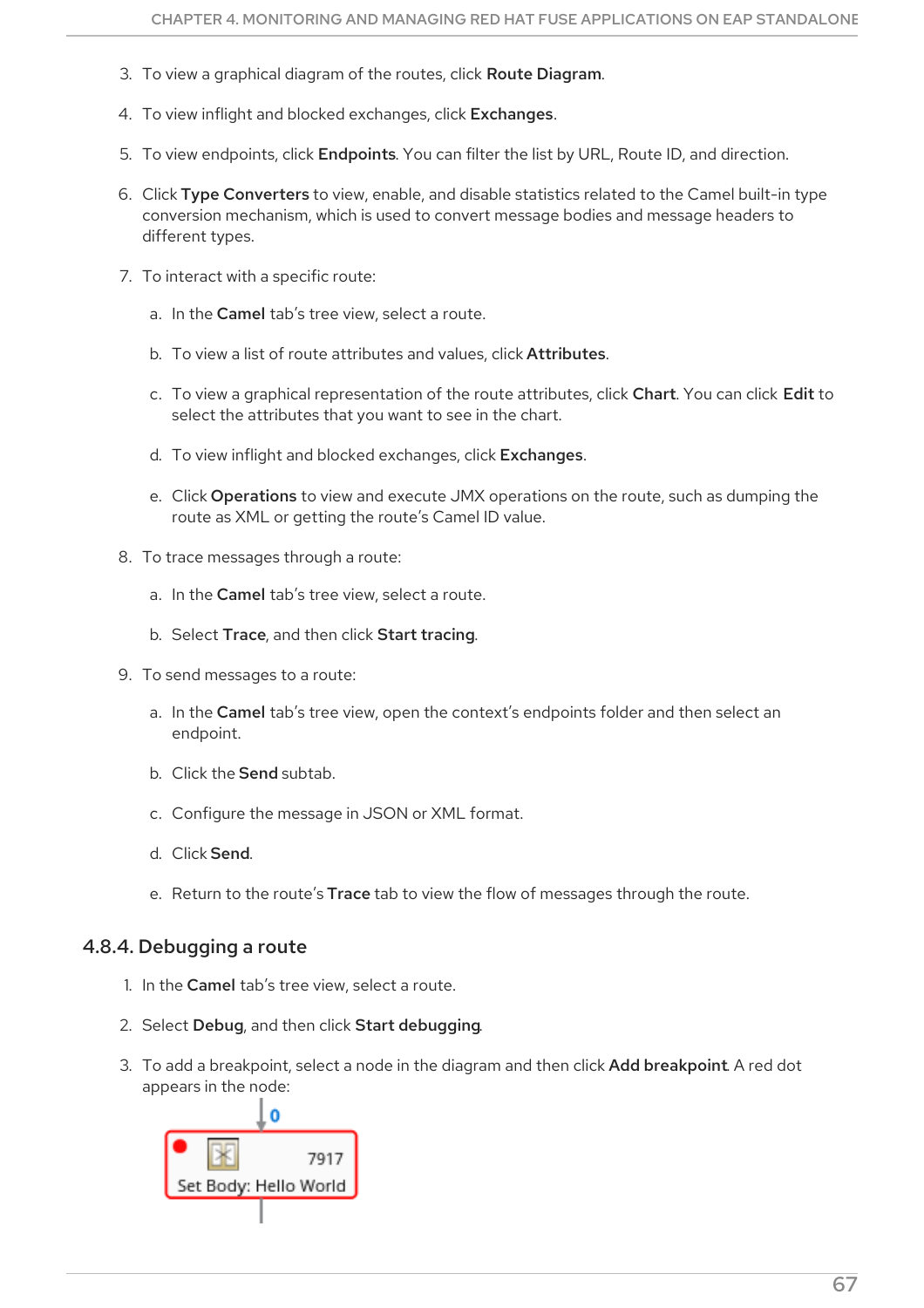3. To view a graphical diagram of the routes, click **Route Diagram**.

4. To view inflight and blocked exchanges, click **Exchanges**.

5. To view endpoints, click **Endpoints**. You can filter the list by URL, Route ID, and direction.

6. Click **Type Converters** to view, enable, and disable statistics related to the Camel built-in type conversion mechanism, which is used to convert message bodies and message headers to different types.

7. To interact with a specific route:

   a. In the **Camel** tab's tree view, select a route.

   b. To view a list of route attributes and values, click **Attributes**.

   c. To view a graphical representation of the route attributes, click **Chart**. You can click **Edit** to select the attributes that you want to see in the chart.

   d. To view inflight and blocked exchanges, click **Exchanges**.

   e. Click **Operations** to view and execute JMX operations on the route, such as dumping the route as XML or getting the route's Camel ID value.

8. To trace messages through a route:

   a. In the **Camel** tab's tree view, select a route.

   b. Select **Trace**, and then click **Start tracing**.

9. To send messages to a route:

   a. In the **Camel** tab's tree view, open the context's endpoints folder and then select an endpoint.

   b. Click the **Send** subtab.

   c. Configure the message in JSON or XML format.

   d. Click **Send**.

   e. Return to the route's **Trace** tab to view the flow of messages through the route.

### 4.8.4. Debugging a route

1. In the **Camel** tab's tree view, select a route.

2. Select **Debug**, and then click **Start debugging**.

3. To add a breakpoint, select a node in the diagram and then click **Add breakpoint**. A red dot appears in the node: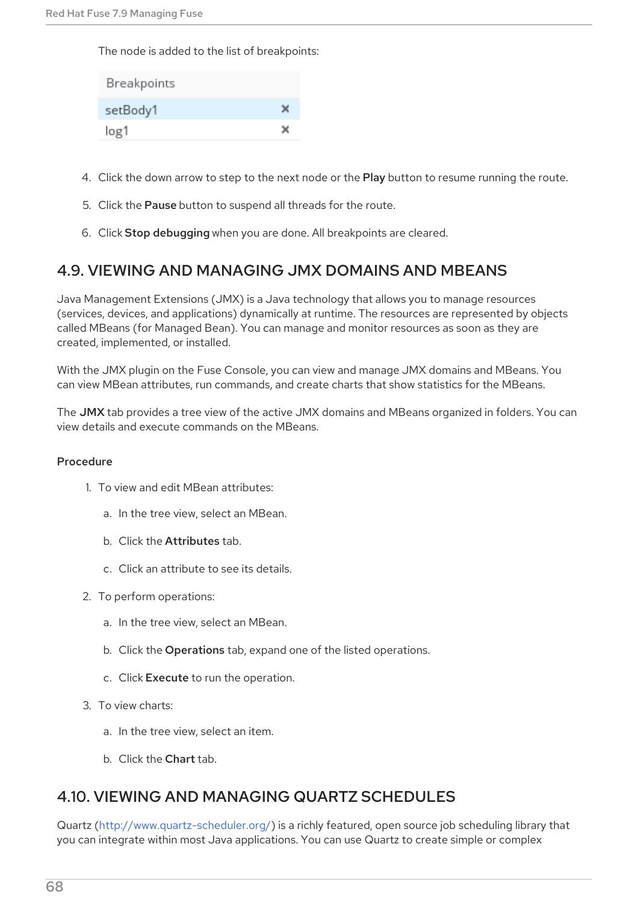The node is added to the list of breakpoints:

| Breakpoints | |
|---|---|
| setBody1 | × |
| log1 | × |

4. Click the down arrow to step to the next node or the **Play** button to resume running the route.

5. Click the **Pause** button to suspend all threads for the route.

6. Click **Stop debugging** when you are done. All breakpoints are cleared.

## 4.9. VIEWING AND MANAGING JMX DOMAINS AND MBEANS

Java Management Extensions (JMX) is a Java technology that allows you to manage resources (services, devices, and applications) dynamically at runtime. The resources are represented by objects called MBeans (for Managed Bean). You can manage and monitor resources as soon as they are created, implemented, or installed.

With the JMX plugin on the Fuse Console, you can view and manage JMX domains and MBeans. You can view MBean attributes, run commands, and create charts that show statistics for the MBeans.

The **JMX** tab provides a tree view of the active JMX domains and MBeans organized in folders. You can view details and execute commands on the MBeans.

### Procedure

1. To view and edit MBean attributes:
    a. In the tree view, select an MBean.
    b. Click the **Attributes** tab.
    c. Click an attribute to see its details.
2. To perform operations:
    a. In the tree view, select an MBean.
    b. Click the **Operations** tab, expand one of the listed operations.
    c. Click **Execute** to run the operation.
3. To view charts:
    a. In the tree view, select an item.
    b. Click the **Chart** tab.

## 4.10. VIEWING AND MANAGING QUARTZ SCHEDULES

Quartz (http://www.quartz-scheduler.org/) is a richly featured, open source job scheduling library that you can integrate within most Java applications. You can use Quartz to create simple or complex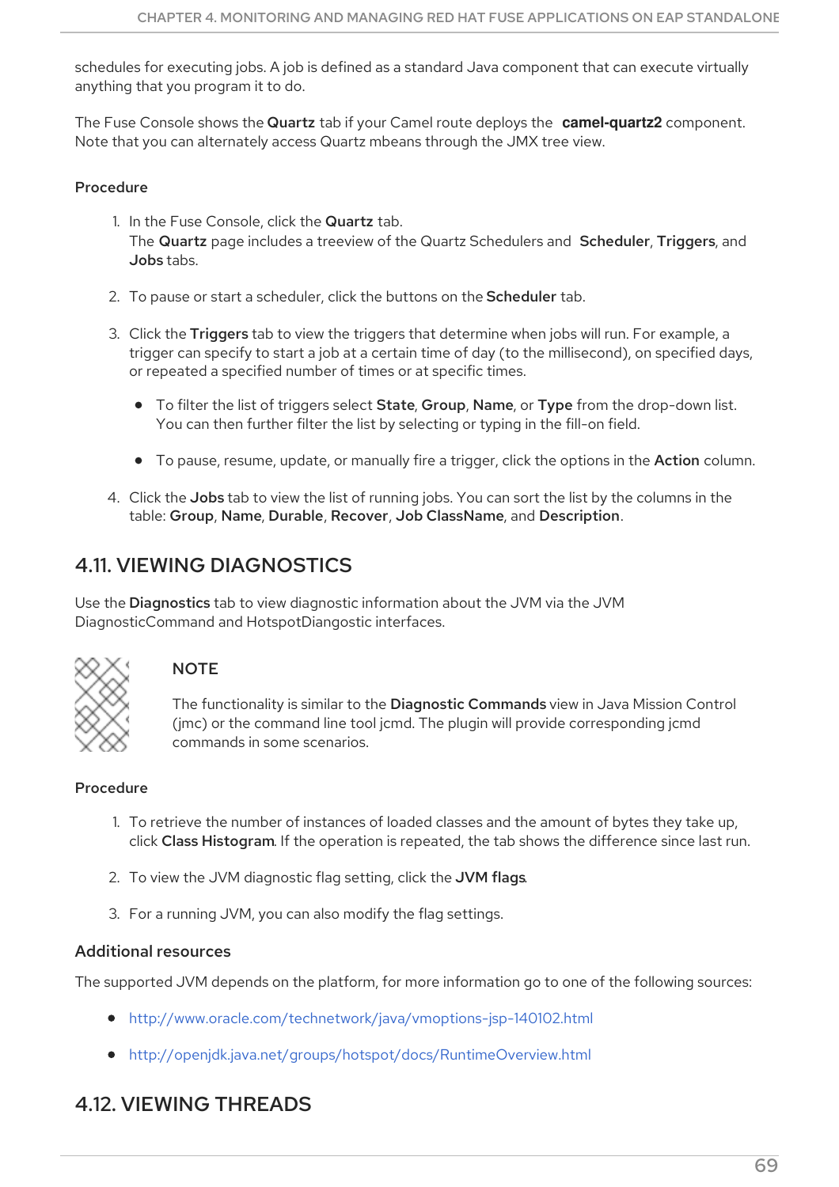schedules for executing jobs. A job is defined as a standard Java component that can execute virtually anything that you program it to do.

The Fuse Console shows the **Quartz** tab if your Camel route deploys the **camel-quartz2** component. Note that you can alternately access Quartz mbeans through the JMX tree view.

#### Procedure

1. In the Fuse Console, click the **Quartz** tab.
   The **Quartz** page includes a treeview of the Quartz Schedulers and **Scheduler**, **Triggers**, and **Jobs** tabs.

2. To pause or start a scheduler, click the buttons on the **Scheduler** tab.

3. Click the **Triggers** tab to view the triggers that determine when jobs will run. For example, a trigger can specify to start a job at a certain time of day (to the millisecond), on specified days, or repeated a specified number of times or at specific times.

   - To filter the list of triggers select **State**, **Group**, **Name**, or **Type** from the drop-down list. You can then further filter the list by selecting or typing in the fill-on field.

   - To pause, resume, update, or manually fire a trigger, click the options in the **Action** column.

4. Click the **Jobs** tab to view the list of running jobs. You can sort the list by the columns in the table: **Group**, **Name**, **Durable**, **Recover**, **Job ClassName**, and **Description**.

## 4.11. VIEWING DIAGNOSTICS

Use the **Diagnostics** tab to view diagnostic information about the JVM via the JVM DiagnosticCommand and HotspotDiangostic interfaces.

> **NOTE**
>
> The functionality is similar to the **Diagnostic Commands** view in Java Mission Control (jmc) or the command line tool jcmd. The plugin will provide corresponding jcmd commands in some scenarios.

#### Procedure

1. To retrieve the number of instances of loaded classes and the amount of bytes they take up, click **Class Histogram**. If the operation is repeated, the tab shows the difference since last run.

2. To view the JVM diagnostic flag setting, click the **JVM flags**.

3. For a running JVM, you can also modify the flag settings.

### Additional resources

The supported JVM depends on the platform, for more information go to one of the following sources:

- http://www.oracle.com/technetwork/java/vmoptions-jsp-140102.html

- http://openjdk.java.net/groups/hotspot/docs/RuntimeOverview.html

## 4.12. VIEWING THREADS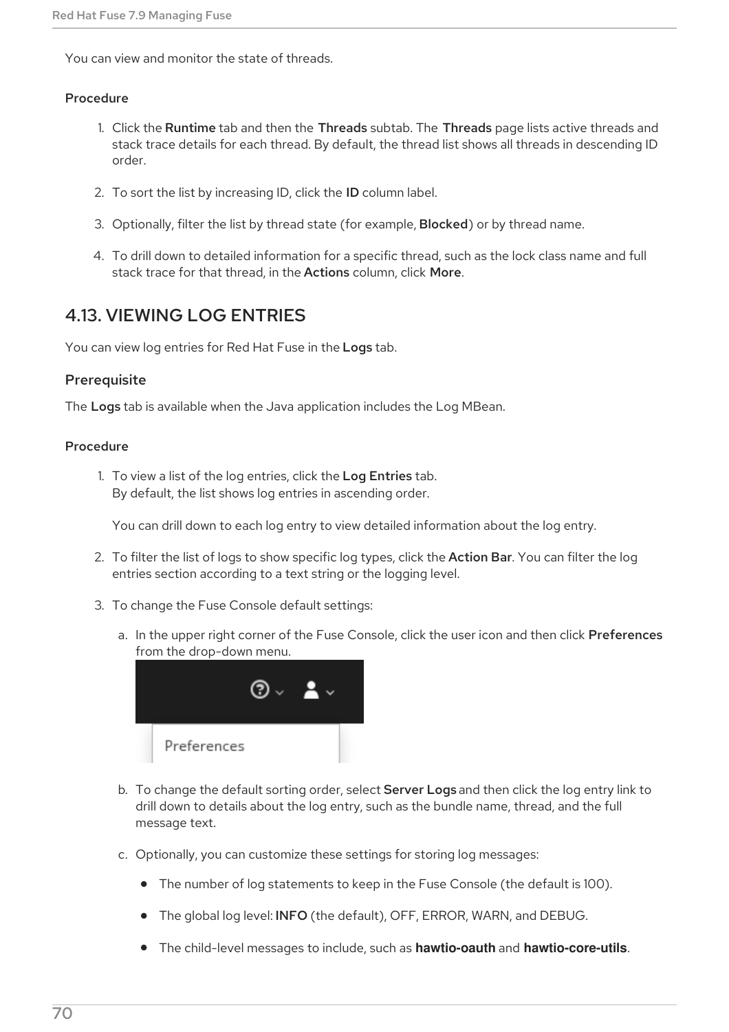You can view and monitor the state of threads.

#### Procedure

1. Click the **Runtime** tab and then the **Threads** subtab. The **Threads** page lists active threads and stack trace details for each thread. By default, the thread list shows all threads in descending ID order.
2. To sort the list by increasing ID, click the **ID** column label.
3. Optionally, filter the list by thread state (for example, **Blocked**) or by thread name.
4. To drill down to detailed information for a specific thread, such as the lock class name and full stack trace for that thread, in the **Actions** column, click **More**.

## 4.13. VIEWING LOG ENTRIES

You can view log entries for Red Hat Fuse in the **Logs** tab.

### Prerequisite

The **Logs** tab is available when the Java application includes the Log MBean.

#### Procedure

1. To view a list of the log entries, click the **Log Entries** tab.
   By default, the list shows log entries in ascending order.

   You can drill down to each log entry to view detailed information about the log entry.
2. To filter the list of logs to show specific log types, click the **Action Bar**. You can filter the log entries section according to a text string or the logging level.
3. To change the Fuse Console default settings:
   a. In the upper right corner of the Fuse Console, click the user icon and then click **Preferences** from the drop-down menu.

   b. To change the default sorting order, select **Server Logs** and then click the log entry link to drill down to details about the log entry, such as the bundle name, thread, and the full message text.

   c. Optionally, you can customize these settings for storing log messages:
   - The number of log statements to keep in the Fuse Console (the default is 100).
   - The global log level: **INFO** (the default), OFF, ERROR, WARN, and DEBUG.
   - The child-level messages to include, such as **hawtio-oauth** and **hawtio-core-utils**.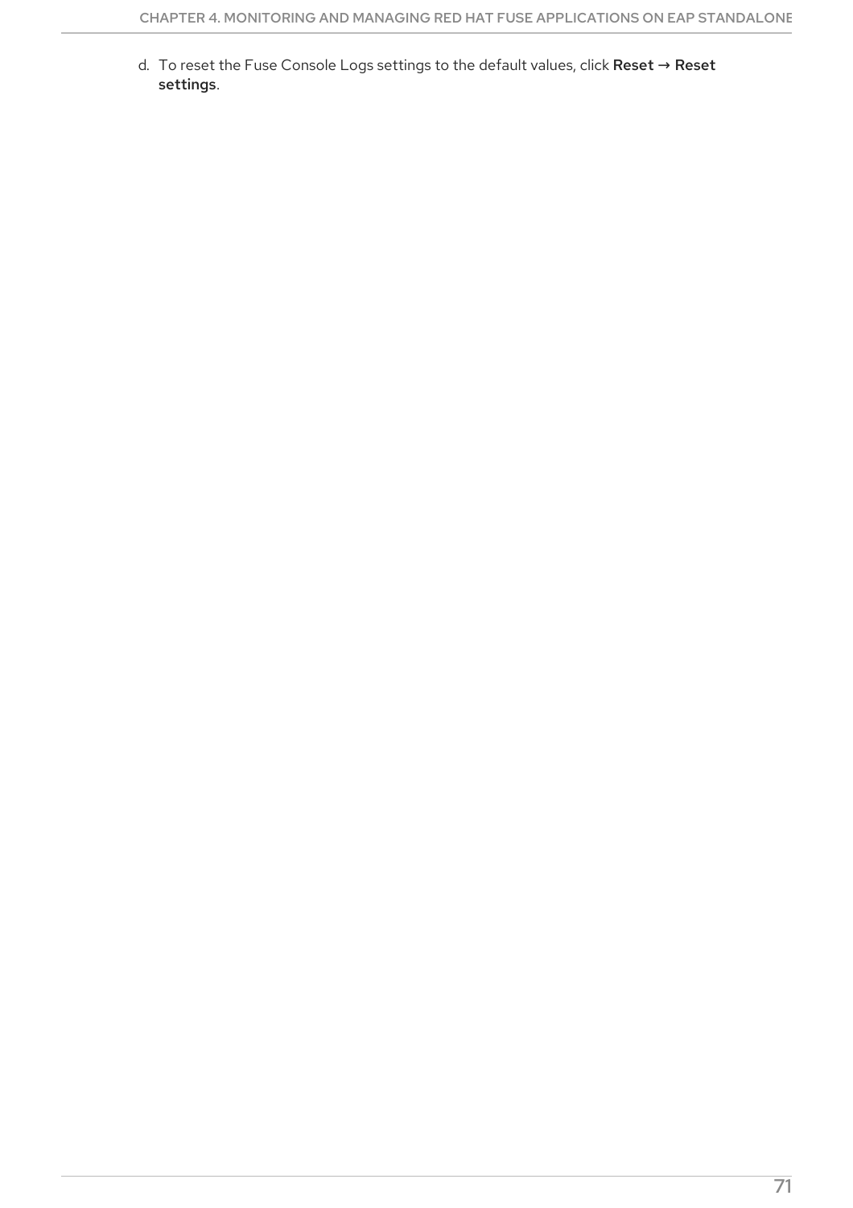d. To reset the Fuse Console Logs settings to the default values, click **Reset** → **Reset settings**.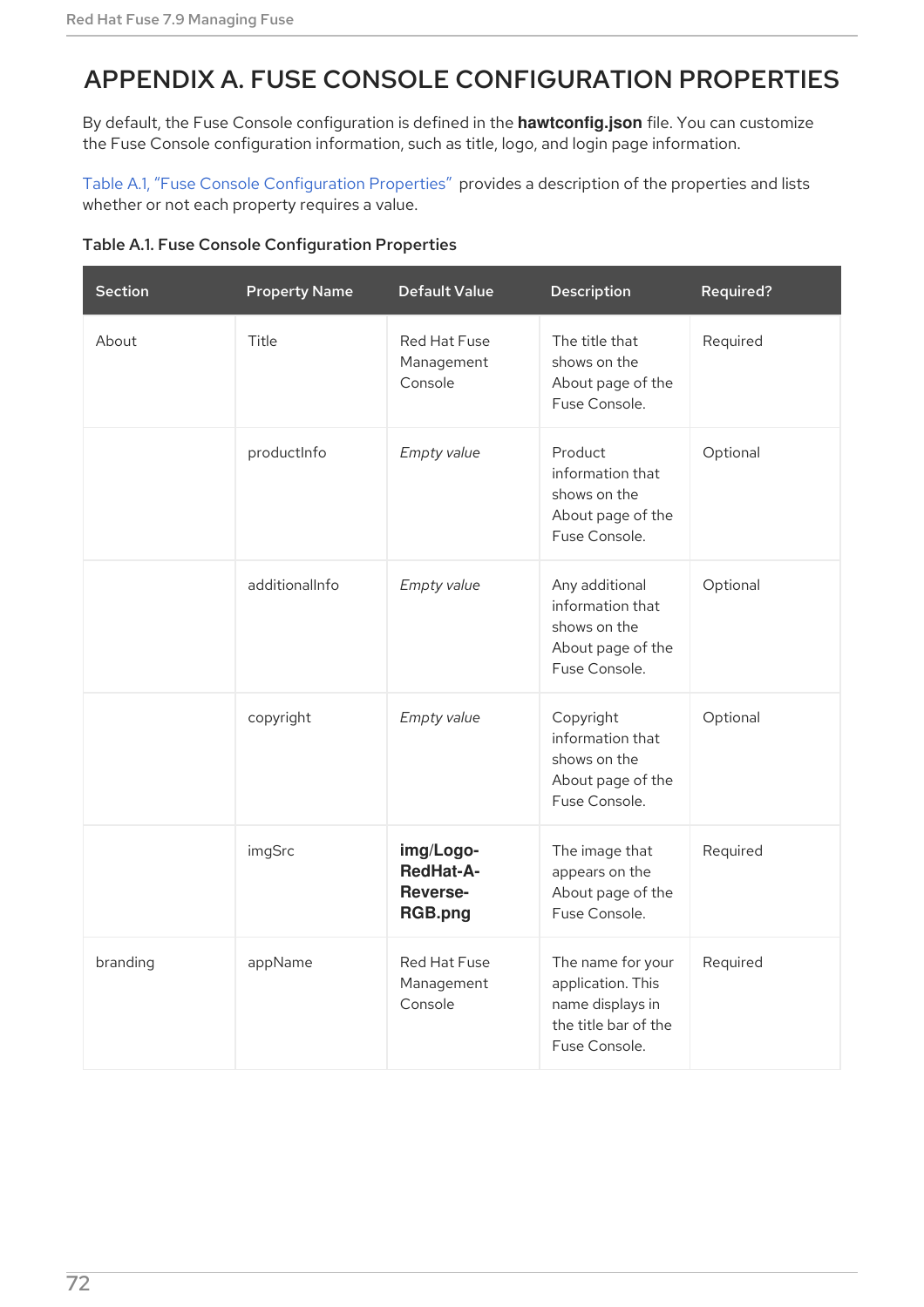# APPENDIX A. FUSE CONSOLE CONFIGURATION PROPERTIES

By default, the Fuse Console configuration is defined in the **hawtconfig.json** file. You can customize the Fuse Console configuration information, such as title, logo, and login page information.

Table A.1, "Fuse Console Configuration Properties" provides a description of the properties and lists whether or not each property requires a value.

**Table A.1. Fuse Console Configuration Properties**

| Section | Property Name | Default Value | Description | Required? |
|---|---|---|---|---|
| About | Title | Red Hat Fuse Management Console | The title that shows on the About page of the Fuse Console. | Required |
| | productInfo | *Empty value* | Product information that shows on the About page of the Fuse Console. | Optional |
| | additionalInfo | *Empty value* | Any additional information that shows on the About page of the Fuse Console. | Optional |
| | copyright | *Empty value* | Copyright information that shows on the About page of the Fuse Console. | Optional |
| | imgSrc | **img/Logo-RedHat-A-Reverse-RGB.png** | The image that appears on the About page of the Fuse Console. | Required |
| branding | appName | Red Hat Fuse Management Console | The name for your application. This name displays in the title bar of the Fuse Console. | Required |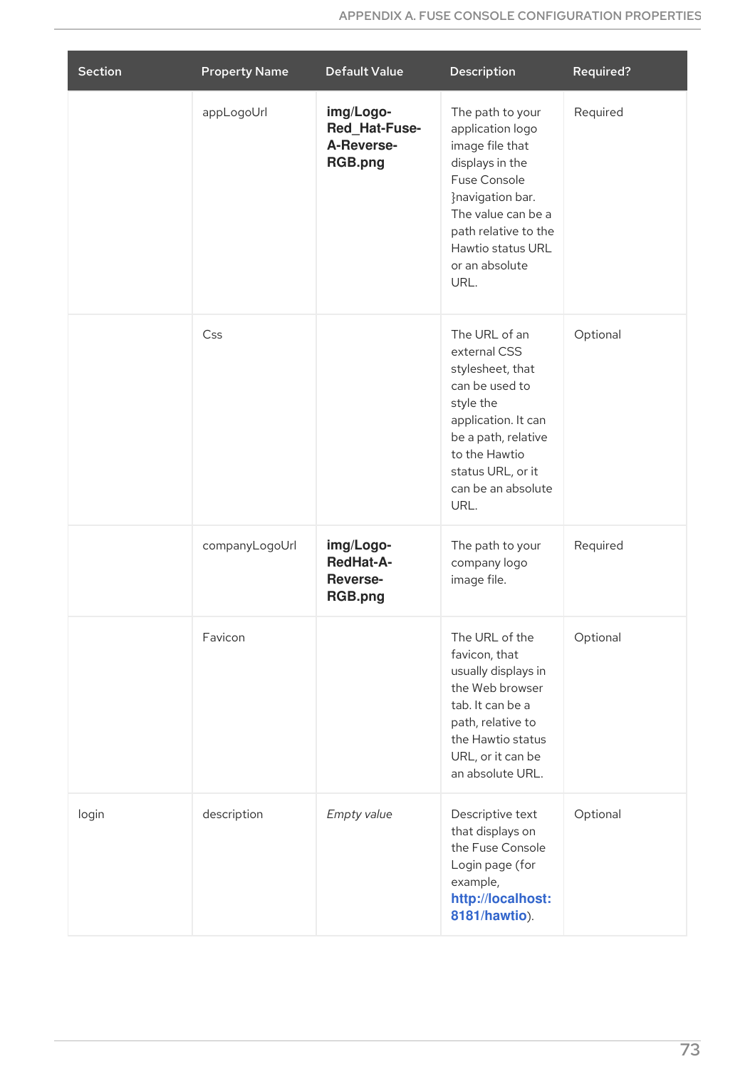| Section | Property Name | Default Value | Description | Required? |
| --- | --- | --- | --- | --- |
| | appLogoUrl | **img/Logo-Red_Hat-Fuse-A-Reverse-RGB.png** | The path to your application logo image file that displays in the Fuse Console }navigation bar. The value can be a path relative to the Hawtio status URL or an absolute URL. | Required |
| | Css | | The URL of an external CSS stylesheet, that can be used to style the application. It can be a path, relative to the Hawtio status URL, or it can be an absolute URL. | Optional |
| | companyLogoUrl | **img/Logo-RedHat-A-Reverse-RGB.png** | The path to your company logo image file. | Required |
| | Favicon | | The URL of the favicon, that usually displays in the Web browser tab. It can be a path, relative to the Hawtio status URL, or it can be an absolute URL. | Optional |
| login | description | *Empty value* | Descriptive text that displays on the Fuse Console Login page (for example, **http://localhost:8181/hawtio**). | Optional |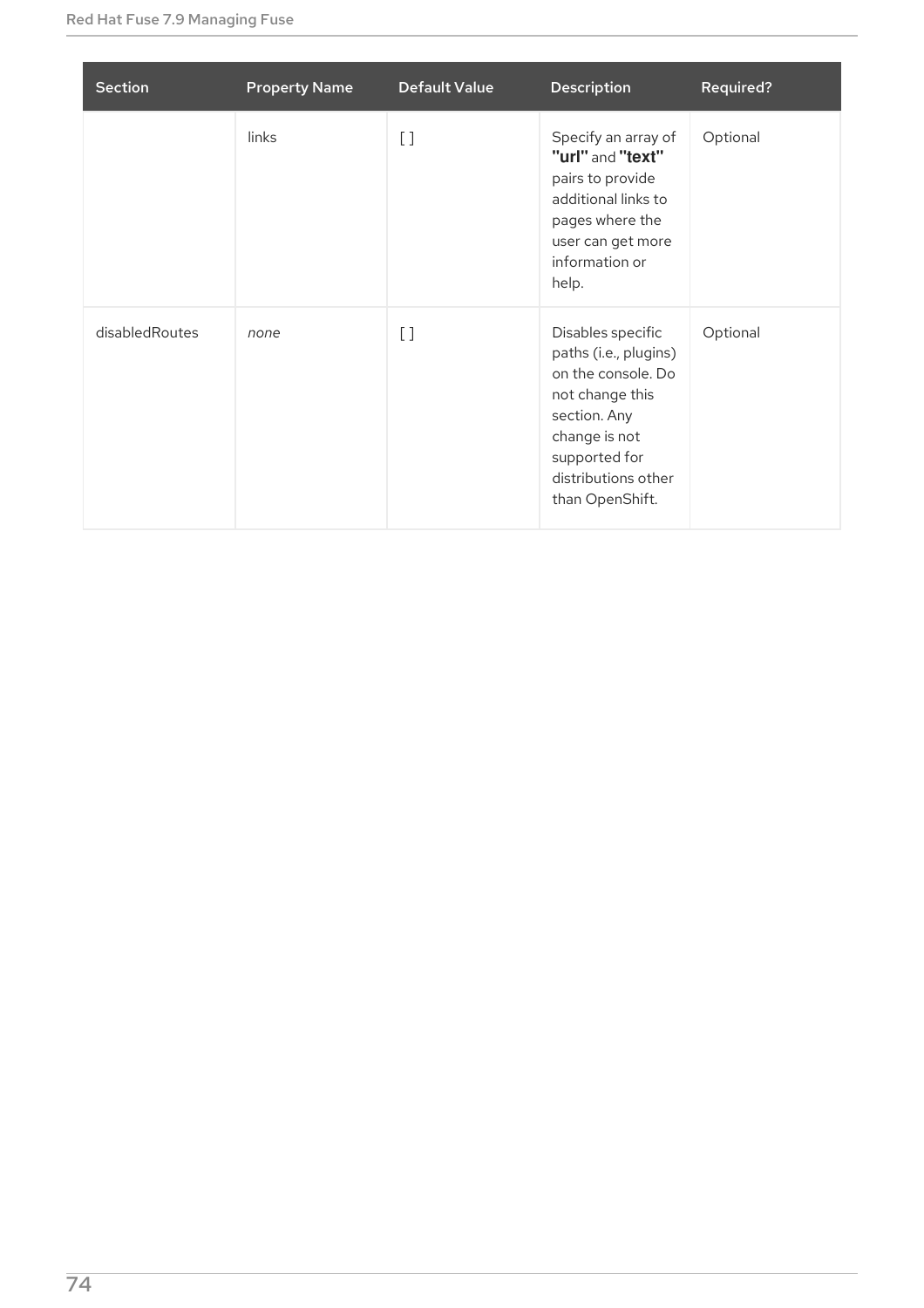| Section | Property Name | Default Value | Description | Required? |
| --- | --- | --- | --- | --- |
| | links | [ ] | Specify an array of **"url"** and **"text"** pairs to provide additional links to pages where the user can get more information or help. | Optional |
| disabledRoutes | *none* | [ ] | Disables specific paths (i.e., plugins) on the console. Do not change this section. Any change is not supported for distributions other than OpenShift. | Optional |